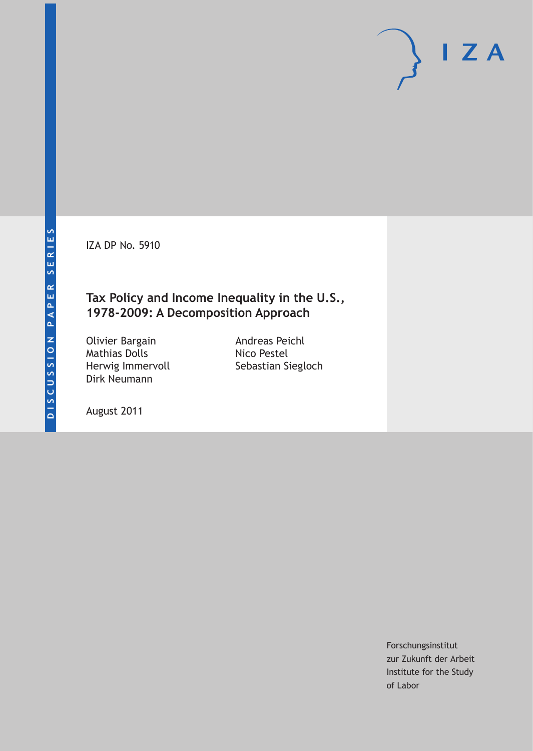DISCUSSION PAPER SERIES

IZA DP No. 5910

# Tax Policy and Income Inequality in the U.S., 1978-2009: A Decomposition Approach

Olivier Bargain
Mathias Dolls
Herwig Immervoll
Dirk Neumann
Andreas Peichl
Nico Pestel
Sebastian Siegloch

August 2011

Forschungsinstitut
zur Zukunft der Arbeit
Institute for the Study
of Labor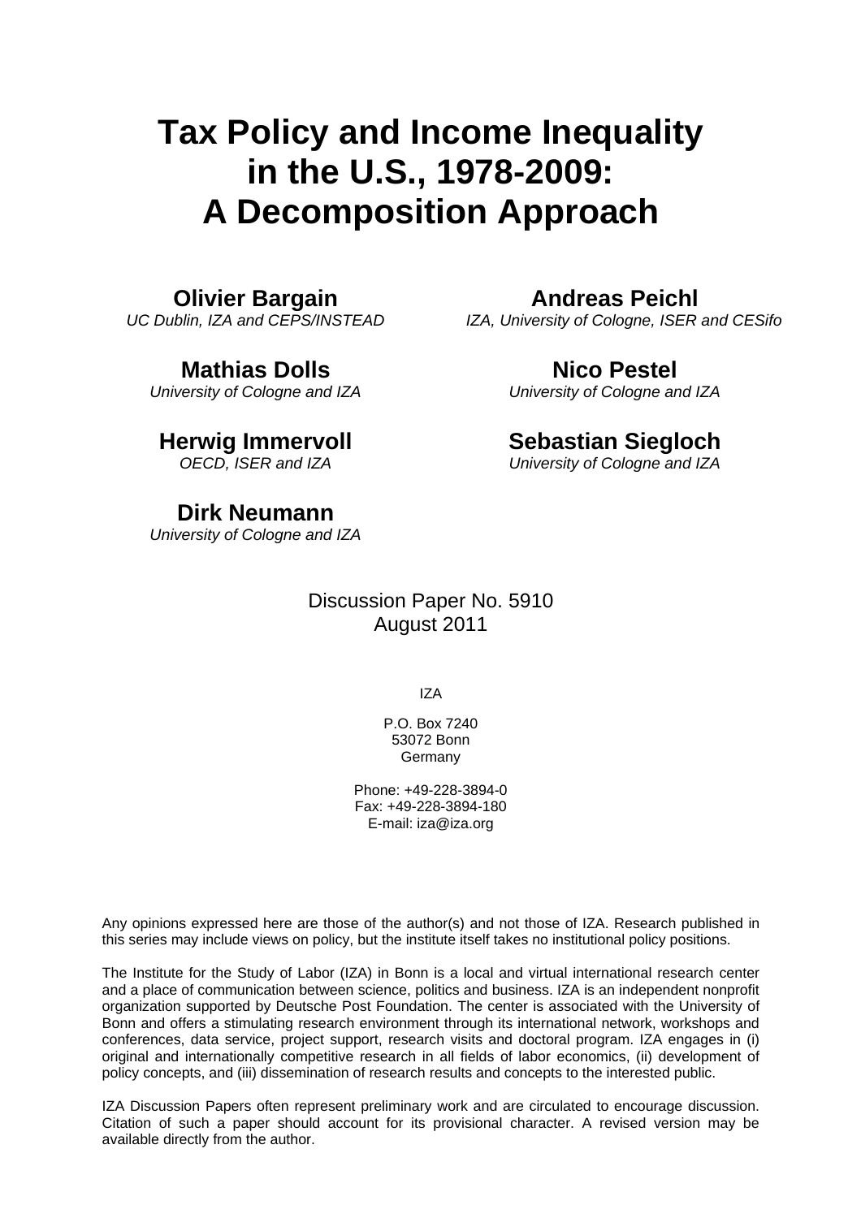# Tax Policy and Income Inequality in the U.S., 1978-2009: A Decomposition Approach

**Olivier Bargain**
*UC Dublin, IZA and CEPS/INSTEAD*

**Andreas Peichl**
*IZA, University of Cologne, ISER and CESifo*

**Mathias Dolls**
*University of Cologne and IZA*

**Nico Pestel**
*University of Cologne and IZA*

**Herwig Immervoll**
*OECD, ISER and IZA*

**Sebastian Siegloch**
*University of Cologne and IZA*

**Dirk Neumann**
*University of Cologne and IZA*

Discussion Paper No. 5910
August 2011

IZA

P.O. Box 7240
53072 Bonn
Germany

Phone: +49-228-3894-0
Fax: +49-228-3894-180
E-mail: iza@iza.org

Any opinions expressed here are those of the author(s) and not those of IZA. Research published in this series may include views on policy, but the institute itself takes no institutional policy positions.

The Institute for the Study of Labor (IZA) in Bonn is a local and virtual international research center and a place of communication between science, politics and business. IZA is an independent nonprofit organization supported by Deutsche Post Foundation. The center is associated with the University of Bonn and offers a stimulating research environment through its international network, workshops and conferences, data service, project support, research visits and doctoral program. IZA engages in (i) original and internationally competitive research in all fields of labor economics, (ii) development of policy concepts, and (iii) dissemination of research results and concepts to the interested public.

IZA Discussion Papers often represent preliminary work and are circulated to encourage discussion. Citation of such a paper should account for its provisional character. A revised version may be available directly from the author.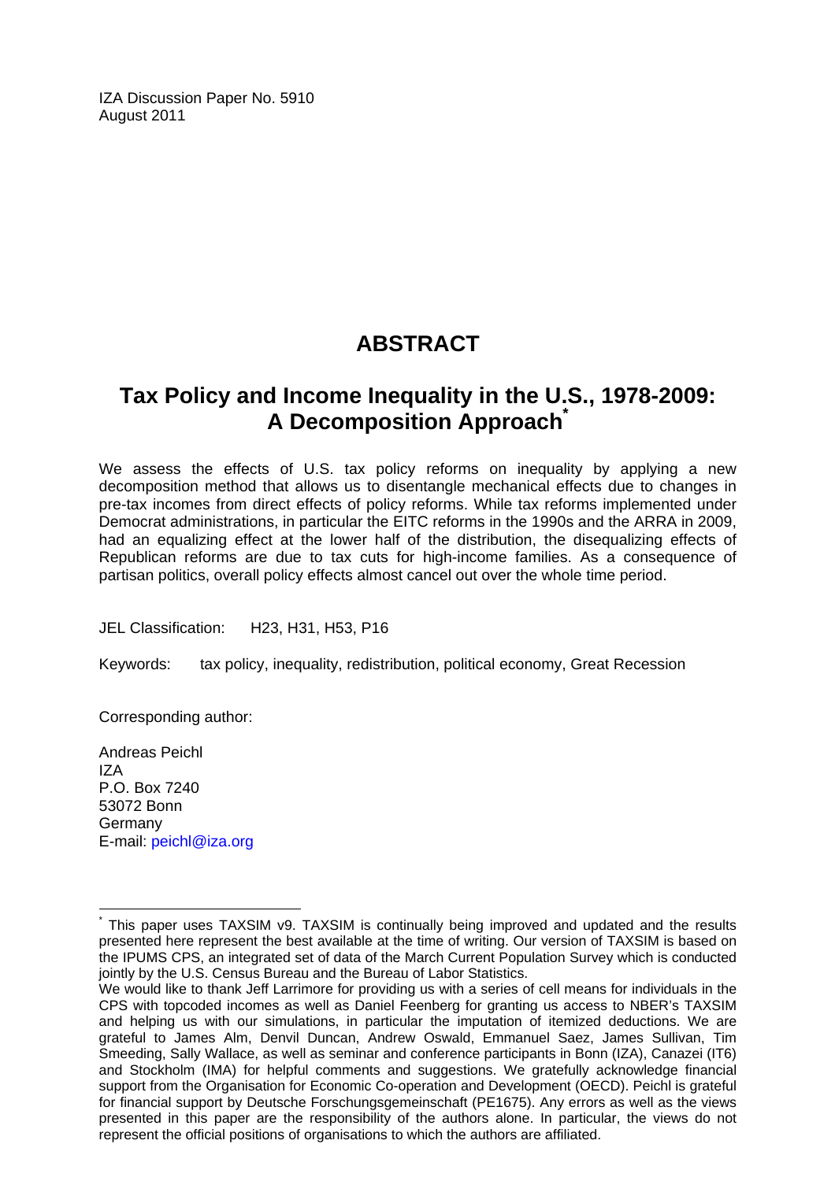IZA Discussion Paper No. 5910
August 2011

# ABSTRACT

## Tax Policy and Income Inequality in the U.S., 1978-2009: A Decomposition Approach*

We assess the effects of U.S. tax policy reforms on inequality by applying a new decomposition method that allows us to disentangle mechanical effects due to changes in pre-tax incomes from direct effects of policy reforms. While tax reforms implemented under Democrat administrations, in particular the EITC reforms in the 1990s and the ARRA in 2009, had an equalizing effect at the lower half of the distribution, the disequalizing effects of Republican reforms are due to tax cuts for high-income families. As a consequence of partisan politics, overall policy effects almost cancel out over the whole time period.

JEL Classification: H23, H31, H53, P16

Keywords: tax policy, inequality, redistribution, political economy, Great Recession

Corresponding author:

Andreas Peichl
IZA
P.O. Box 7240
53072 Bonn
Germany
E-mail: peichl@iza.org

---

* This paper uses TAXSIM v9. TAXSIM is continually being improved and updated and the results presented here represent the best available at the time of writing. Our version of TAXSIM is based on the IPUMS CPS, an integrated set of data of the March Current Population Survey which is conducted jointly by the U.S. Census Bureau and the Bureau of Labor Statistics.
We would like to thank Jeff Larrimore for providing us with a series of cell means for individuals in the CPS with topcoded incomes as well as Daniel Feenberg for granting us access to NBER's TAXSIM and helping us with our simulations, in particular the imputation of itemized deductions. We are grateful to James Alm, Denvil Duncan, Andrew Oswald, Emmanuel Saez, James Sullivan, Tim Smeeding, Sally Wallace, as well as seminar and conference participants in Bonn (IZA), Canazei (IT6) and Stockholm (IMA) for helpful comments and suggestions. We gratefully acknowledge financial support from the Organisation for Economic Co-operation and Development (OECD). Peichl is grateful for financial support by Deutsche Forschungsgemeinschaft (PE1675). Any errors as well as the views presented in this paper are the responsibility of the authors alone. In particular, the views do not represent the official positions of organisations to which the authors are affiliated.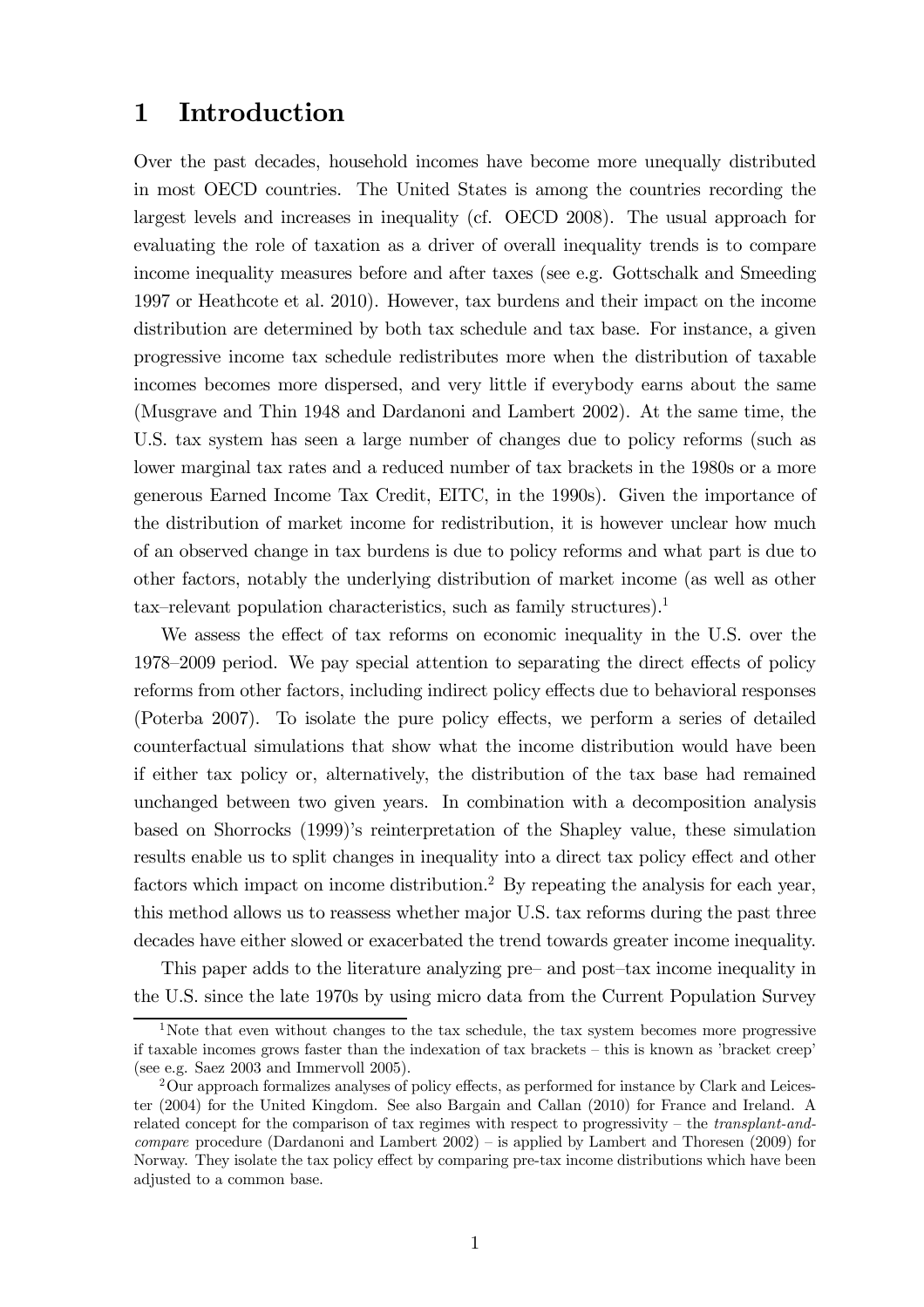# 1 Introduction

Over the past decades, household incomes have become more unequally distributed in most OECD countries. The United States is among the countries recording the largest levels and increases in inequality (cf. OECD 2008). The usual approach for evaluating the role of taxation as a driver of overall inequality trends is to compare income inequality measures before and after taxes (see e.g. Gottschalk and Smeeding 1997 or Heathcote et al. 2010). However, tax burdens and their impact on the income distribution are determined by both tax schedule and tax base. For instance, a given progressive income tax schedule redistributes more when the distribution of taxable incomes becomes more dispersed, and very little if everybody earns about the same (Musgrave and Thin 1948 and Dardanoni and Lambert 2002). At the same time, the U.S. tax system has seen a large number of changes due to policy reforms (such as lower marginal tax rates and a reduced number of tax brackets in the 1980s or a more generous Earned Income Tax Credit, EITC, in the 1990s). Given the importance of the distribution of market income for redistribution, it is however unclear how much of an observed change in tax burdens is due to policy reforms and what part is due to other factors, notably the underlying distribution of market income (as well as other tax–relevant population characteristics, such as family structures).[1]

We assess the effect of tax reforms on economic inequality in the U.S. over the 1978–2009 period. We pay special attention to separating the direct effects of policy reforms from other factors, including indirect policy effects due to behavioral responses (Poterba 2007). To isolate the pure policy effects, we perform a series of detailed counterfactual simulations that show what the income distribution would have been if either tax policy or, alternatively, the distribution of the tax base had remained unchanged between two given years. In combination with a decomposition analysis based on Shorrocks (1999)'s reinterpretation of the Shapley value, these simulation results enable us to split changes in inequality into a direct tax policy effect and other factors which impact on income distribution.[2] By repeating the analysis for each year, this method allows us to reassess whether major U.S. tax reforms during the past three decades have either slowed or exacerbated the trend towards greater income inequality.

This paper adds to the literature analyzing pre– and post–tax income inequality in the U.S. since the late 1970s by using micro data from the Current Population Survey

[1] Note that even without changes to the tax schedule, the tax system becomes more progressive if taxable incomes grows faster than the indexation of tax brackets – this is known as 'bracket creep' (see e.g. Saez 2003 and Immervoll 2005).

[2] Our approach formalizes analyses of policy effects, as performed for instance by Clark and Leicester (2004) for the United Kingdom. See also Bargain and Callan (2010) for France and Ireland. A related concept for the comparison of tax regimes with respect to progressivity – the *transplant-and-compare* procedure (Dardanoni and Lambert 2002) – is applied by Lambert and Thoresen (2009) for Norway. They isolate the tax policy effect by comparing pre-tax income distributions which have been adjusted to a common base.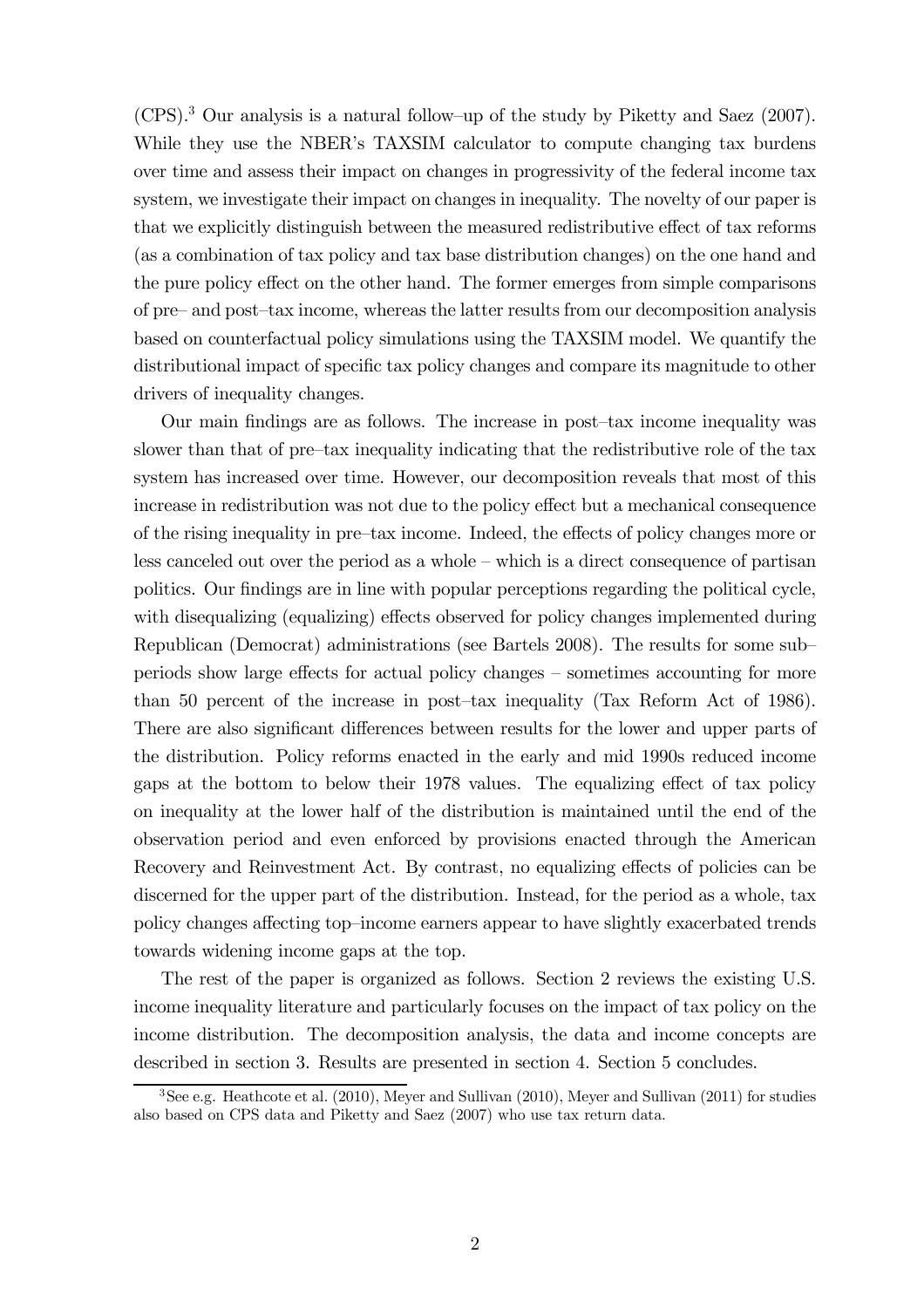(CPS).[3] Our analysis is a natural follow–up of the study by Piketty and Saez (2007). While they use the NBER's TAXSIM calculator to compute changing tax burdens over time and assess their impact on changes in progressivity of the federal income tax system, we investigate their impact on changes in inequality. The novelty of our paper is that we explicitly distinguish between the measured redistributive effect of tax reforms (as a combination of tax policy and tax base distribution changes) on the one hand and the pure policy effect on the other hand. The former emerges from simple comparisons of pre– and post–tax income, whereas the latter results from our decomposition analysis based on counterfactual policy simulations using the TAXSIM model. We quantify the distributional impact of specific tax policy changes and compare its magnitude to other drivers of inequality changes.

Our main findings are as follows. The increase in post–tax income inequality was slower than that of pre–tax inequality indicating that the redistributive role of the tax system has increased over time. However, our decomposition reveals that most of this increase in redistribution was not due to the policy effect but a mechanical consequence of the rising inequality in pre–tax income. Indeed, the effects of policy changes more or less canceled out over the period as a whole – which is a direct consequence of partisan politics. Our findings are in line with popular perceptions regarding the political cycle, with disequalizing (equalizing) effects observed for policy changes implemented during Republican (Democrat) administrations (see Bartels 2008). The results for some sub–periods show large effects for actual policy changes – sometimes accounting for more than 50 percent of the increase in post–tax inequality (Tax Reform Act of 1986). There are also significant differences between results for the lower and upper parts of the distribution. Policy reforms enacted in the early and mid 1990s reduced income gaps at the bottom to below their 1978 values. The equalizing effect of tax policy on inequality at the lower half of the distribution is maintained until the end of the observation period and even enforced by provisions enacted through the American Recovery and Reinvestment Act. By contrast, no equalizing effects of policies can be discerned for the upper part of the distribution. Instead, for the period as a whole, tax policy changes affecting top–income earners appear to have slightly exacerbated trends towards widening income gaps at the top.

The rest of the paper is organized as follows. Section 2 reviews the existing U.S. income inequality literature and particularly focuses on the impact of tax policy on the income distribution. The decomposition analysis, the data and income concepts are described in section 3. Results are presented in section 4. Section 5 concludes.

[3] See e.g. Heathcote et al. (2010), Meyer and Sullivan (2010), Meyer and Sullivan (2011) for studies also based on CPS data and Piketty and Saez (2007) who use tax return data.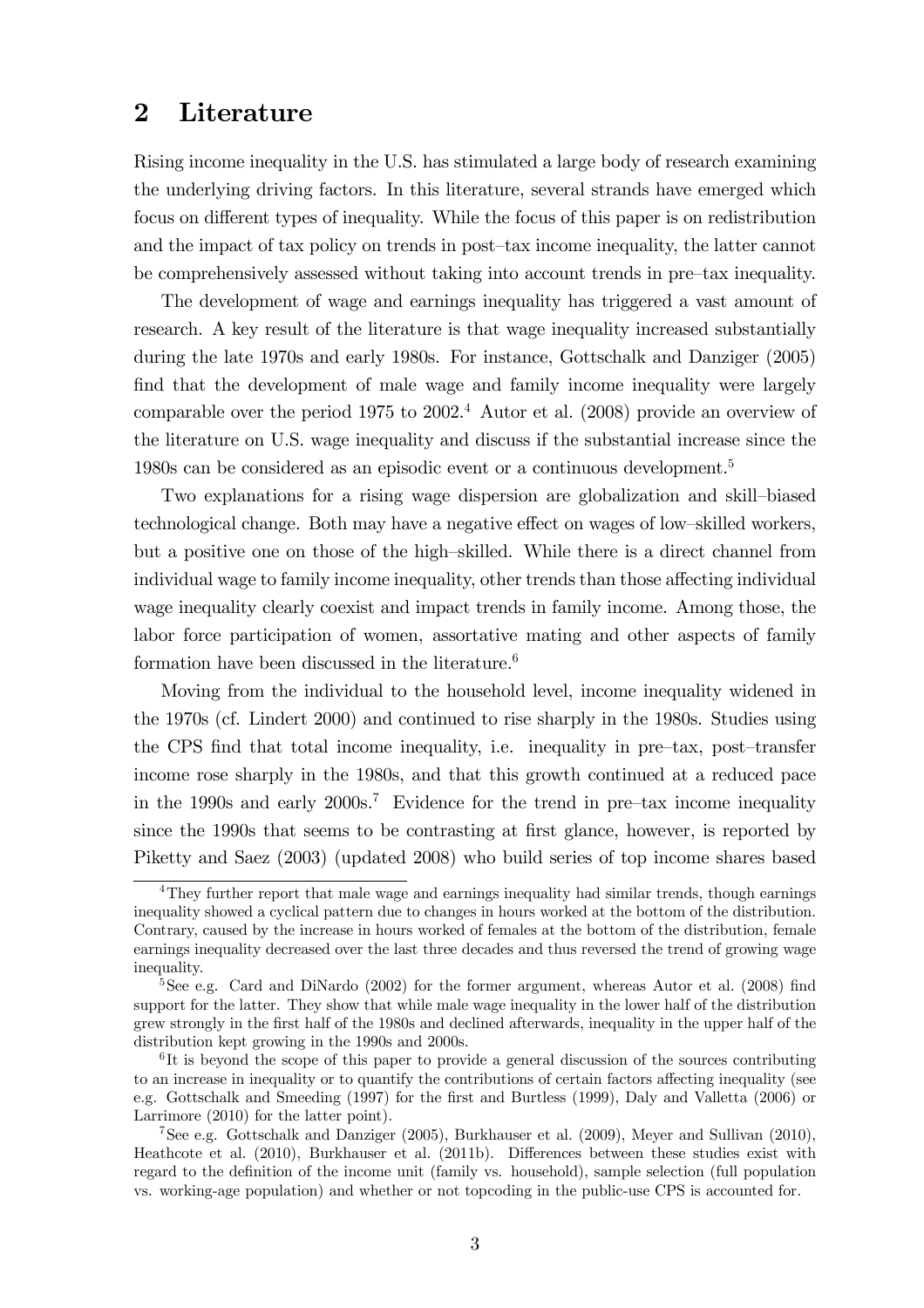## 2 Literature

Rising income inequality in the U.S. has stimulated a large body of research examining the underlying driving factors. In this literature, several strands have emerged which focus on different types of inequality. While the focus of this paper is on redistribution and the impact of tax policy on trends in post–tax income inequality, the latter cannot be comprehensively assessed without taking into account trends in pre–tax inequality.

The development of wage and earnings inequality has triggered a vast amount of research. A key result of the literature is that wage inequality increased substantially during the late 1970s and early 1980s. For instance, Gottschalk and Danziger (2005) find that the development of male wage and family income inequality were largely comparable over the period 1975 to 2002.[4] Autor et al. (2008) provide an overview of the literature on U.S. wage inequality and discuss if the substantial increase since the 1980s can be considered as an episodic event or a continuous development.[5]

Two explanations for a rising wage dispersion are globalization and skill–biased technological change. Both may have a negative effect on wages of low–skilled workers, but a positive one on those of the high–skilled. While there is a direct channel from individual wage to family income inequality, other trends than those affecting individual wage inequality clearly coexist and impact trends in family income. Among those, the labor force participation of women, assortative mating and other aspects of family formation have been discussed in the literature.[6]

Moving from the individual to the household level, income inequality widened in the 1970s (cf. Lindert 2000) and continued to rise sharply in the 1980s. Studies using the CPS find that total income inequality, i.e. inequality in pre–tax, post–transfer income rose sharply in the 1980s, and that this growth continued at a reduced pace in the 1990s and early 2000s.[7] Evidence for the trend in pre–tax income inequality since the 1990s that seems to be contrasting at first glance, however, is reported by Piketty and Saez (2003) (updated 2008) who build series of top income shares based

---

[4] They further report that male wage and earnings inequality had similar trends, though earnings inequality showed a cyclical pattern due to changes in hours worked at the bottom of the distribution. Contrary, caused by the increase in hours worked of females at the bottom of the distribution, female earnings inequality decreased over the last three decades and thus reversed the trend of growing wage inequality.

[5] See e.g. Card and DiNardo (2002) for the former argument, whereas Autor et al. (2008) find support for the latter. They show that while male wage inequality in the lower half of the distribution grew strongly in the first half of the 1980s and declined afterwards, inequality in the upper half of the distribution kept growing in the 1990s and 2000s.

[6] It is beyond the scope of this paper to provide a general discussion of the sources contributing to an increase in inequality or to quantify the contributions of certain factors affecting inequality (see e.g. Gottschalk and Smeeding (1997) for the first and Burtless (1999), Daly and Valletta (2006) or Larrimore (2010) for the latter point).

[7] See e.g. Gottschalk and Danziger (2005), Burkhauser et al. (2009), Meyer and Sullivan (2010), Heathcote et al. (2010), Burkhauser et al. (2011b). Differences between these studies exist with regard to the definition of the income unit (family vs. household), sample selection (full population vs. working-age population) and whether or not topcoding in the public-use CPS is accounted for.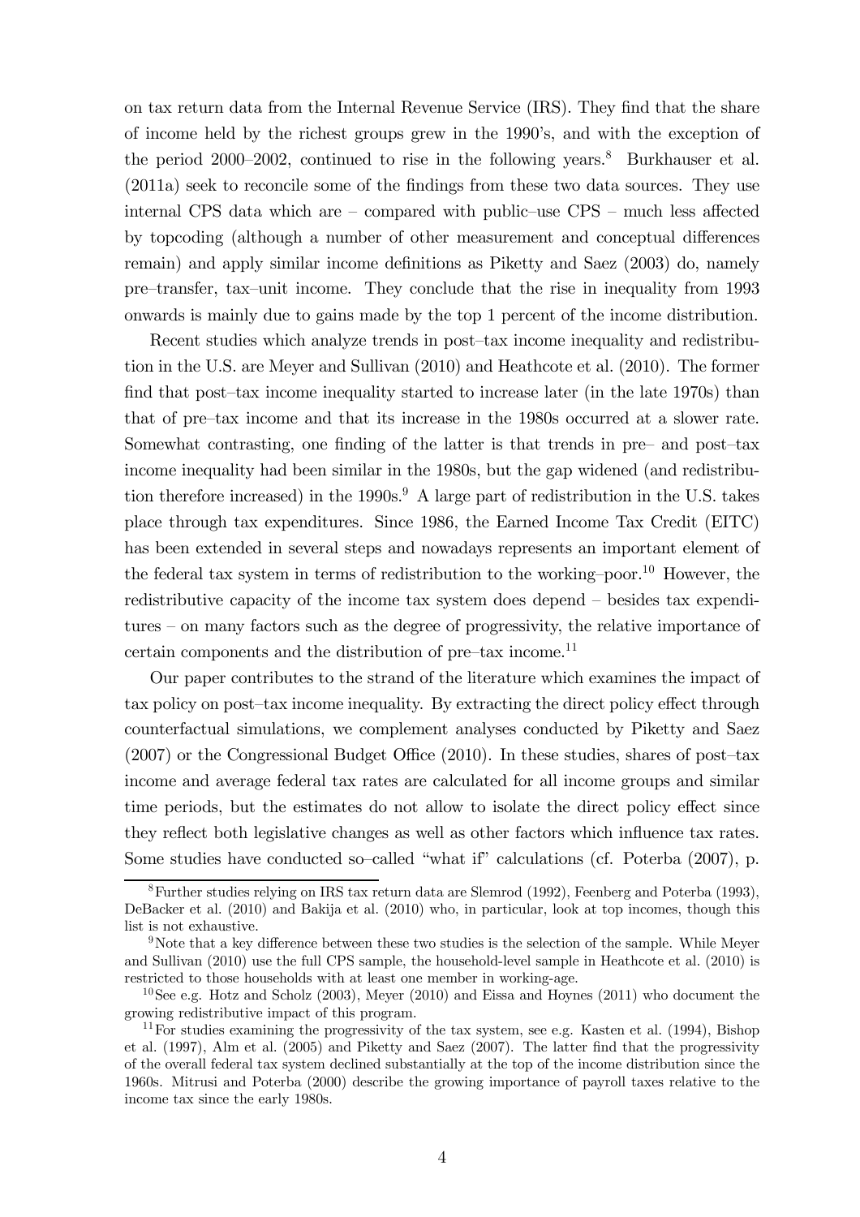on tax return data from the Internal Revenue Service (IRS). They find that the share of income held by the richest groups grew in the 1990's, and with the exception of the period 2000–2002, continued to rise in the following years.[8] Burkhauser et al. (2011a) seek to reconcile some of the findings from these two data sources. They use internal CPS data which are – compared with public–use CPS – much less affected by topcoding (although a number of other measurement and conceptual differences remain) and apply similar income definitions as Piketty and Saez (2003) do, namely pre–transfer, tax–unit income. They conclude that the rise in inequality from 1993 onwards is mainly due to gains made by the top 1 percent of the income distribution.

Recent studies which analyze trends in post–tax income inequality and redistribution in the U.S. are Meyer and Sullivan (2010) and Heathcote et al. (2010). The former find that post–tax income inequality started to increase later (in the late 1970s) than that of pre–tax income and that its increase in the 1980s occurred at a slower rate. Somewhat contrasting, one finding of the latter is that trends in pre– and post–tax income inequality had been similar in the 1980s, but the gap widened (and redistribution therefore increased) in the 1990s.[9] A large part of redistribution in the U.S. takes place through tax expenditures. Since 1986, the Earned Income Tax Credit (EITC) has been extended in several steps and nowadays represents an important element of the federal tax system in terms of redistribution to the working–poor.[10] However, the redistributive capacity of the income tax system does depend – besides tax expenditures – on many factors such as the degree of progressivity, the relative importance of certain components and the distribution of pre–tax income.[11]

Our paper contributes to the strand of the literature which examines the impact of tax policy on post–tax income inequality. By extracting the direct policy effect through counterfactual simulations, we complement analyses conducted by Piketty and Saez (2007) or the Congressional Budget Office (2010). In these studies, shares of post–tax income and average federal tax rates are calculated for all income groups and similar time periods, but the estimates do not allow to isolate the direct policy effect since they reflect both legislative changes as well as other factors which influence tax rates. Some studies have conducted so–called "what if" calculations (cf. Poterba (2007), p.

[8] Further studies relying on IRS tax return data are Slemrod (1992), Feenberg and Poterba (1993), DeBacker et al. (2010) and Bakija et al. (2010) who, in particular, look at top incomes, though this list is not exhaustive.

[9] Note that a key difference between these two studies is the selection of the sample. While Meyer and Sullivan (2010) use the full CPS sample, the household-level sample in Heathcote et al. (2010) is restricted to those households with at least one member in working-age.

[10] See e.g. Hotz and Scholz (2003), Meyer (2010) and Eissa and Hoynes (2011) who document the growing redistributive impact of this program.

[11] For studies examining the progressivity of the tax system, see e.g. Kasten et al. (1994), Bishop et al. (1997), Alm et al. (2005) and Piketty and Saez (2007). The latter find that the progressivity of the overall federal tax system declined substantially at the top of the income distribution since the 1960s. Mitrusi and Poterba (2000) describe the growing importance of payroll taxes relative to the income tax since the early 1980s.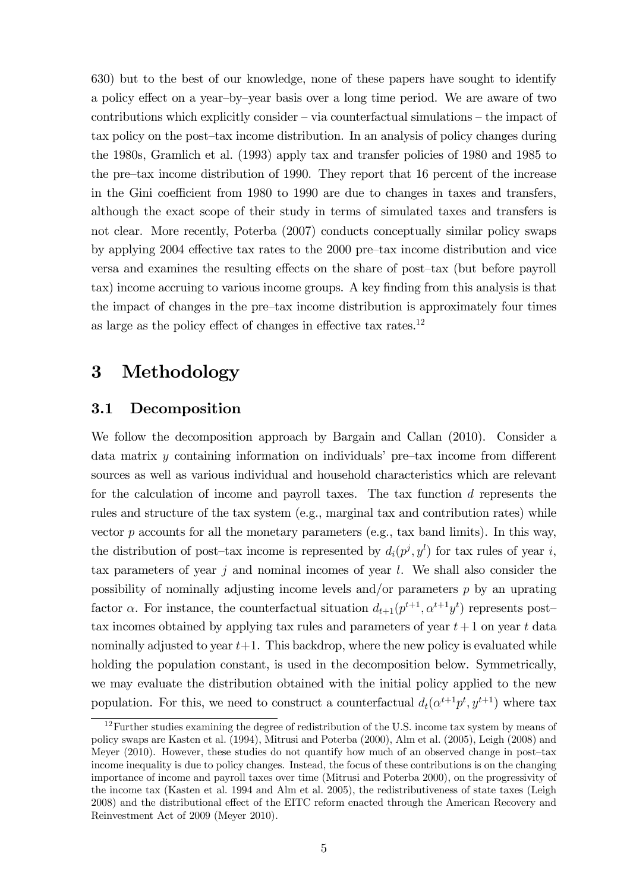630) but to the best of our knowledge, none of these papers have sought to identify a policy effect on a year–by–year basis over a long time period. We are aware of two contributions which explicitly consider – via counterfactual simulations – the impact of tax policy on the post–tax income distribution. In an analysis of policy changes during the 1980s, Gramlich et al. (1993) apply tax and transfer policies of 1980 and 1985 to the pre–tax income distribution of 1990. They report that 16 percent of the increase in the Gini coefficient from 1980 to 1990 are due to changes in taxes and transfers, although the exact scope of their study in terms of simulated taxes and transfers is not clear. More recently, Poterba (2007) conducts conceptually similar policy swaps by applying 2004 effective tax rates to the 2000 pre–tax income distribution and vice versa and examines the resulting effects on the share of post–tax (but before payroll tax) income accruing to various income groups. A key finding from this analysis is that the impact of changes in the pre–tax income distribution is approximately four times as large as the policy effect of changes in effective tax rates.[12]

# 3 Methodology

## 3.1 Decomposition

We follow the decomposition approach by Bargain and Callan (2010). Consider a data matrix $y$ containing information on individuals' pre–tax income from different sources as well as various individual and household characteristics which are relevant for the calculation of income and payroll taxes. The tax function $d$ represents the rules and structure of the tax system (e.g., marginal tax and contribution rates) while vector $p$ accounts for all the monetary parameters (e.g., tax band limits). In this way, the distribution of post–tax income is represented by $d_i(p^j, y^l)$ for tax rules of year $i$, tax parameters of year $j$ and nominal incomes of year $l$. We shall also consider the possibility of nominally adjusting income levels and/or parameters $p$ by an uprating factor $\alpha$. For instance, the counterfactual situation $d_{t+1}(p^{t+1}, \alpha^{t+1}y^t)$ represents post–tax incomes obtained by applying tax rules and parameters of year $t+1$ on year $t$ data nominally adjusted to year $t+1$. This backdrop, where the new policy is evaluated while holding the population constant, is used in the decomposition below. Symmetrically, we may evaluate the distribution obtained with the initial policy applied to the new population. For this, we need to construct a counterfactual $d_t(\alpha^{t+1}p^t, y^{t+1})$ where tax

[12] Further studies examining the degree of redistribution of the U.S. income tax system by means of policy swaps are Kasten et al. (1994), Mitrusi and Poterba (2000), Alm et al. (2005), Leigh (2008) and Meyer (2010). However, these studies do not quantify how much of an observed change in post–tax income inequality is due to policy changes. Instead, the focus of these contributions is on the changing importance of income and payroll taxes over time (Mitrusi and Poterba 2000), on the progressivity of the income tax (Kasten et al. 1994 and Alm et al. 2005), the redistributiveness of state taxes (Leigh 2008) and the distributional effect of the EITC reform enacted through the American Recovery and Reinvestment Act of 2009 (Meyer 2010).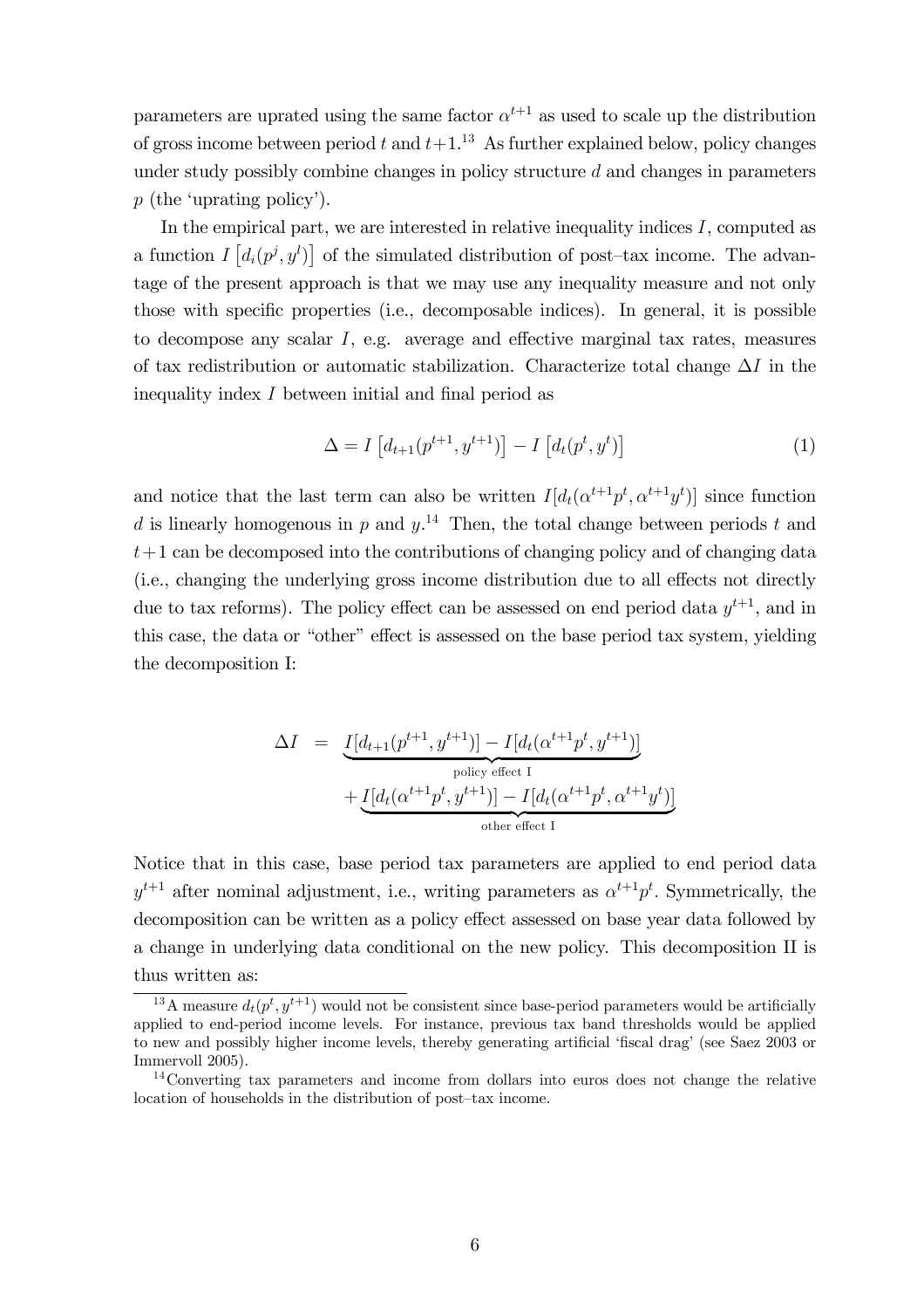parameters are uprated using the same factor $\alpha^{t+1}$ as used to scale up the distribution of gross income between period $t$ and $t+1$.[13] As further explained below, policy changes under study possibly combine changes in policy structure $d$ and changes in parameters $p$ (the 'uprating policy').

In the empirical part, we are interested in relative inequality indices $I$, computed as a function $I\left[d_i(p^j, y^l)\right]$ of the simulated distribution of post–tax income. The advantage of the present approach is that we may use any inequality measure and not only those with specific properties (i.e., decomposable indices). In general, it is possible to decompose any scalar $I$, e.g. average and effective marginal tax rates, measures of tax redistribution or automatic stabilization. Characterize total change $\Delta I$ in the inequality index $I$ between initial and final period as

$$\Delta = I\left[d_{t+1}(p^{t+1}, y^{t+1})\right] - I\left[d_t(p^t, y^t)\right] \tag{1}$$

and notice that the last term can also be written $I[d_t(\alpha^{t+1}p^t, \alpha^{t+1}y^t)]$ since function $d$ is linearly homogenous in $p$ and $y$.[14] Then, the total change between periods $t$ and $t+1$ can be decomposed into the contributions of changing policy and of changing data (i.e., changing the underlying gross income distribution due to all effects not directly due to tax reforms). The policy effect can be assessed on end period data $y^{t+1}$, and in this case, the data or "other" effect is assessed on the base period tax system, yielding the decomposition I:

$$\begin{aligned}
\Delta I &= \underbrace{I[d_{t+1}(p^{t+1}, y^{t+1})] - I[d_t(\alpha^{t+1}p^t, y^{t+1})]}_{\text{policy effect I}} \\
&\quad + \underbrace{I[d_t(\alpha^{t+1}p^t, y^{t+1})] - I[d_t(\alpha^{t+1}p^t, \alpha^{t+1}y^t)]}_{\text{other effect I}}
\end{aligned}$$

Notice that in this case, base period tax parameters are applied to end period data $y^{t+1}$ after nominal adjustment, i.e., writing parameters as $\alpha^{t+1}p^t$. Symmetrically, the decomposition can be written as a policy effect assessed on base year data followed by a change in underlying data conditional on the new policy. This decomposition II is thus written as:

[13] A measure $d_t(p^t, y^{t+1})$ would not be consistent since base-period parameters would be artificially applied to end-period income levels. For instance, previous tax band thresholds would be applied to new and possibly higher income levels, thereby generating artificial 'fiscal drag' (see Saez 2003 or Immervoll 2005).

[14] Converting tax parameters and income from dollars into euros does not change the relative location of households in the distribution of post–tax income.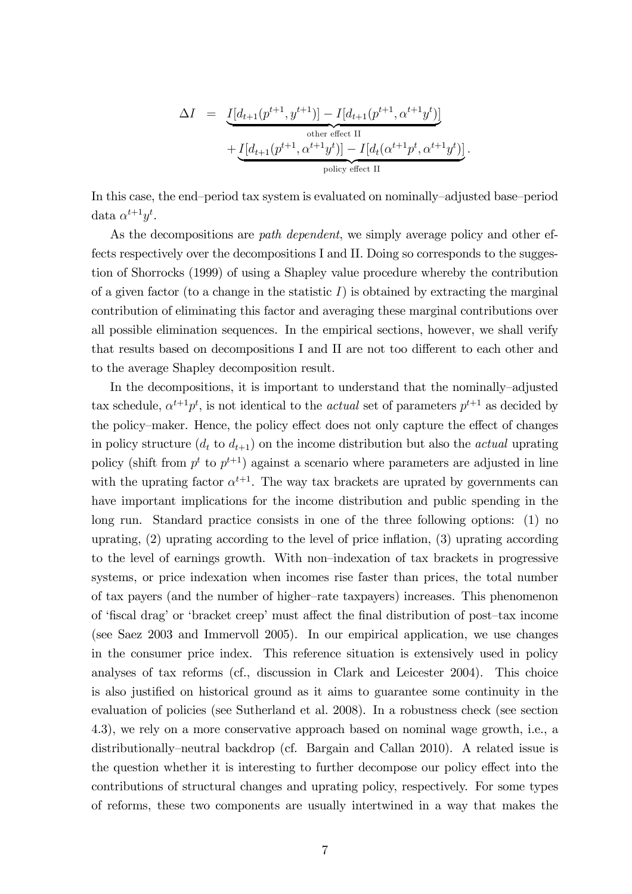$$
\begin{aligned}
\Delta I &= \underbrace{I[d_{t+1}(p^{t+1}, y^{t+1})] - I[d_{t+1}(p^{t+1}, \alpha^{t+1} y^{t})]}_{\text{other effect II}} \\
&\quad + \underbrace{I[d_{t+1}(p^{t+1}, \alpha^{t+1} y^{t})] - I[d_{t}(\alpha^{t+1} p^{t}, \alpha^{t+1} y^{t})]}_{\text{policy effect II}}.
\end{aligned}
$$

In this case, the end–period tax system is evaluated on nominally–adjusted base–period data $\alpha^{t+1}y^t$.

As the decompositions are *path dependent*, we simply average policy and other effects respectively over the decompositions I and II. Doing so corresponds to the suggestion of Shorrocks (1999) of using a Shapley value procedure whereby the contribution of a given factor (to a change in the statistic $I$) is obtained by extracting the marginal contribution of eliminating this factor and averaging these marginal contributions over all possible elimination sequences. In the empirical sections, however, we shall verify that results based on decompositions I and II are not too different to each other and to the average Shapley decomposition result.

In the decompositions, it is important to understand that the nominally–adjusted tax schedule, $\alpha^{t+1}p^t$, is not identical to the *actual* set of parameters $p^{t+1}$ as decided by the policy–maker. Hence, the policy effect does not only capture the effect of changes in policy structure ($d_t$ to $d_{t+1}$) on the income distribution but also the *actual* uprating policy (shift from $p^t$ to $p^{t+1}$) against a scenario where parameters are adjusted in line with the uprating factor $\alpha^{t+1}$. The way tax brackets are uprated by governments can have important implications for the income distribution and public spending in the long run. Standard practice consists in one of the three following options: (1) no uprating, (2) uprating according to the level of price inflation, (3) uprating according to the level of earnings growth. With non–indexation of tax brackets in progressive systems, or price indexation when incomes rise faster than prices, the total number of tax payers (and the number of higher–rate taxpayers) increases. This phenomenon of 'fiscal drag' or 'bracket creep' must affect the final distribution of post–tax income (see Saez 2003 and Immervoll 2005). In our empirical application, we use changes in the consumer price index. This reference situation is extensively used in policy analyses of tax reforms (cf., discussion in Clark and Leicester 2004). This choice is also justified on historical ground as it aims to guarantee some continuity in the evaluation of policies (see Sutherland et al. 2008). In a robustness check (see section 4.3), we rely on a more conservative approach based on nominal wage growth, i.e., a distributionally–neutral backdrop (cf. Bargain and Callan 2010). A related issue is the question whether it is interesting to further decompose our policy effect into the contributions of structural changes and uprating policy, respectively. For some types of reforms, these two components are usually intertwined in a way that makes the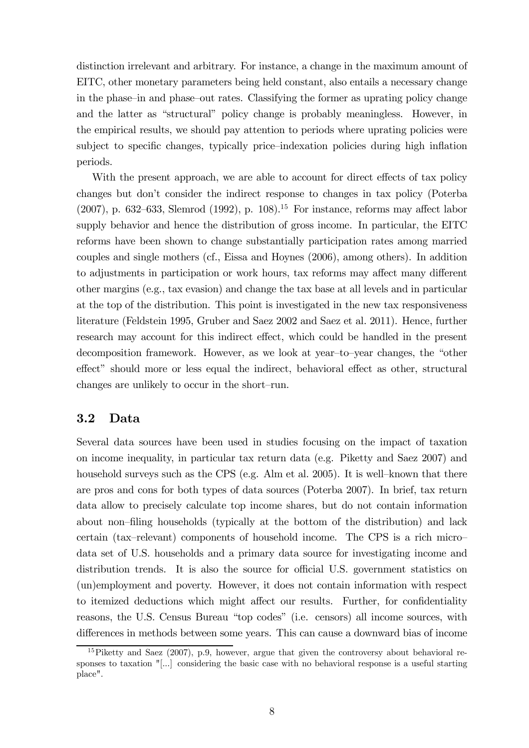distinction irrelevant and arbitrary. For instance, a change in the maximum amount of EITC, other monetary parameters being held constant, also entails a necessary change in the phase–in and phase–out rates. Classifying the former as uprating policy change and the latter as "structural" policy change is probably meaningless. However, in the empirical results, we should pay attention to periods where uprating policies were subject to specific changes, typically price–indexation policies during high inflation periods.

With the present approach, we are able to account for direct effects of tax policy changes but don't consider the indirect response to changes in tax policy (Poterba (2007), p. 632–633, Slemrod (1992), p. 108).[15] For instance, reforms may affect labor supply behavior and hence the distribution of gross income. In particular, the EITC reforms have been shown to change substantially participation rates among married couples and single mothers (cf., Eissa and Hoynes (2006), among others). In addition to adjustments in participation or work hours, tax reforms may affect many different other margins (e.g., tax evasion) and change the tax base at all levels and in particular at the top of the distribution. This point is investigated in the new tax responsiveness literature (Feldstein 1995, Gruber and Saez 2002 and Saez et al. 2011). Hence, further research may account for this indirect effect, which could be handled in the present decomposition framework. However, as we look at year–to–year changes, the "other effect" should more or less equal the indirect, behavioral effect as other, structural changes are unlikely to occur in the short–run.

## 3.2 Data

Several data sources have been used in studies focusing on the impact of taxation on income inequality, in particular tax return data (e.g. Piketty and Saez 2007) and household surveys such as the CPS (e.g. Alm et al. 2005). It is well–known that there are pros and cons for both types of data sources (Poterba 2007). In brief, tax return data allow to precisely calculate top income shares, but do not contain information about non–filing households (typically at the bottom of the distribution) and lack certain (tax–relevant) components of household income. The CPS is a rich micro–data set of U.S. households and a primary data source for investigating income and distribution trends. It is also the source for official U.S. government statistics on (un)employment and poverty. However, it does not contain information with respect to itemized deductions which might affect our results. Further, for confidentiality reasons, the U.S. Census Bureau "top codes" (i.e. censors) all income sources, with differences in methods between some years. This can cause a downward bias of income

[15] Piketty and Saez (2007), p.9, however, argue that given the controversy about behavioral responses to taxation "[...] considering the basic case with no behavioral response is a useful starting place".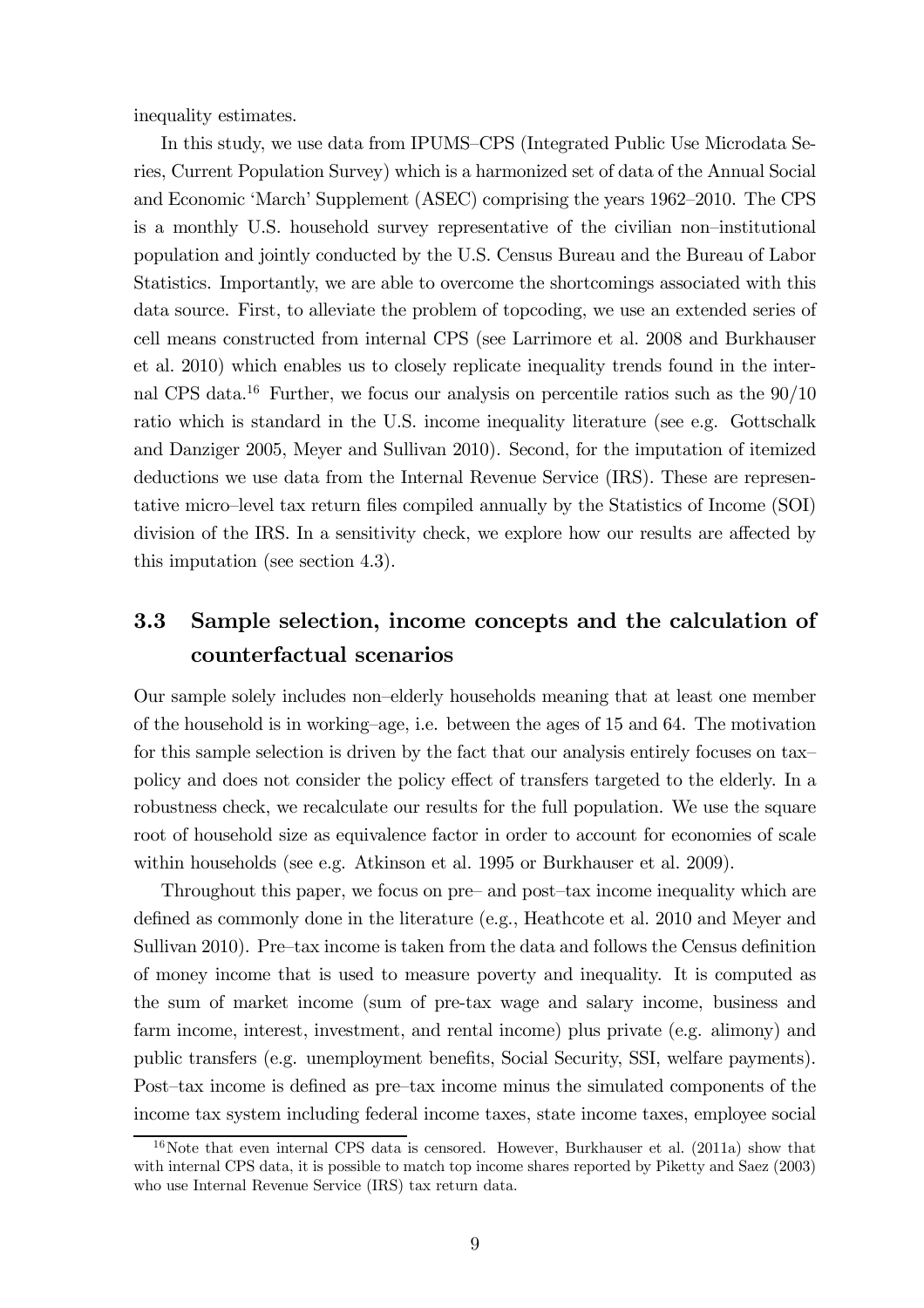inequality estimates.

In this study, we use data from IPUMS–CPS (Integrated Public Use Microdata Series, Current Population Survey) which is a harmonized set of data of the Annual Social and Economic 'March' Supplement (ASEC) comprising the years 1962–2010. The CPS is a monthly U.S. household survey representative of the civilian non–institutional population and jointly conducted by the U.S. Census Bureau and the Bureau of Labor Statistics. Importantly, we are able to overcome the shortcomings associated with this data source. First, to alleviate the problem of topcoding, we use an extended series of cell means constructed from internal CPS (see Larrimore et al. 2008 and Burkhauser et al. 2010) which enables us to closely replicate inequality trends found in the internal CPS data.[16] Further, we focus our analysis on percentile ratios such as the 90/10 ratio which is standard in the U.S. income inequality literature (see e.g. Gottschalk and Danziger 2005, Meyer and Sullivan 2010). Second, for the imputation of itemized deductions we use data from the Internal Revenue Service (IRS). These are representative micro–level tax return files compiled annually by the Statistics of Income (SOI) division of the IRS. In a sensitivity check, we explore how our results are affected by this imputation (see section 4.3).

## 3.3 Sample selection, income concepts and the calculation of counterfactual scenarios

Our sample solely includes non–elderly households meaning that at least one member of the household is in working–age, i.e. between the ages of 15 and 64. The motivation for this sample selection is driven by the fact that our analysis entirely focuses on tax–policy and does not consider the policy effect of transfers targeted to the elderly. In a robustness check, we recalculate our results for the full population. We use the square root of household size as equivalence factor in order to account for economies of scale within households (see e.g. Atkinson et al. 1995 or Burkhauser et al. 2009).

Throughout this paper, we focus on pre– and post–tax income inequality which are defined as commonly done in the literature (e.g., Heathcote et al. 2010 and Meyer and Sullivan 2010). Pre–tax income is taken from the data and follows the Census definition of money income that is used to measure poverty and inequality. It is computed as the sum of market income (sum of pre-tax wage and salary income, business and farm income, interest, investment, and rental income) plus private (e.g. alimony) and public transfers (e.g. unemployment benefits, Social Security, SSI, welfare payments). Post–tax income is defined as pre–tax income minus the simulated components of the income tax system including federal income taxes, state income taxes, employee social

[16] Note that even internal CPS data is censored. However, Burkhauser et al. (2011a) show that with internal CPS data, it is possible to match top income shares reported by Piketty and Saez (2003) who use Internal Revenue Service (IRS) tax return data.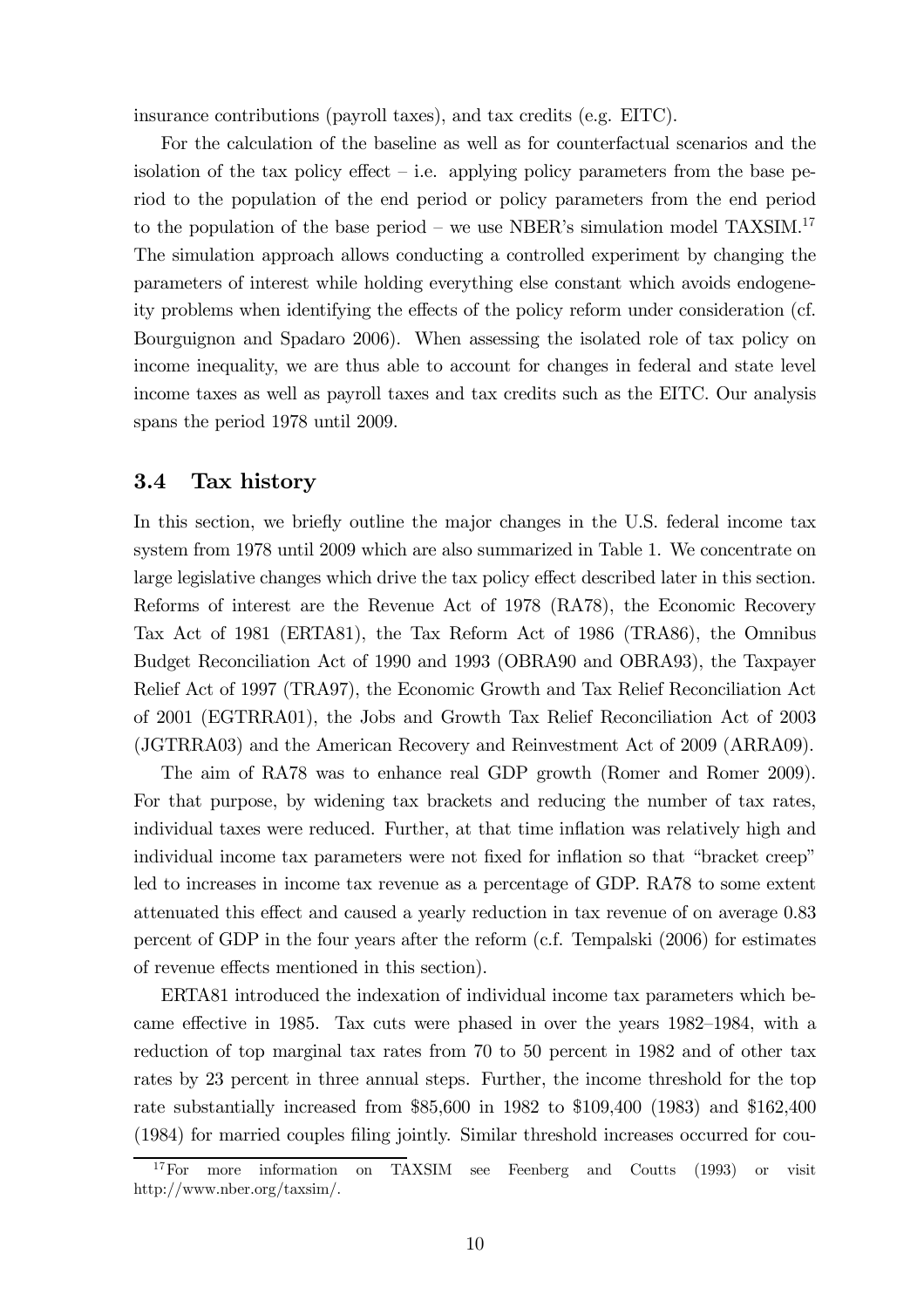insurance contributions (payroll taxes), and tax credits (e.g. EITC).

For the calculation of the baseline as well as for counterfactual scenarios and the isolation of the tax policy effect – i.e. applying policy parameters from the base period to the population of the end period or policy parameters from the end period to the population of the base period – we use NBER's simulation model TAXSIM.[17] The simulation approach allows conducting a controlled experiment by changing the parameters of interest while holding everything else constant which avoids endogeneity problems when identifying the effects of the policy reform under consideration (cf. Bourguignon and Spadaro 2006). When assessing the isolated role of tax policy on income inequality, we are thus able to account for changes in federal and state level income taxes as well as payroll taxes and tax credits such as the EITC. Our analysis spans the period 1978 until 2009.

### 3.4 Tax history

In this section, we briefly outline the major changes in the U.S. federal income tax system from 1978 until 2009 which are also summarized in Table 1. We concentrate on large legislative changes which drive the tax policy effect described later in this section. Reforms of interest are the Revenue Act of 1978 (RA78), the Economic Recovery Tax Act of 1981 (ERTA81), the Tax Reform Act of 1986 (TRA86), the Omnibus Budget Reconciliation Act of 1990 and 1993 (OBRA90 and OBRA93), the Taxpayer Relief Act of 1997 (TRA97), the Economic Growth and Tax Relief Reconciliation Act of 2001 (EGTRRA01), the Jobs and Growth Tax Relief Reconciliation Act of 2003 (JGTRRA03) and the American Recovery and Reinvestment Act of 2009 (ARRA09).

The aim of RA78 was to enhance real GDP growth (Romer and Romer 2009). For that purpose, by widening tax brackets and reducing the number of tax rates, individual taxes were reduced. Further, at that time inflation was relatively high and individual income tax parameters were not fixed for inflation so that "bracket creep" led to increases in income tax revenue as a percentage of GDP. RA78 to some extent attenuated this effect and caused a yearly reduction in tax revenue of on average 0.83 percent of GDP in the four years after the reform (c.f. Tempalski (2006) for estimates of revenue effects mentioned in this section).

ERTA81 introduced the indexation of individual income tax parameters which became effective in 1985. Tax cuts were phased in over the years 1982–1984, with a reduction of top marginal tax rates from 70 to 50 percent in 1982 and of other tax rates by 23 percent in three annual steps. Further, the income threshold for the top rate substantially increased from \$85,600 in 1982 to \$109,400 (1983) and \$162,400 (1984) for married couples filing jointly. Similar threshold increases occurred for cou-

[17] For more information on TAXSIM see Feenberg and Coutts (1993) or visit http://www.nber.org/taxsim/.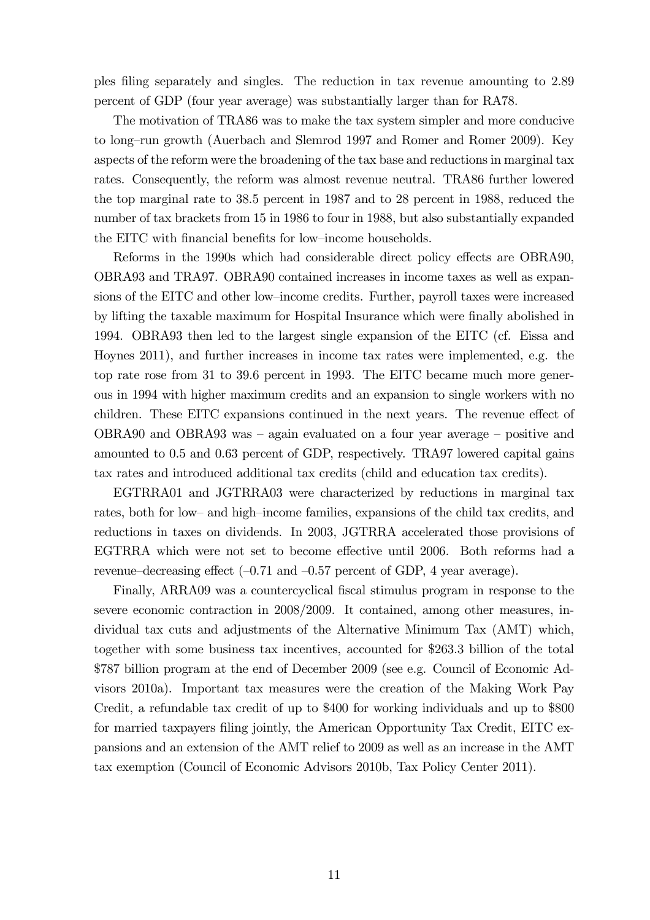ples filing separately and singles. The reduction in tax revenue amounting to 2.89 percent of GDP (four year average) was substantially larger than for RA78.

The motivation of TRA86 was to make the tax system simpler and more conducive to long–run growth (Auerbach and Slemrod 1997 and Romer and Romer 2009). Key aspects of the reform were the broadening of the tax base and reductions in marginal tax rates. Consequently, the reform was almost revenue neutral. TRA86 further lowered the top marginal rate to 38.5 percent in 1987 and to 28 percent in 1988, reduced the number of tax brackets from 15 in 1986 to four in 1988, but also substantially expanded the EITC with financial benefits for low–income households.

Reforms in the 1990s which had considerable direct policy effects are OBRA90, OBRA93 and TRA97. OBRA90 contained increases in income taxes as well as expansions of the EITC and other low–income credits. Further, payroll taxes were increased by lifting the taxable maximum for Hospital Insurance which were finally abolished in 1994. OBRA93 then led to the largest single expansion of the EITC (cf. Eissa and Hoynes 2011), and further increases in income tax rates were implemented, e.g. the top rate rose from 31 to 39.6 percent in 1993. The EITC became much more generous in 1994 with higher maximum credits and an expansion to single workers with no children. These EITC expansions continued in the next years. The revenue effect of OBRA90 and OBRA93 was – again evaluated on a four year average – positive and amounted to 0.5 and 0.63 percent of GDP, respectively. TRA97 lowered capital gains tax rates and introduced additional tax credits (child and education tax credits).

EGTRRA01 and JGTRRA03 were characterized by reductions in marginal tax rates, both for low– and high–income families, expansions of the child tax credits, and reductions in taxes on dividends. In 2003, JGTRRA accelerated those provisions of EGTRRA which were not set to become effective until 2006. Both reforms had a revenue–decreasing effect (–0.71 and –0.57 percent of GDP, 4 year average).

Finally, ARRA09 was a countercyclical fiscal stimulus program in response to the severe economic contraction in 2008/2009. It contained, among other measures, individual tax cuts and adjustments of the Alternative Minimum Tax (AMT) which, together with some business tax incentives, accounted for \$263.3 billion of the total \$787 billion program at the end of December 2009 (see e.g. Council of Economic Advisors 2010a). Important tax measures were the creation of the Making Work Pay Credit, a refundable tax credit of up to \$400 for working individuals and up to \$800 for married taxpayers filing jointly, the American Opportunity Tax Credit, EITC expansions and an extension of the AMT relief to 2009 as well as an increase in the AMT tax exemption (Council of Economic Advisors 2010b, Tax Policy Center 2011).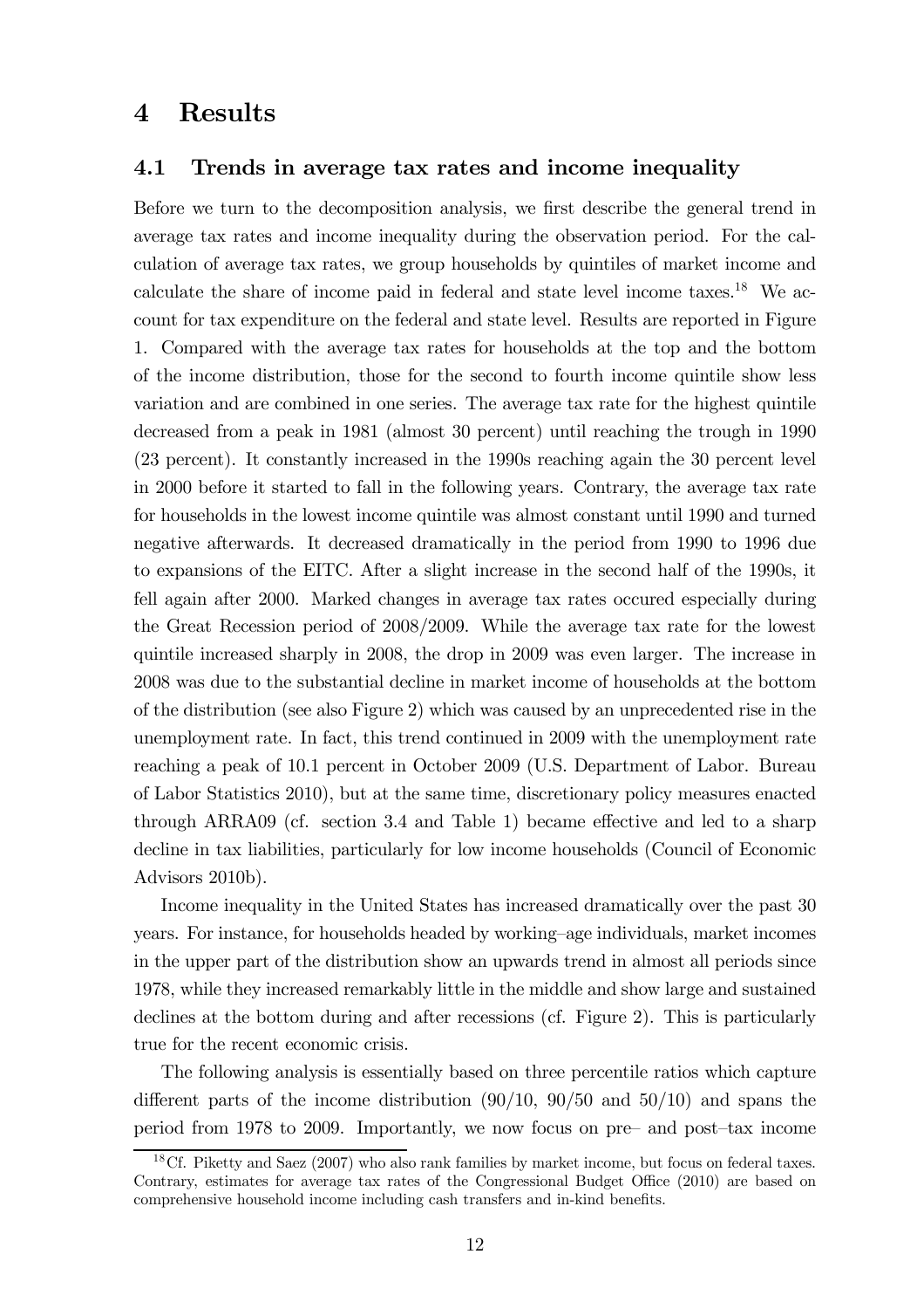# 4 Results

## 4.1 Trends in average tax rates and income inequality

Before we turn to the decomposition analysis, we first describe the general trend in average tax rates and income inequality during the observation period. For the calculation of average tax rates, we group households by quintiles of market income and calculate the share of income paid in federal and state level income taxes.[18] We account for tax expenditure on the federal and state level. Results are reported in Figure 1. Compared with the average tax rates for households at the top and the bottom of the income distribution, those for the second to fourth income quintile show less variation and are combined in one series. The average tax rate for the highest quintile decreased from a peak in 1981 (almost 30 percent) until reaching the trough in 1990 (23 percent). It constantly increased in the 1990s reaching again the 30 percent level in 2000 before it started to fall in the following years. Contrary, the average tax rate for households in the lowest income quintile was almost constant until 1990 and turned negative afterwards. It decreased dramatically in the period from 1990 to 1996 due to expansions of the EITC. After a slight increase in the second half of the 1990s, it fell again after 2000. Marked changes in average tax rates occured especially during the Great Recession period of 2008/2009. While the average tax rate for the lowest quintile increased sharply in 2008, the drop in 2009 was even larger. The increase in 2008 was due to the substantial decline in market income of households at the bottom of the distribution (see also Figure 2) which was caused by an unprecedented rise in the unemployment rate. In fact, this trend continued in 2009 with the unemployment rate reaching a peak of 10.1 percent in October 2009 (U.S. Department of Labor. Bureau of Labor Statistics 2010), but at the same time, discretionary policy measures enacted through ARRA09 (cf. section 3.4 and Table 1) became effective and led to a sharp decline in tax liabilities, particularly for low income households (Council of Economic Advisors 2010b).

Income inequality in the United States has increased dramatically over the past 30 years. For instance, for households headed by working–age individuals, market incomes in the upper part of the distribution show an upwards trend in almost all periods since 1978, while they increased remarkably little in the middle and show large and sustained declines at the bottom during and after recessions (cf. Figure 2). This is particularly true for the recent economic crisis.

The following analysis is essentially based on three percentile ratios which capture different parts of the income distribution (90/10, 90/50 and 50/10) and spans the period from 1978 to 2009. Importantly, we now focus on pre– and post–tax income

[18] Cf. Piketty and Saez (2007) who also rank families by market income, but focus on federal taxes. Contrary, estimates for average tax rates of the Congressional Budget Office (2010) are based on comprehensive household income including cash transfers and in-kind benefits.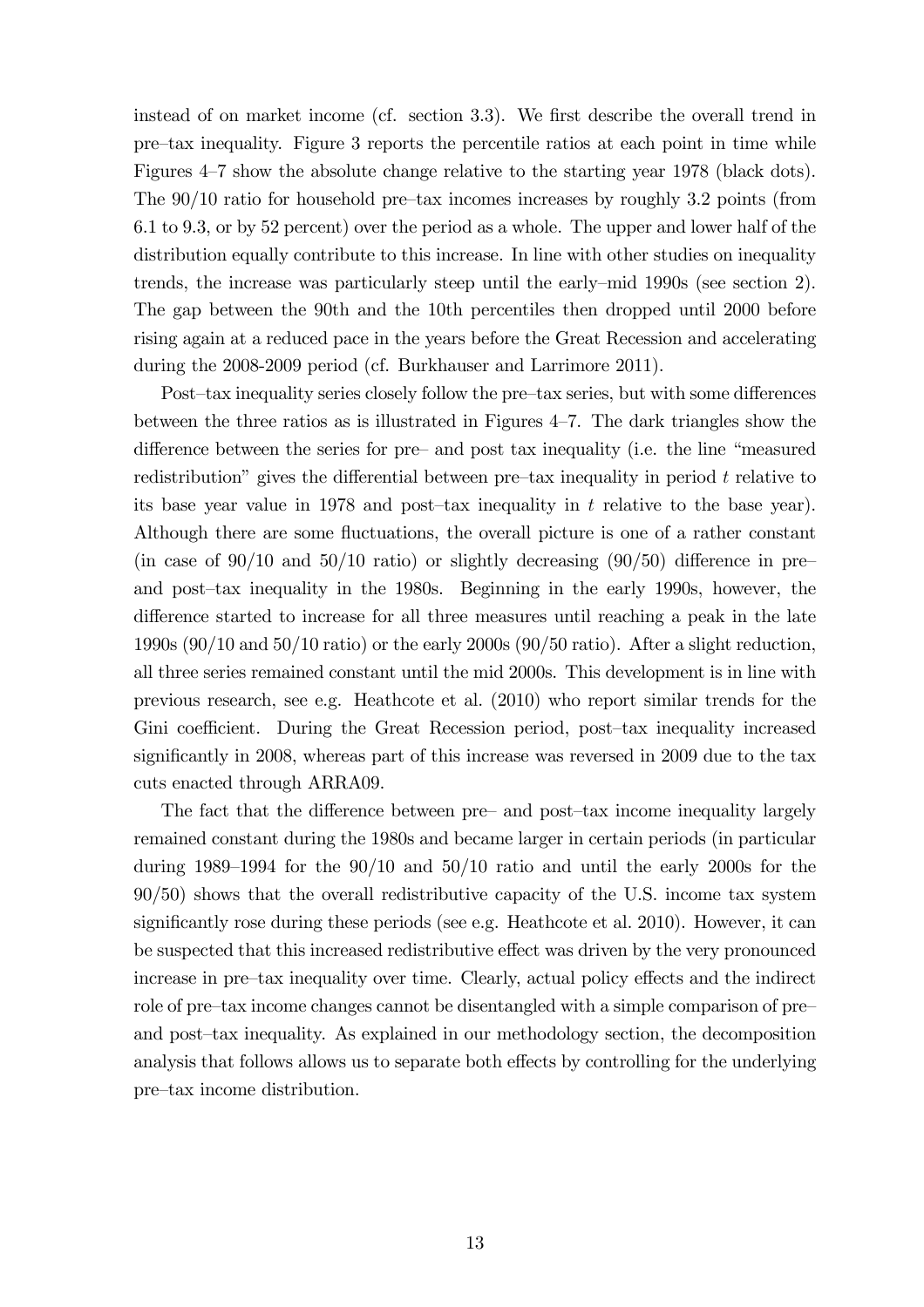instead of on market income (cf. section 3.3). We first describe the overall trend in pre–tax inequality. Figure 3 reports the percentile ratios at each point in time while Figures 4–7 show the absolute change relative to the starting year 1978 (black dots). The 90/10 ratio for household pre–tax incomes increases by roughly 3.2 points (from 6.1 to 9.3, or by 52 percent) over the period as a whole. The upper and lower half of the distribution equally contribute to this increase. In line with other studies on inequality trends, the increase was particularly steep until the early–mid 1990s (see section 2). The gap between the 90th and the 10th percentiles then dropped until 2000 before rising again at a reduced pace in the years before the Great Recession and accelerating during the 2008-2009 period (cf. Burkhauser and Larrimore 2011).

Post–tax inequality series closely follow the pre–tax series, but with some differences between the three ratios as is illustrated in Figures 4–7. The dark triangles show the difference between the series for pre– and post tax inequality (i.e. the line "measured redistribution" gives the differential between pre–tax inequality in period $t$ relative to its base year value in 1978 and post–tax inequality in $t$ relative to the base year). Although there are some fluctuations, the overall picture is one of a rather constant (in case of 90/10 and 50/10 ratio) or slightly decreasing (90/50) difference in pre– and post–tax inequality in the 1980s. Beginning in the early 1990s, however, the difference started to increase for all three measures until reaching a peak in the late 1990s (90/10 and 50/10 ratio) or the early 2000s (90/50 ratio). After a slight reduction, all three series remained constant until the mid 2000s. This development is in line with previous research, see e.g. Heathcote et al. (2010) who report similar trends for the Gini coefficient. During the Great Recession period, post–tax inequality increased significantly in 2008, whereas part of this increase was reversed in 2009 due to the tax cuts enacted through ARRA09.

The fact that the difference between pre– and post–tax income inequality largely remained constant during the 1980s and became larger in certain periods (in particular during 1989–1994 for the 90/10 and 50/10 ratio and until the early 2000s for the 90/50) shows that the overall redistributive capacity of the U.S. income tax system significantly rose during these periods (see e.g. Heathcote et al. 2010). However, it can be suspected that this increased redistributive effect was driven by the very pronounced increase in pre–tax inequality over time. Clearly, actual policy effects and the indirect role of pre–tax income changes cannot be disentangled with a simple comparison of pre– and post–tax inequality. As explained in our methodology section, the decomposition analysis that follows allows us to separate both effects by controlling for the underlying pre–tax income distribution.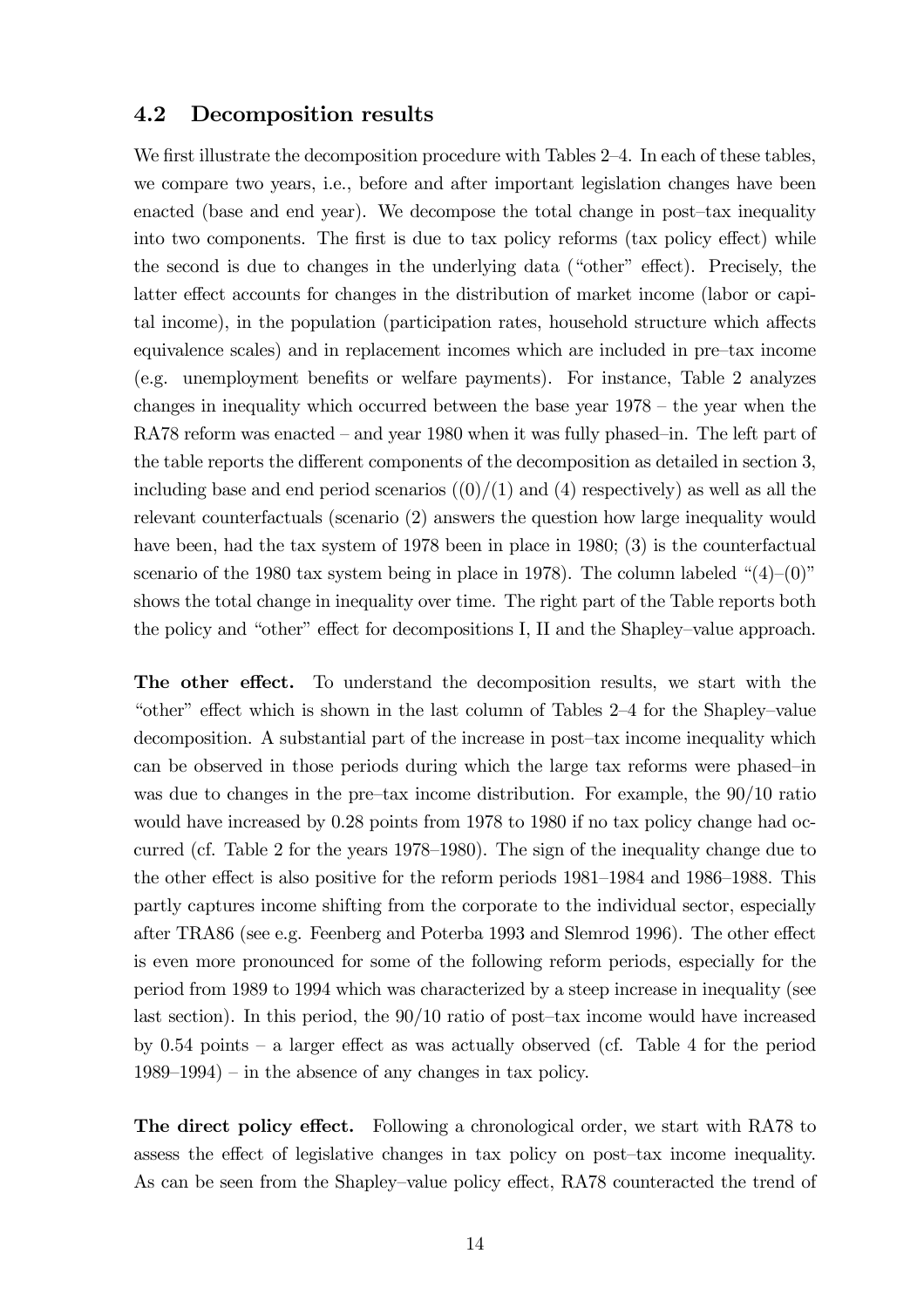### 4.2 Decomposition results

We first illustrate the decomposition procedure with Tables 2–4. In each of these tables, we compare two years, i.e., before and after important legislation changes have been enacted (base and end year). We decompose the total change in post–tax inequality into two components. The first is due to tax policy reforms (tax policy effect) while the second is due to changes in the underlying data ("other" effect). Precisely, the latter effect accounts for changes in the distribution of market income (labor or capital income), in the population (participation rates, household structure which affects equivalence scales) and in replacement incomes which are included in pre–tax income (e.g. unemployment benefits or welfare payments). For instance, Table 2 analyzes changes in inequality which occurred between the base year 1978 – the year when the RA78 reform was enacted – and year 1980 when it was fully phased–in. The left part of the table reports the different components of the decomposition as detailed in section 3, including base and end period scenarios ((0)/(1) and (4) respectively) as well as all the relevant counterfactuals (scenario (2) answers the question how large inequality would have been, had the tax system of 1978 been in place in 1980; (3) is the counterfactual scenario of the 1980 tax system being in place in 1978). The column labeled "(4)–(0)" shows the total change in inequality over time. The right part of the Table reports both the policy and "other" effect for decompositions I, II and the Shapley–value approach.

**The other effect.** To understand the decomposition results, we start with the "other" effect which is shown in the last column of Tables 2–4 for the Shapley–value decomposition. A substantial part of the increase in post–tax income inequality which can be observed in those periods during which the large tax reforms were phased–in was due to changes in the pre–tax income distribution. For example, the 90/10 ratio would have increased by 0.28 points from 1978 to 1980 if no tax policy change had occurred (cf. Table 2 for the years 1978–1980). The sign of the inequality change due to the other effect is also positive for the reform periods 1981–1984 and 1986–1988. This partly captures income shifting from the corporate to the individual sector, especially after TRA86 (see e.g. Feenberg and Poterba 1993 and Slemrod 1996). The other effect is even more pronounced for some of the following reform periods, especially for the period from 1989 to 1994 which was characterized by a steep increase in inequality (see last section). In this period, the 90/10 ratio of post–tax income would have increased by 0.54 points – a larger effect as was actually observed (cf. Table 4 for the period 1989–1994) – in the absence of any changes in tax policy.

**The direct policy effect.** Following a chronological order, we start with RA78 to assess the effect of legislative changes in tax policy on post–tax income inequality. As can be seen from the Shapley–value policy effect, RA78 counteracted the trend of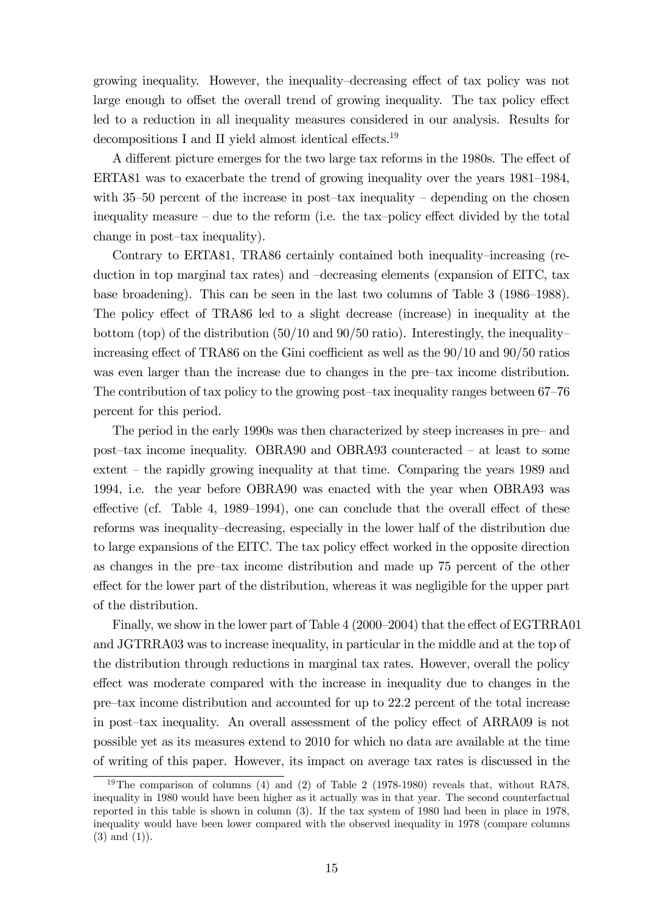growing inequality. However, the inequality–decreasing effect of tax policy was not large enough to offset the overall trend of growing inequality. The tax policy effect led to a reduction in all inequality measures considered in our analysis. Results for decompositions I and II yield almost identical effects.[19]

A different picture emerges for the two large tax reforms in the 1980s. The effect of ERTA81 was to exacerbate the trend of growing inequality over the years 1981–1984, with 35–50 percent of the increase in post–tax inequality – depending on the chosen inequality measure – due to the reform (i.e. the tax–policy effect divided by the total change in post–tax inequality).

Contrary to ERTA81, TRA86 certainly contained both inequality–increasing (reduction in top marginal tax rates) and –decreasing elements (expansion of EITC, tax base broadening). This can be seen in the last two columns of Table 3 (1986–1988). The policy effect of TRA86 led to a slight decrease (increase) in inequality at the bottom (top) of the distribution (50/10 and 90/50 ratio). Interestingly, the inequality–increasing effect of TRA86 on the Gini coefficient as well as the 90/10 and 90/50 ratios was even larger than the increase due to changes in the pre–tax income distribution. The contribution of tax policy to the growing post–tax inequality ranges between 67–76 percent for this period.

The period in the early 1990s was then characterized by steep increases in pre– and post–tax income inequality. OBRA90 and OBRA93 counteracted – at least to some extent – the rapidly growing inequality at that time. Comparing the years 1989 and 1994, i.e. the year before OBRA90 was enacted with the year when OBRA93 was effective (cf. Table 4, 1989–1994), one can conclude that the overall effect of these reforms was inequality–decreasing, especially in the lower half of the distribution due to large expansions of the EITC. The tax policy effect worked in the opposite direction as changes in the pre–tax income distribution and made up 75 percent of the other effect for the lower part of the distribution, whereas it was negligible for the upper part of the distribution.

Finally, we show in the lower part of Table 4 (2000–2004) that the effect of EGTRRA01 and JGTRRA03 was to increase inequality, in particular in the middle and at the top of the distribution through reductions in marginal tax rates. However, overall the policy effect was moderate compared with the increase in inequality due to changes in the pre–tax income distribution and accounted for up to 22.2 percent of the total increase in post–tax inequality. An overall assessment of the policy effect of ARRA09 is not possible yet as its measures extend to 2010 for which no data are available at the time of writing of this paper. However, its impact on average tax rates is discussed in the

[19] The comparison of columns (4) and (2) of Table 2 (1978-1980) reveals that, without RA78, inequality in 1980 would have been higher as it actually was in that year. The second counterfactual reported in this table is shown in column (3). If the tax system of 1980 had been in place in 1978, inequality would have been lower compared with the observed inequality in 1978 (compare columns (3) and (1)).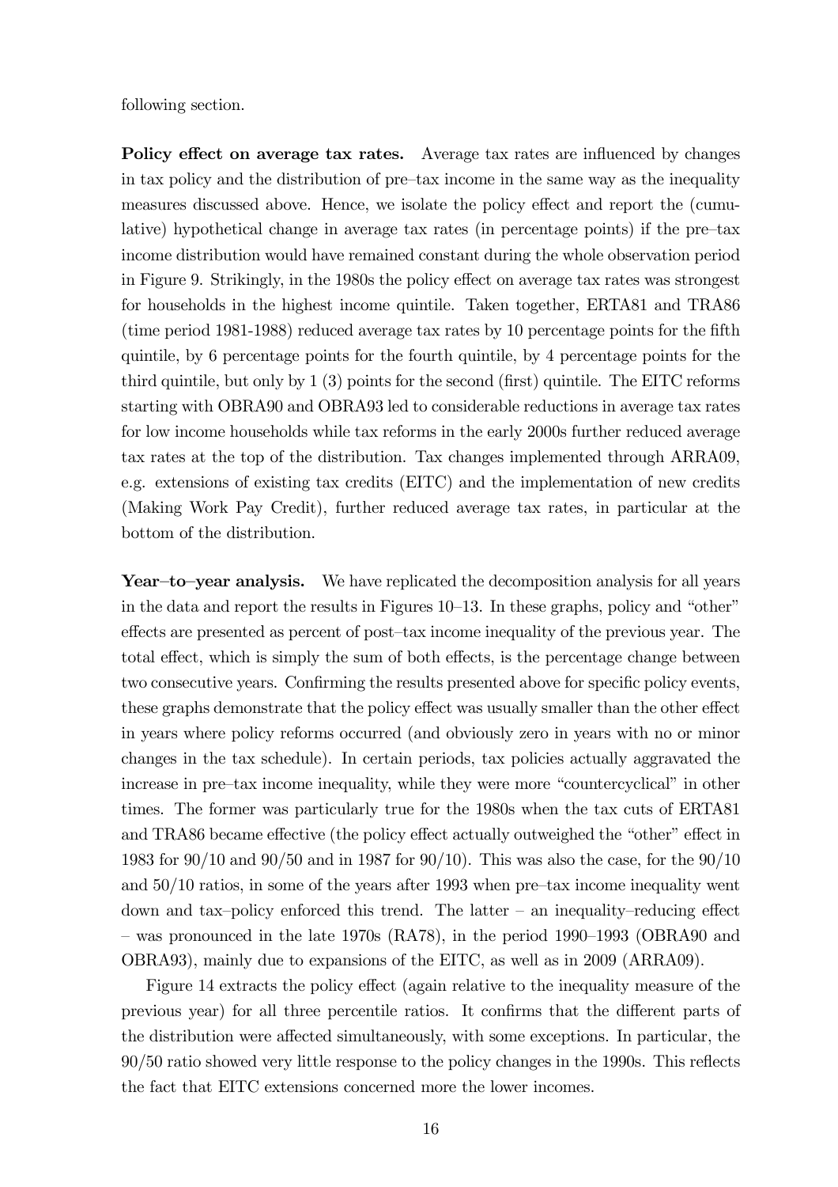following section.

**Policy effect on average tax rates.** Average tax rates are influenced by changes in tax policy and the distribution of pre–tax income in the same way as the inequality measures discussed above. Hence, we isolate the policy effect and report the (cumulative) hypothetical change in average tax rates (in percentage points) if the pre–tax income distribution would have remained constant during the whole observation period in Figure 9. Strikingly, in the 1980s the policy effect on average tax rates was strongest for households in the highest income quintile. Taken together, ERTA81 and TRA86 (time period 1981-1988) reduced average tax rates by 10 percentage points for the fifth quintile, by 6 percentage points for the fourth quintile, by 4 percentage points for the third quintile, but only by 1 (3) points for the second (first) quintile. The EITC reforms starting with OBRA90 and OBRA93 led to considerable reductions in average tax rates for low income households while tax reforms in the early 2000s further reduced average tax rates at the top of the distribution. Tax changes implemented through ARRA09, e.g. extensions of existing tax credits (EITC) and the implementation of new credits (Making Work Pay Credit), further reduced average tax rates, in particular at the bottom of the distribution.

**Year–to–year analysis.** We have replicated the decomposition analysis for all years in the data and report the results in Figures 10–13. In these graphs, policy and "other" effects are presented as percent of post–tax income inequality of the previous year. The total effect, which is simply the sum of both effects, is the percentage change between two consecutive years. Confirming the results presented above for specific policy events, these graphs demonstrate that the policy effect was usually smaller than the other effect in years where policy reforms occurred (and obviously zero in years with no or minor changes in the tax schedule). In certain periods, tax policies actually aggravated the increase in pre–tax income inequality, while they were more "countercyclical" in other times. The former was particularly true for the 1980s when the tax cuts of ERTA81 and TRA86 became effective (the policy effect actually outweighed the "other" effect in 1983 for 90/10 and 90/50 and in 1987 for 90/10). This was also the case, for the 90/10 and 50/10 ratios, in some of the years after 1993 when pre–tax income inequality went down and tax–policy enforced this trend. The latter – an inequality–reducing effect – was pronounced in the late 1970s (RA78), in the period 1990–1993 (OBRA90 and OBRA93), mainly due to expansions of the EITC, as well as in 2009 (ARRA09).

Figure 14 extracts the policy effect (again relative to the inequality measure of the previous year) for all three percentile ratios. It confirms that the different parts of the distribution were affected simultaneously, with some exceptions. In particular, the 90/50 ratio showed very little response to the policy changes in the 1990s. This reflects the fact that EITC extensions concerned more the lower incomes.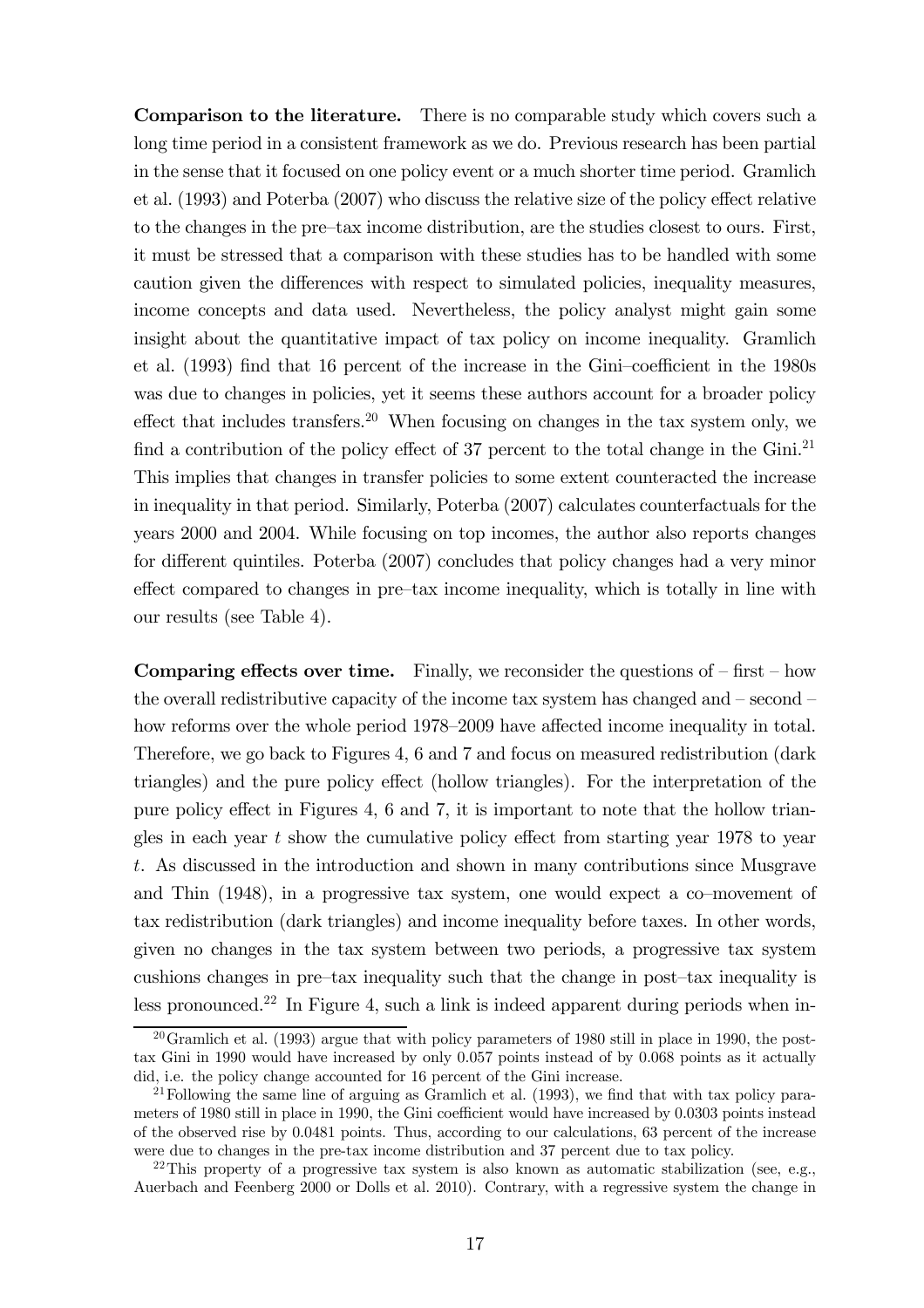**Comparison to the literature.** There is no comparable study which covers such a long time period in a consistent framework as we do. Previous research has been partial in the sense that it focused on one policy event or a much shorter time period. Gramlich et al. (1993) and Poterba (2007) who discuss the relative size of the policy effect relative to the changes in the pre–tax income distribution, are the studies closest to ours. First, it must be stressed that a comparison with these studies has to be handled with some caution given the differences with respect to simulated policies, inequality measures, income concepts and data used. Nevertheless, the policy analyst might gain some insight about the quantitative impact of tax policy on income inequality. Gramlich et al. (1993) find that 16 percent of the increase in the Gini–coefficient in the 1980s was due to changes in policies, yet it seems these authors account for a broader policy effect that includes transfers.[20] When focusing on changes in the tax system only, we find a contribution of the policy effect of 37 percent to the total change in the Gini.[21] This implies that changes in transfer policies to some extent counteracted the increase in inequality in that period. Similarly, Poterba (2007) calculates counterfactuals for the years 2000 and 2004. While focusing on top incomes, the author also reports changes for different quintiles. Poterba (2007) concludes that policy changes had a very minor effect compared to changes in pre–tax income inequality, which is totally in line with our results (see Table 4).

**Comparing effects over time.** Finally, we reconsider the questions of – first – how the overall redistributive capacity of the income tax system has changed and – second – how reforms over the whole period 1978–2009 have affected income inequality in total. Therefore, we go back to Figures 4, 6 and 7 and focus on measured redistribution (dark triangles) and the pure policy effect (hollow triangles). For the interpretation of the pure policy effect in Figures 4, 6 and 7, it is important to note that the hollow triangles in each year $t$ show the cumulative policy effect from starting year 1978 to year $t$. As discussed in the introduction and shown in many contributions since Musgrave and Thin (1948), in a progressive tax system, one would expect a co–movement of tax redistribution (dark triangles) and income inequality before taxes. In other words, given no changes in the tax system between two periods, a progressive tax system cushions changes in pre–tax inequality such that the change in post–tax inequality is less pronounced.[22] In Figure 4, such a link is indeed apparent during periods when in-

[20] Gramlich et al. (1993) argue that with policy parameters of 1980 still in place in 1990, the post-tax Gini in 1990 would have increased by only 0.057 points instead of by 0.068 points as it actually did, i.e. the policy change accounted for 16 percent of the Gini increase.

[21] Following the same line of arguing as Gramlich et al. (1993), we find that with tax policy parameters of 1980 still in place in 1990, the Gini coefficient would have increased by 0.0303 points instead of the observed rise by 0.0481 points. Thus, according to our calculations, 63 percent of the increase were due to changes in the pre-tax income distribution and 37 percent due to tax policy.

[22] This property of a progressive tax system is also known as automatic stabilization (see, e.g., Auerbach and Feenberg 2000 or Dolls et al. 2010). Contrary, with a regressive system the change in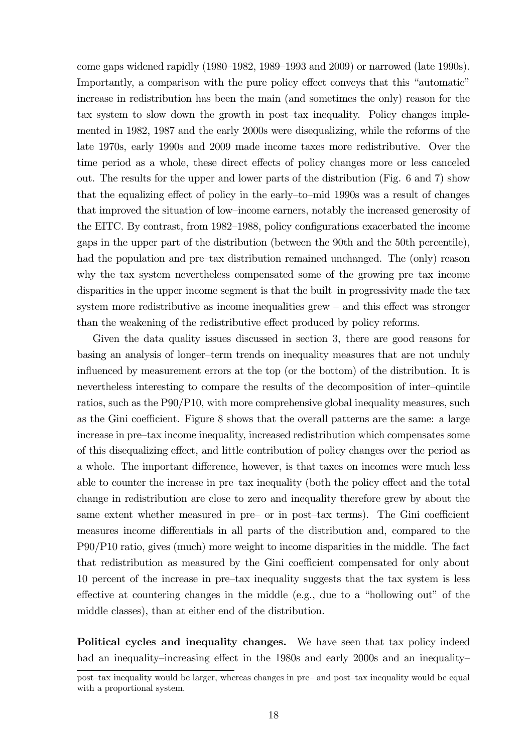come gaps widened rapidly (1980–1982, 1989–1993 and 2009) or narrowed (late 1990s). Importantly, a comparison with the pure policy effect conveys that this "automatic" increase in redistribution has been the main (and sometimes the only) reason for the tax system to slow down the growth in post–tax inequality. Policy changes implemented in 1982, 1987 and the early 2000s were disequalizing, while the reforms of the late 1970s, early 1990s and 2009 made income taxes more redistributive. Over the time period as a whole, these direct effects of policy changes more or less canceled out. The results for the upper and lower parts of the distribution (Fig. 6 and 7) show that the equalizing effect of policy in the early–to–mid 1990s was a result of changes that improved the situation of low–income earners, notably the increased generosity of the EITC. By contrast, from 1982–1988, policy configurations exacerbated the income gaps in the upper part of the distribution (between the 90th and the 50th percentile), had the population and pre–tax distribution remained unchanged. The (only) reason why the tax system nevertheless compensated some of the growing pre–tax income disparities in the upper income segment is that the built–in progressivity made the tax system more redistributive as income inequalities grew – and this effect was stronger than the weakening of the redistributive effect produced by policy reforms.

Given the data quality issues discussed in section 3, there are good reasons for basing an analysis of longer–term trends on inequality measures that are not unduly influenced by measurement errors at the top (or the bottom) of the distribution. It is nevertheless interesting to compare the results of the decomposition of inter–quintile ratios, such as the P90/P10, with more comprehensive global inequality measures, such as the Gini coefficient. Figure 8 shows that the overall patterns are the same: a large increase in pre–tax income inequality, increased redistribution which compensates some of this disequalizing effect, and little contribution of policy changes over the period as a whole. The important difference, however, is that taxes on incomes were much less able to counter the increase in pre–tax inequality (both the policy effect and the total change in redistribution are close to zero and inequality therefore grew by about the same extent whether measured in pre– or in post–tax terms). The Gini coefficient measures income differentials in all parts of the distribution and, compared to the P90/P10 ratio, gives (much) more weight to income disparities in the middle. The fact that redistribution as measured by the Gini coefficient compensated for only about 10 percent of the increase in pre–tax inequality suggests that the tax system is less effective at countering changes in the middle (e.g., due to a "hollowing out" of the middle classes), than at either end of the distribution.

**Political cycles and inequality changes.** We have seen that tax policy indeed had an inequality–increasing effect in the 1980s and early 2000s and an inequality–

post–tax inequality would be larger, whereas changes in pre– and post–tax inequality would be equal with a proportional system.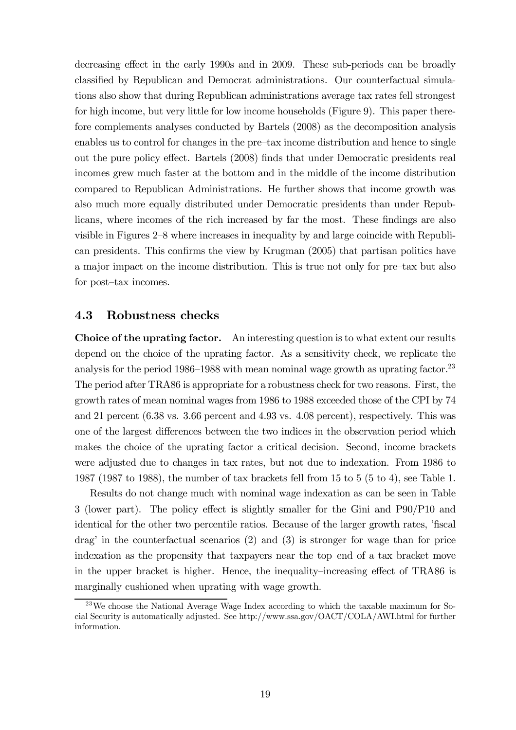decreasing effect in the early 1990s and in 2009. These sub-periods can be broadly classified by Republican and Democrat administrations. Our counterfactual simulations also show that during Republican administrations average tax rates fell strongest for high income, but very little for low income households (Figure 9). This paper therefore complements analyses conducted by Bartels (2008) as the decomposition analysis enables us to control for changes in the pre–tax income distribution and hence to single out the pure policy effect. Bartels (2008) finds that under Democratic presidents real incomes grew much faster at the bottom and in the middle of the income distribution compared to Republican Administrations. He further shows that income growth was also much more equally distributed under Democratic presidents than under Republicans, where incomes of the rich increased by far the most. These findings are also visible in Figures 2–8 where increases in inequality by and large coincide with Republican presidents. This confirms the view by Krugman (2005) that partisan politics have a major impact on the income distribution. This is true not only for pre–tax but also for post–tax incomes.

### 4.3 Robustness checks

**Choice of the uprating factor.** An interesting question is to what extent our results depend on the choice of the uprating factor. As a sensitivity check, we replicate the analysis for the period 1986–1988 with mean nominal wage growth as uprating factor.[23] The period after TRA86 is appropriate for a robustness check for two reasons. First, the growth rates of mean nominal wages from 1986 to 1988 exceeded those of the CPI by 74 and 21 percent (6.38 vs. 3.66 percent and 4.93 vs. 4.08 percent), respectively. This was one of the largest differences between the two indices in the observation period which makes the choice of the uprating factor a critical decision. Second, income brackets were adjusted due to changes in tax rates, but not due to indexation. From 1986 to 1987 (1987 to 1988), the number of tax brackets fell from 15 to 5 (5 to 4), see Table 1.

Results do not change much with nominal wage indexation as can be seen in Table 3 (lower part). The policy effect is slightly smaller for the Gini and P90/P10 and identical for the other two percentile ratios. Because of the larger growth rates, 'fiscal drag' in the counterfactual scenarios (2) and (3) is stronger for wage than for price indexation as the propensity that taxpayers near the top–end of a tax bracket move in the upper bracket is higher. Hence, the inequality–increasing effect of TRA86 is marginally cushioned when uprating with wage growth.

[23] We choose the National Average Wage Index according to which the taxable maximum for Social Security is automatically adjusted. See http://www.ssa.gov/OACT/COLA/AWI.html for further information.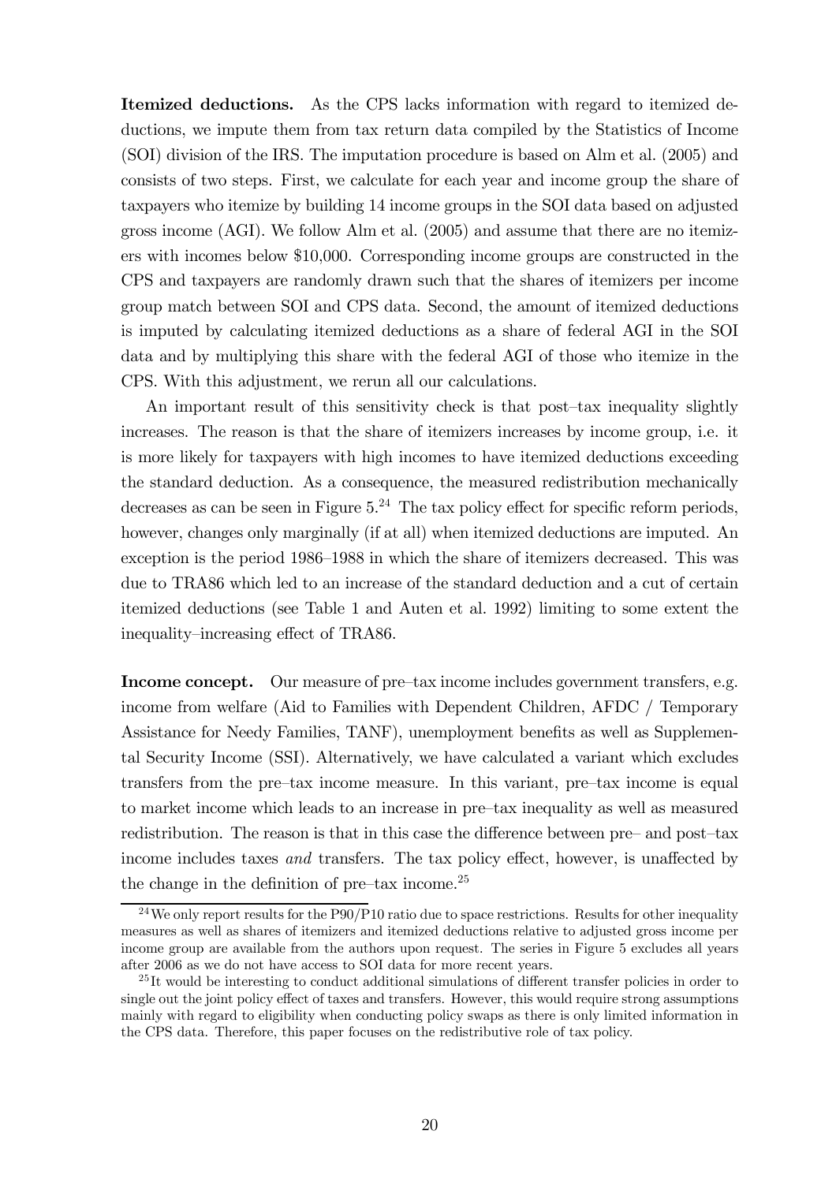**Itemized deductions.** As the CPS lacks information with regard to itemized deductions, we impute them from tax return data compiled by the Statistics of Income (SOI) division of the IRS. The imputation procedure is based on Alm et al. (2005) and consists of two steps. First, we calculate for each year and income group the share of taxpayers who itemize by building 14 income groups in the SOI data based on adjusted gross income (AGI). We follow Alm et al. (2005) and assume that there are no itemizers with incomes below \$10,000. Corresponding income groups are constructed in the CPS and taxpayers are randomly drawn such that the shares of itemizers per income group match between SOI and CPS data. Second, the amount of itemized deductions is imputed by calculating itemized deductions as a share of federal AGI in the SOI data and by multiplying this share with the federal AGI of those who itemize in the CPS. With this adjustment, we rerun all our calculations.

An important result of this sensitivity check is that post–tax inequality slightly increases. The reason is that the share of itemizers increases by income group, i.e. it is more likely for taxpayers with high incomes to have itemized deductions exceeding the standard deduction. As a consequence, the measured redistribution mechanically decreases as can be seen in Figure 5.[24] The tax policy effect for specific reform periods, however, changes only marginally (if at all) when itemized deductions are imputed. An exception is the period 1986–1988 in which the share of itemizers decreased. This was due to TRA86 which led to an increase of the standard deduction and a cut of certain itemized deductions (see Table 1 and Auten et al. 1992) limiting to some extent the inequality–increasing effect of TRA86.

**Income concept.** Our measure of pre–tax income includes government transfers, e.g. income from welfare (Aid to Families with Dependent Children, AFDC / Temporary Assistance for Needy Families, TANF), unemployment benefits as well as Supplemental Security Income (SSI). Alternatively, we have calculated a variant which excludes transfers from the pre–tax income measure. In this variant, pre–tax income is equal to market income which leads to an increase in pre–tax inequality as well as measured redistribution. The reason is that in this case the difference between pre– and post–tax income includes taxes *and* transfers. The tax policy effect, however, is unaffected by the change in the definition of pre–tax income.[25]

[24] We only report results for the P90/P10 ratio due to space restrictions. Results for other inequality measures as well as shares of itemizers and itemized deductions relative to adjusted gross income per income group are available from the authors upon request. The series in Figure 5 excludes all years after 2006 as we do not have access to SOI data for more recent years.

[25] It would be interesting to conduct additional simulations of different transfer policies in order to single out the joint policy effect of taxes and transfers. However, this would require strong assumptions mainly with regard to eligibility when conducting policy swaps as there is only limited information in the CPS data. Therefore, this paper focuses on the redistributive role of tax policy.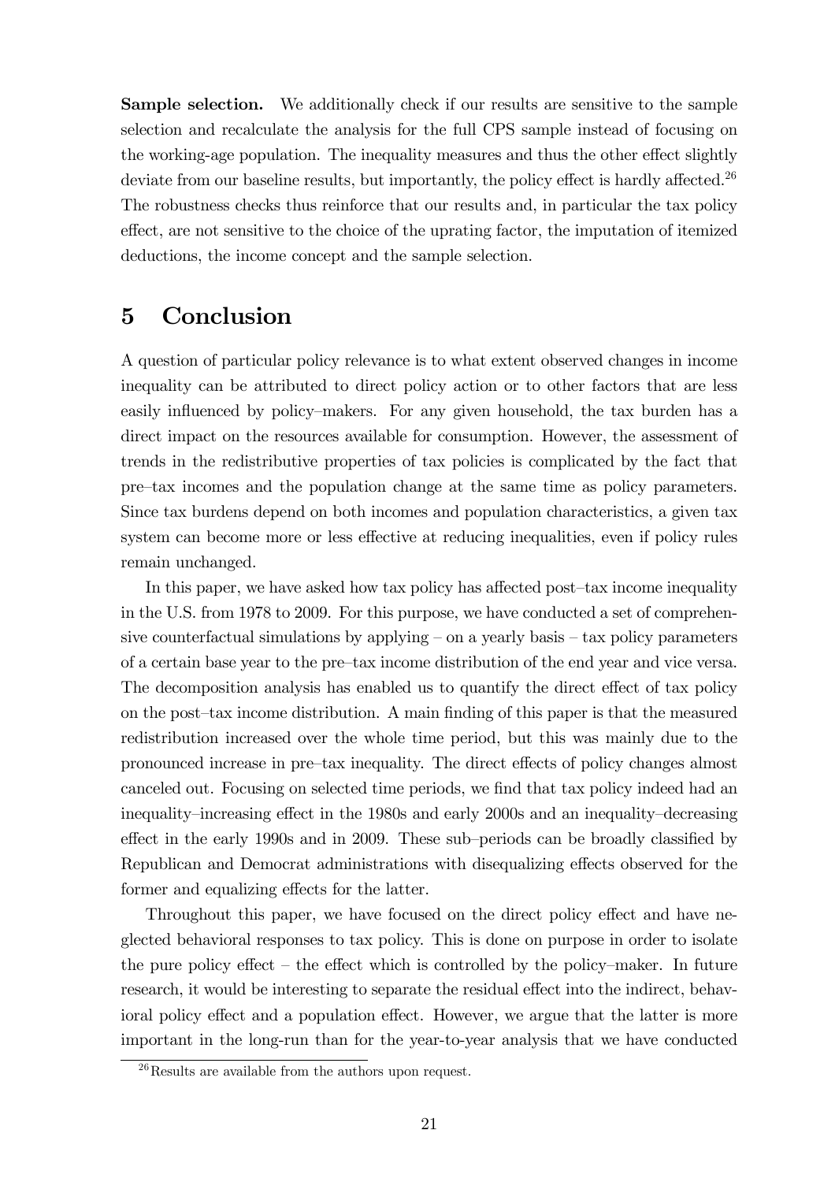**Sample selection.** We additionally check if our results are sensitive to the sample selection and recalculate the analysis for the full CPS sample instead of focusing on the working-age population. The inequality measures and thus the other effect slightly deviate from our baseline results, but importantly, the policy effect is hardly affected.[26] The robustness checks thus reinforce that our results and, in particular the tax policy effect, are not sensitive to the choice of the uprating factor, the imputation of itemized deductions, the income concept and the sample selection.

# 5 Conclusion

A question of particular policy relevance is to what extent observed changes in income inequality can be attributed to direct policy action or to other factors that are less easily influenced by policy–makers. For any given household, the tax burden has a direct impact on the resources available for consumption. However, the assessment of trends in the redistributive properties of tax policies is complicated by the fact that pre–tax incomes and the population change at the same time as policy parameters. Since tax burdens depend on both incomes and population characteristics, a given tax system can become more or less effective at reducing inequalities, even if policy rules remain unchanged.

In this paper, we have asked how tax policy has affected post–tax income inequality in the U.S. from 1978 to 2009. For this purpose, we have conducted a set of comprehensive counterfactual simulations by applying – on a yearly basis – tax policy parameters of a certain base year to the pre–tax income distribution of the end year and vice versa. The decomposition analysis has enabled us to quantify the direct effect of tax policy on the post–tax income distribution. A main finding of this paper is that the measured redistribution increased over the whole time period, but this was mainly due to the pronounced increase in pre–tax inequality. The direct effects of policy changes almost canceled out. Focusing on selected time periods, we find that tax policy indeed had an inequality–increasing effect in the 1980s and early 2000s and an inequality–decreasing effect in the early 1990s and in 2009. These sub–periods can be broadly classified by Republican and Democrat administrations with disequalizing effects observed for the former and equalizing effects for the latter.

Throughout this paper, we have focused on the direct policy effect and have neglected behavioral responses to tax policy. This is done on purpose in order to isolate the pure policy effect – the effect which is controlled by the policy–maker. In future research, it would be interesting to separate the residual effect into the indirect, behavioral policy effect and a population effect. However, we argue that the latter is more important in the long-run than for the year-to-year analysis that we have conducted

[26] Results are available from the authors upon request.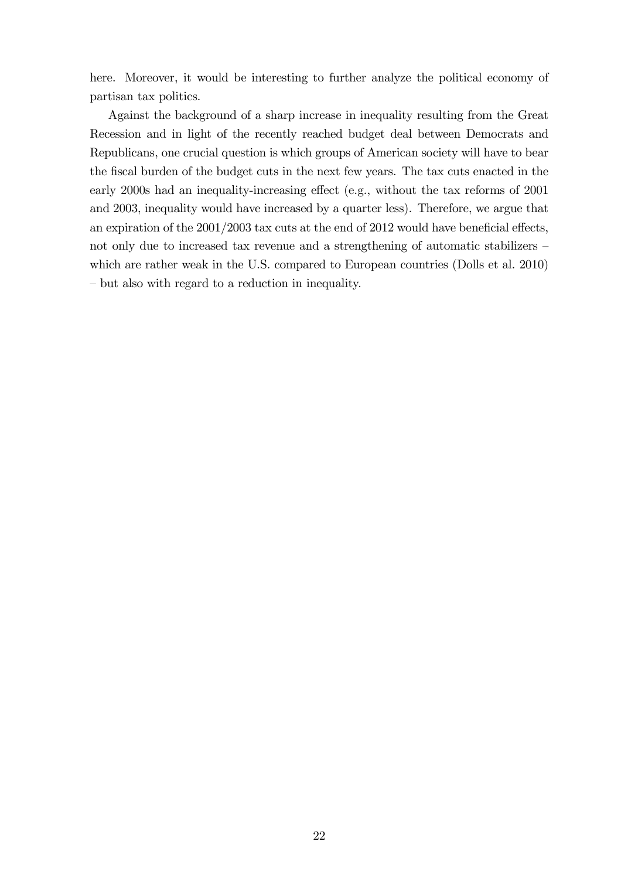here. Moreover, it would be interesting to further analyze the political economy of partisan tax politics.

Against the background of a sharp increase in inequality resulting from the Great Recession and in light of the recently reached budget deal between Democrats and Republicans, one crucial question is which groups of American society will have to bear the fiscal burden of the budget cuts in the next few years. The tax cuts enacted in the early 2000s had an inequality-increasing effect (e.g., without the tax reforms of 2001 and 2003, inequality would have increased by a quarter less). Therefore, we argue that an expiration of the 2001/2003 tax cuts at the end of 2012 would have beneficial effects, not only due to increased tax revenue and a strengthening of automatic stabilizers – which are rather weak in the U.S. compared to European countries (Dolls et al. 2010) – but also with regard to a reduction in inequality.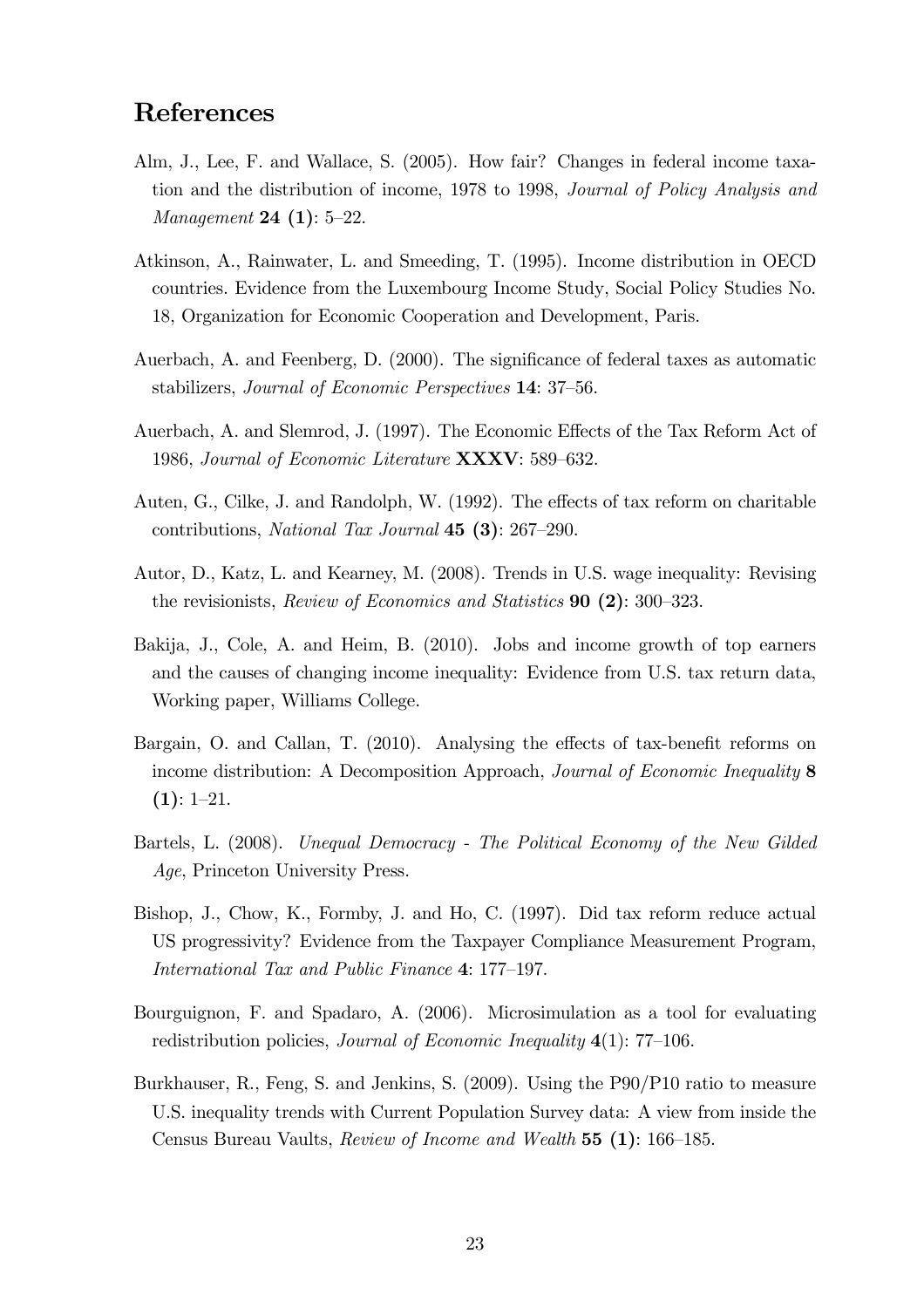## References

Alm, J., Lee, F. and Wallace, S. (2005). How fair? Changes in federal income taxation and the distribution of income, 1978 to 1998, *Journal of Policy Analysis and Management* **24 (1)**: 5–22.

Atkinson, A., Rainwater, L. and Smeeding, T. (1995). Income distribution in OECD countries. Evidence from the Luxembourg Income Study, Social Policy Studies No. 18, Organization for Economic Cooperation and Development, Paris.

Auerbach, A. and Feenberg, D. (2000). The significance of federal taxes as automatic stabilizers, *Journal of Economic Perspectives* **14**: 37–56.

Auerbach, A. and Slemrod, J. (1997). The Economic Effects of the Tax Reform Act of 1986, *Journal of Economic Literature* **XXXV**: 589–632.

Auten, G., Cilke, J. and Randolph, W. (1992). The effects of tax reform on charitable contributions, *National Tax Journal* **45 (3)**: 267–290.

Autor, D., Katz, L. and Kearney, M. (2008). Trends in U.S. wage inequality: Revising the revisionists, *Review of Economics and Statistics* **90 (2)**: 300–323.

Bakija, J., Cole, A. and Heim, B. (2010). Jobs and income growth of top earners and the causes of changing income inequality: Evidence from U.S. tax return data, Working paper, Williams College.

Bargain, O. and Callan, T. (2010). Analysing the effects of tax-benefit reforms on income distribution: A Decomposition Approach, *Journal of Economic Inequality* **8 (1)**: 1–21.

Bartels, L. (2008). *Unequal Democracy - The Political Economy of the New Gilded Age*, Princeton University Press.

Bishop, J., Chow, K., Formby, J. and Ho, C. (1997). Did tax reform reduce actual US progressivity? Evidence from the Taxpayer Compliance Measurement Program, *International Tax and Public Finance* **4**: 177–197.

Bourguignon, F. and Spadaro, A. (2006). Microsimulation as a tool for evaluating redistribution policies, *Journal of Economic Inequality* **4**(1): 77–106.

Burkhauser, R., Feng, S. and Jenkins, S. (2009). Using the P90/P10 ratio to measure U.S. inequality trends with Current Population Survey data: A view from inside the Census Bureau Vaults, *Review of Income and Wealth* **55 (1)**: 166–185.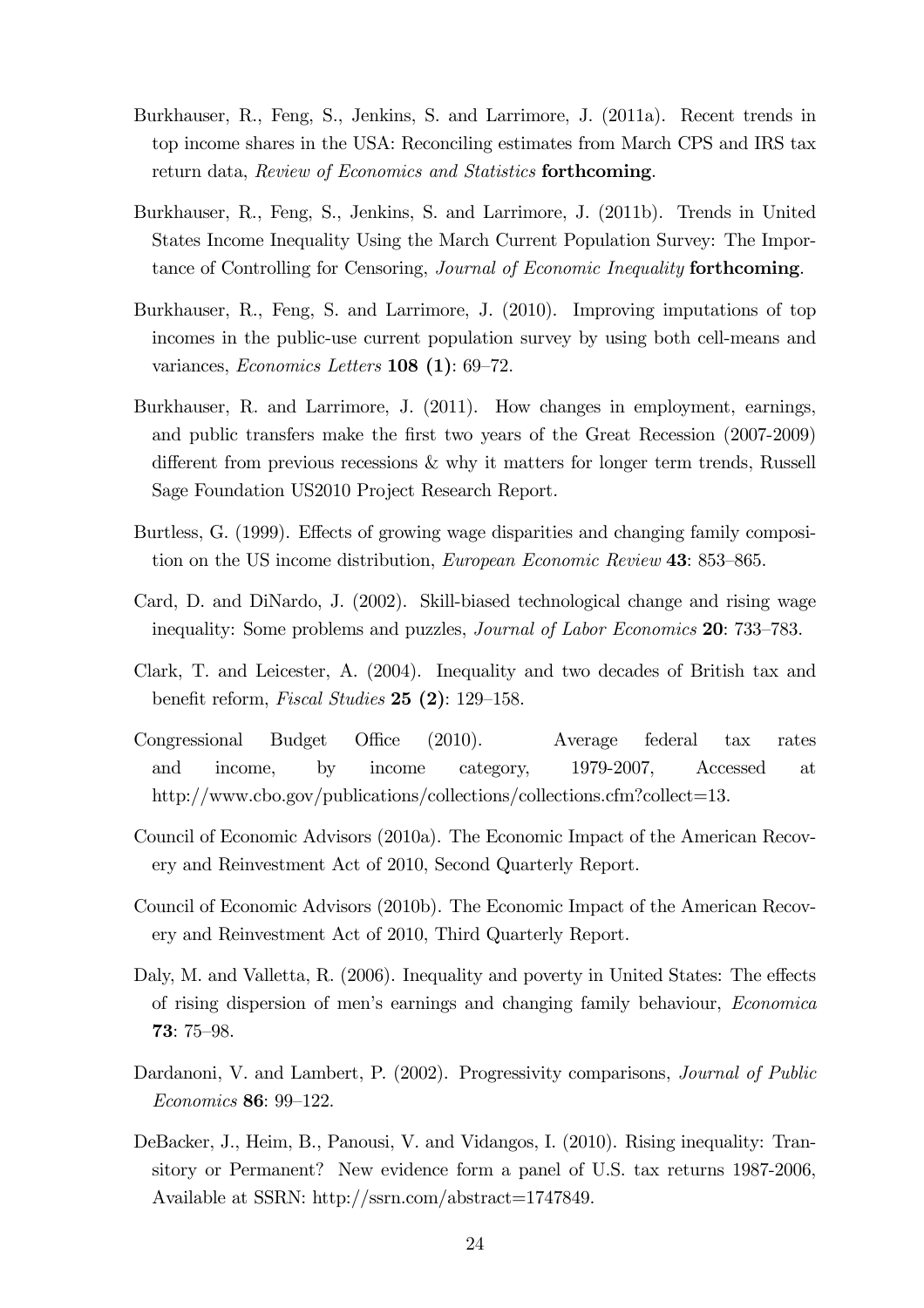Burkhauser, R., Feng, S., Jenkins, S. and Larrimore, J. (2011a). Recent trends in top income shares in the USA: Reconciling estimates from March CPS and IRS tax return data, *Review of Economics and Statistics* **forthcoming**.

Burkhauser, R., Feng, S., Jenkins, S. and Larrimore, J. (2011b). Trends in United States Income Inequality Using the March Current Population Survey: The Importance of Controlling for Censoring, *Journal of Economic Inequality* **forthcoming**.

Burkhauser, R., Feng, S. and Larrimore, J. (2010). Improving imputations of top incomes in the public-use current population survey by using both cell-means and variances, *Economics Letters* **108 (1)**: 69–72.

Burkhauser, R. and Larrimore, J. (2011). How changes in employment, earnings, and public transfers make the first two years of the Great Recession (2007-2009) different from previous recessions & why it matters for longer term trends, Russell Sage Foundation US2010 Project Research Report.

Burtless, G. (1999). Effects of growing wage disparities and changing family composition on the US income distribution, *European Economic Review* **43**: 853–865.

Card, D. and DiNardo, J. (2002). Skill-biased technological change and rising wage inequality: Some problems and puzzles, *Journal of Labor Economics* **20**: 733–783.

Clark, T. and Leicester, A. (2004). Inequality and two decades of British tax and benefit reform, *Fiscal Studies* **25 (2)**: 129–158.

Congressional Budget Office (2010). Average federal tax rates and income, by income category, 1979-2007, Accessed at http://www.cbo.gov/publications/collections/collections.cfm?collect=13.

Council of Economic Advisors (2010a). The Economic Impact of the American Recovery and Reinvestment Act of 2010, Second Quarterly Report.

Council of Economic Advisors (2010b). The Economic Impact of the American Recovery and Reinvestment Act of 2010, Third Quarterly Report.

Daly, M. and Valletta, R. (2006). Inequality and poverty in United States: The effects of rising dispersion of men's earnings and changing family behaviour, *Economica* **73**: 75–98.

Dardanoni, V. and Lambert, P. (2002). Progressivity comparisons, *Journal of Public Economics* **86**: 99–122.

DeBacker, J., Heim, B., Panousi, V. and Vidangos, I. (2010). Rising inequality: Transitory or Permanent? New evidence form a panel of U.S. tax returns 1987-2006, Available at SSRN: http://ssrn.com/abstract=1747849.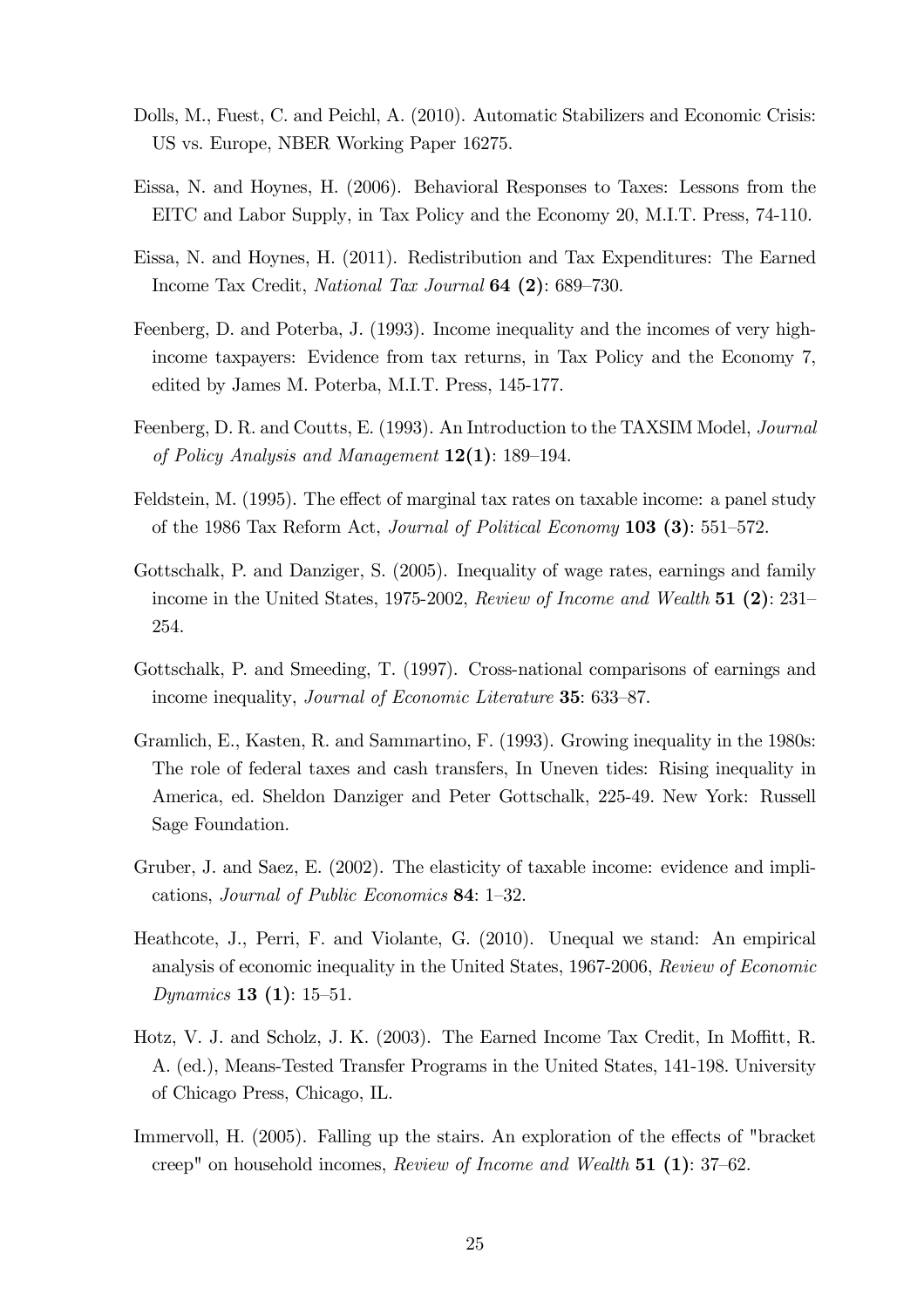Dolls, M., Fuest, C. and Peichl, A. (2010). Automatic Stabilizers and Economic Crisis: US vs. Europe, NBER Working Paper 16275.

Eissa, N. and Hoynes, H. (2006). Behavioral Responses to Taxes: Lessons from the EITC and Labor Supply, in Tax Policy and the Economy 20, M.I.T. Press, 74-110.

Eissa, N. and Hoynes, H. (2011). Redistribution and Tax Expenditures: The Earned Income Tax Credit, *National Tax Journal* **64 (2)**: 689–730.

Feenberg, D. and Poterba, J. (1993). Income inequality and the incomes of very high-income taxpayers: Evidence from tax returns, in Tax Policy and the Economy 7, edited by James M. Poterba, M.I.T. Press, 145-177.

Feenberg, D. R. and Coutts, E. (1993). An Introduction to the TAXSIM Model, *Journal of Policy Analysis and Management* **12(1)**: 189–194.

Feldstein, M. (1995). The effect of marginal tax rates on taxable income: a panel study of the 1986 Tax Reform Act, *Journal of Political Economy* **103 (3)**: 551–572.

Gottschalk, P. and Danziger, S. (2005). Inequality of wage rates, earnings and family income in the United States, 1975-2002, *Review of Income and Wealth* **51 (2)**: 231–254.

Gottschalk, P. and Smeeding, T. (1997). Cross-national comparisons of earnings and income inequality, *Journal of Economic Literature* **35**: 633–87.

Gramlich, E., Kasten, R. and Sammartino, F. (1993). Growing inequality in the 1980s: The role of federal taxes and cash transfers, In Uneven tides: Rising inequality in America, ed. Sheldon Danziger and Peter Gottschalk, 225-49. New York: Russell Sage Foundation.

Gruber, J. and Saez, E. (2002). The elasticity of taxable income: evidence and implications, *Journal of Public Economics* **84**: 1–32.

Heathcote, J., Perri, F. and Violante, G. (2010). Unequal we stand: An empirical analysis of economic inequality in the United States, 1967-2006, *Review of Economic Dynamics* **13 (1)**: 15–51.

Hotz, V. J. and Scholz, J. K. (2003). The Earned Income Tax Credit, In Moffitt, R. A. (ed.), Means-Tested Transfer Programs in the United States, 141-198. University of Chicago Press, Chicago, IL.

Immervoll, H. (2005). Falling up the stairs. An exploration of the effects of "bracket creep" on household incomes, *Review of Income and Wealth* **51 (1)**: 37–62.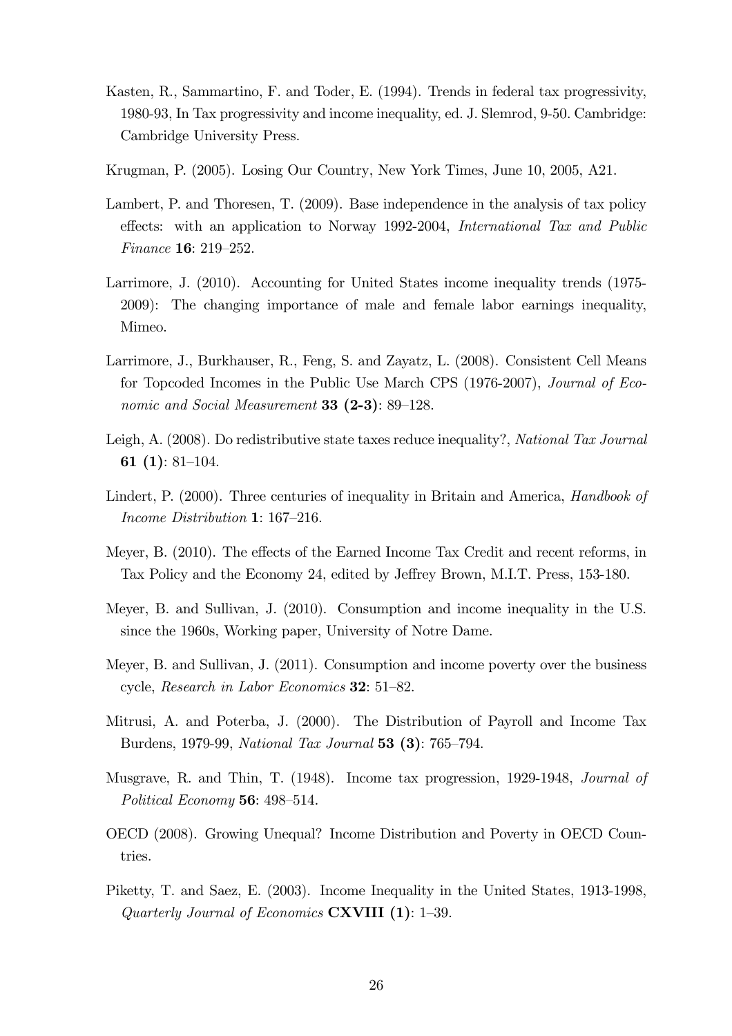Kasten, R., Sammartino, F. and Toder, E. (1994). Trends in federal tax progressivity, 1980-93, In Tax progressivity and income inequality, ed. J. Slemrod, 9-50. Cambridge: Cambridge University Press.

Krugman, P. (2005). Losing Our Country, New York Times, June 10, 2005, A21.

Lambert, P. and Thoresen, T. (2009). Base independence in the analysis of tax policy effects: with an application to Norway 1992-2004, *International Tax and Public Finance* **16**: 219–252.

Larrimore, J. (2010). Accounting for United States income inequality trends (1975-2009): The changing importance of male and female labor earnings inequality, Mimeo.

Larrimore, J., Burkhauser, R., Feng, S. and Zayatz, L. (2008). Consistent Cell Means for Topcoded Incomes in the Public Use March CPS (1976-2007), *Journal of Economic and Social Measurement* **33 (2-3)**: 89–128.

Leigh, A. (2008). Do redistributive state taxes reduce inequality?, *National Tax Journal* **61 (1)**: 81–104.

Lindert, P. (2000). Three centuries of inequality in Britain and America, *Handbook of Income Distribution* **1**: 167–216.

Meyer, B. (2010). The effects of the Earned Income Tax Credit and recent reforms, in Tax Policy and the Economy 24, edited by Jeffrey Brown, M.I.T. Press, 153-180.

Meyer, B. and Sullivan, J. (2010). Consumption and income inequality in the U.S. since the 1960s, Working paper, University of Notre Dame.

Meyer, B. and Sullivan, J. (2011). Consumption and income poverty over the business cycle, *Research in Labor Economics* **32**: 51–82.

Mitrusi, A. and Poterba, J. (2000). The Distribution of Payroll and Income Tax Burdens, 1979-99, *National Tax Journal* **53 (3)**: 765–794.

Musgrave, R. and Thin, T. (1948). Income tax progression, 1929-1948, *Journal of Political Economy* **56**: 498–514.

OECD (2008). Growing Unequal? Income Distribution and Poverty in OECD Countries.

Piketty, T. and Saez, E. (2003). Income Inequality in the United States, 1913-1998, *Quarterly Journal of Economics* **CXVIII (1)**: 1–39.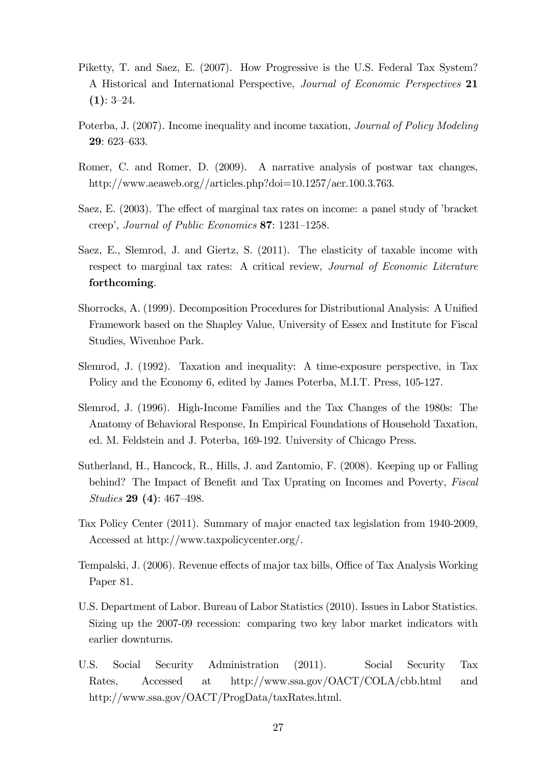Piketty, T. and Saez, E. (2007). How Progressive is the U.S. Federal Tax System? A Historical and International Perspective, *Journal of Economic Perspectives* **21 (1)**: 3–24.

Poterba, J. (2007). Income inequality and income taxation, *Journal of Policy Modeling* **29**: 623–633.

Romer, C. and Romer, D. (2009). A narrative analysis of postwar tax changes, http://www.aeaweb.org//articles.php?doi=10.1257/aer.100.3.763.

Saez, E. (2003). The effect of marginal tax rates on income: a panel study of 'bracket creep', *Journal of Public Economics* **87**: 1231–1258.

Saez, E., Slemrod, J. and Giertz, S. (2011). The elasticity of taxable income with respect to marginal tax rates: A critical review, *Journal of Economic Literature* **forthcoming**.

Shorrocks, A. (1999). Decomposition Procedures for Distributional Analysis: A Unified Framework based on the Shapley Value, University of Essex and Institute for Fiscal Studies, Wivenhoe Park.

Slemrod, J. (1992). Taxation and inequality: A time-exposure perspective, in Tax Policy and the Economy 6, edited by James Poterba, M.I.T. Press, 105-127.

Slemrod, J. (1996). High-Income Families and the Tax Changes of the 1980s: The Anatomy of Behavioral Response, In Empirical Foundations of Household Taxation, ed. M. Feldstein and J. Poterba, 169-192. University of Chicago Press.

Sutherland, H., Hancock, R., Hills, J. and Zantomio, F. (2008). Keeping up or Falling behind? The Impact of Benefit and Tax Uprating on Incomes and Poverty, *Fiscal Studies* **29 (4)**: 467–498.

Tax Policy Center (2011). Summary of major enacted tax legislation from 1940-2009, Accessed at http://www.taxpolicycenter.org/.

Tempalski, J. (2006). Revenue effects of major tax bills, Office of Tax Analysis Working Paper 81.

U.S. Department of Labor. Bureau of Labor Statistics (2010). Issues in Labor Statistics. Sizing up the 2007-09 recession: comparing two key labor market indicators with earlier downturns.

U.S. Social Security Administration (2011). Social Security Tax Rates, Accessed at http://www.ssa.gov/OACT/COLA/cbb.html and http://www.ssa.gov/OACT/ProgData/taxRates.html.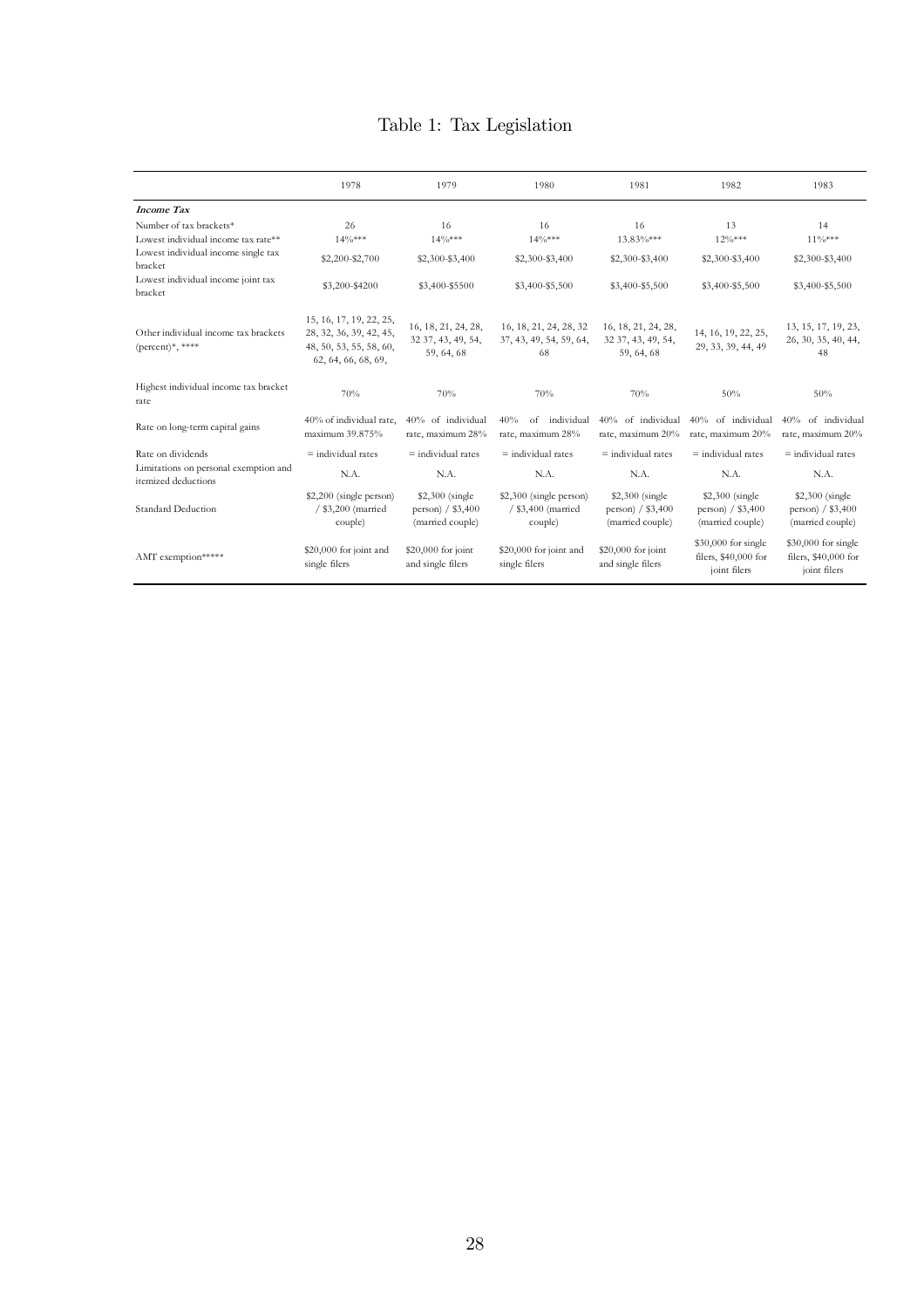# Table 1: Tax Legislation

| | 1978 | 1979 | 1980 | 1981 | 1982 | 1983 |
|---|---|---|---|---|---|---|
| ***Income Tax*** | | | | | | |
| Number of tax brackets* | 26 | 16 | 16 | 16 | 13 | 14 |
| Lowest individual income tax rate** | 14%*** | 14%*** | 14%*** | 13.83%*** | 12%*** | 11%*** |
| Lowest individual income single tax bracket | \$2,200-\$2,700 | \$2,300-\$3,400 | \$2,300-\$3,400 | \$2,300-\$3,400 | \$2,300-\$3,400 | \$2,300-\$3,400 |
| Lowest individual income joint tax bracket | \$3,200-\$4200 | \$3,400-\$5500 | \$3,400-\$5,500 | \$3,400-\$5,500 | \$3,400-\$5,500 | \$3,400-\$5,500 |
| Other individual income tax brackets (percent)*, **** | 15, 16, 17, 19, 22, 25, 28, 32, 36, 39, 42, 45, 48, 50, 53, 55, 58, 60, 62, 64, 66, 68, 69, | 16, 18, 21, 24, 28, 32 37, 43, 49, 54, 59, 64, 68 | 16, 18, 21, 24, 28, 32 37, 43, 49, 54, 59, 64, 68 | 16, 18, 21, 24, 28, 32 37, 43, 49, 54, 59, 64, 68 | 14, 16, 19, 22, 25, 29, 33, 39, 44, 49 | 13, 15, 17, 19, 23, 26, 30, 35, 40, 44, 48 |
| Highest individual income tax bracket rate | 70% | 70% | 70% | 70% | 50% | 50% |
| Rate on long-term capital gains | 40% of individual rate, maximum 39.875% | 40% of individual rate, maximum 28% | 40% of individual rate, maximum 28% | 40% of individual rate, maximum 20% | 40% of individual rate, maximum 20% | 40% of individual rate, maximum 20% |
| Rate on dividends | = individual rates | = individual rates | = individual rates | = individual rates | = individual rates | = individual rates |
| Limitations on personal exemption and itemized deductions | N.A. | N.A. | N.A. | N.A. | N.A. | N.A. |
| Standard Deduction | \$2,200 (single person) / \$3,200 (married couple) | \$2,300 (single person) / \$3,400 (married couple) | \$2,300 (single person) / \$3,400 (married couple) | \$2,300 (single person) / \$3,400 (married couple) | \$2,300 (single person) / \$3,400 (married couple) | \$2,300 (single person) / \$3,400 (married couple) |
| AMT exemption***** | \$20,000 for joint and single filers | \$20,000 for joint and single filers | \$20,000 for joint and single filers | \$20,000 for joint and single filers | \$30,000 for single filers, \$40,000 for joint filers | \$30,000 for single filers, \$40,000 for joint filers |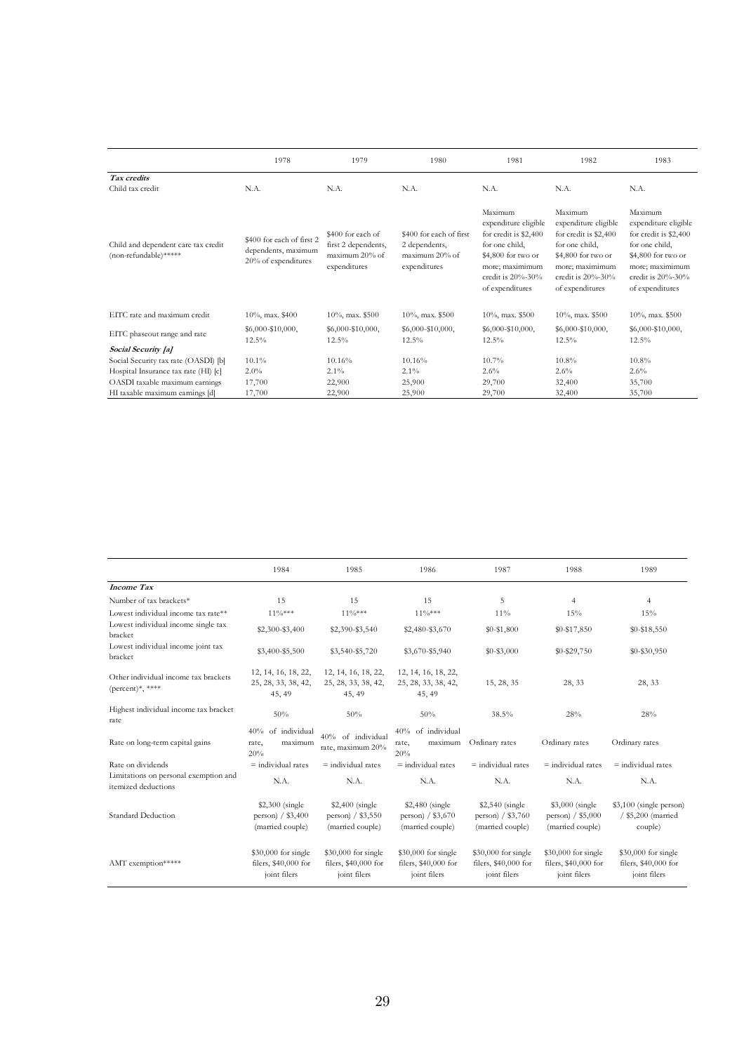| | 1978 | 1979 | 1980 | 1981 | 1982 | 1983 |
|---|---|---|---|---|---|---|
| ***Tax credits*** | | | | | | |
| Child tax credit | N.A. | N.A. | N.A. | N.A. | N.A. | N.A. |
| Child and dependent care tax credit (non-refundable)***** | $400 for each of first 2 dependents, maximum 20% of expenditures | $400 for each of first 2 dependents, maximum 20% of expenditures | $400 for each of first 2 dependents, maximum 20% of expenditures | Maximum expenditure eligible for credit is $2,400 for one child, $4,800 for two or more; maximimum credit is 20%-30% of expenditures | Maximum expenditure eligible for credit is $2,400 for one child, $4,800 for two or more; maximimum credit is 20%-30% of expenditures | Maximum expenditure eligible for credit is $2,400 for one child, $4,800 for two or more; maximimum credit is 20%-30% of expenditures |
| EITC rate and maximum credit | 10%, max. $400 | 10%, max. $500 | 10%, max. $500 | 10%, max. $500 | 10%, max. $500 | 10%, max. $500 |
| EITC phaseout range and rate | $6,000-$10,000, 12.5% | $6,000-$10,000, 12.5% | $6,000-$10,000, 12.5% | $6,000-$10,000, 12.5% | $6,000-$10,000, 12.5% | $6,000-$10,000, 12.5% |
| ***Social Security [a]*** | | | | | | |
| Social Security tax rate (OASDI) [b] | 10.1% | 10.16% | 10.16% | 10.7% | 10.8% | 10.8% |
| Hospital Insurance tax rate (HI) [c] | 2.0% | 2.1% | 2.1% | 2.6% | 2.6% | 2.6% |
| OASDI taxable maximum earnings | 17,700 | 22,900 | 25,900 | 29,700 | 32,400 | 35,700 |
| HI taxable maximum earnings [d] | 17,700 | 22,900 | 25,900 | 29,700 | 32,400 | 35,700 |

| | 1984 | 1985 | 1986 | 1987 | 1988 | 1989 |
|---|---|---|---|---|---|---|
| ***Income Tax*** | | | | | | |
| Number of tax brackets* | 15 | 15 | 15 | 5 | 4 | 4 |
| Lowest individual income tax rate** | 11%*** | 11%*** | 11%*** | 11% | 15% | 15% |
| Lowest individual income single tax bracket | $2,300-$3,400 | $2,390-$3,540 | $2,480-$3,670 | $0-$1,800 | $0-$17,850 | $0-$18,550 |
| Lowest individual income joint tax bracket | $3,400-$5,500 | $3,540-$5,720 | $3,670-$5,940 | $0-$3,000 | $0-$29,750 | $0-$30,950 |
| Other individual income tax brackets (percent)*, **** | 12, 14, 16, 18, 22, 25, 28, 33, 38, 42, 45, 49 | 12, 14, 16, 18, 22, 25, 28, 33, 38, 42, 45, 49 | 12, 14, 16, 18, 22, 25, 28, 33, 38, 42, 45, 49 | 15, 28, 35 | 28, 33 | 28, 33 |
| Highest individual income tax bracket rate | 50% | 50% | 50% | 38.5% | 28% | 28% |
| Rate on long-term capital gains | 40% of individual rate, maximum 20% | 40% of individual rate, maximum 20% | 40% of individual rate, maximum 20% | Ordinary rates | Ordinary rates | Ordinary rates |
| Rate on dividends | = individual rates | = individual rates | = individual rates | = individual rates | = individual rates | = individual rates |
| Limitations on personal exemption and itemized deductions | N.A. | N.A. | N.A. | N.A. | N.A. | N.A. |
| Standard Deduction | $2,300 (single person) / $3,400 (married couple) | $2,400 (single person) / $3,550 (married couple) | $2,480 (single person) / $3,670 (married couple) | $2,540 (single person) / $3,760 (married couple) | $3,000 (single person) / $5,000 (married couple) | $3,100 (single person) / $5,200 (married couple) |
| AMT exemption***** | $30,000 for single filers, $40,000 for joint filers | $30,000 for single filers, $40,000 for joint filers | $30,000 for single filers, $40,000 for joint filers | $30,000 for single filers, $40,000 for joint filers | $30,000 for single filers, $40,000 for joint filers | $30,000 for single filers, $40,000 for joint filers |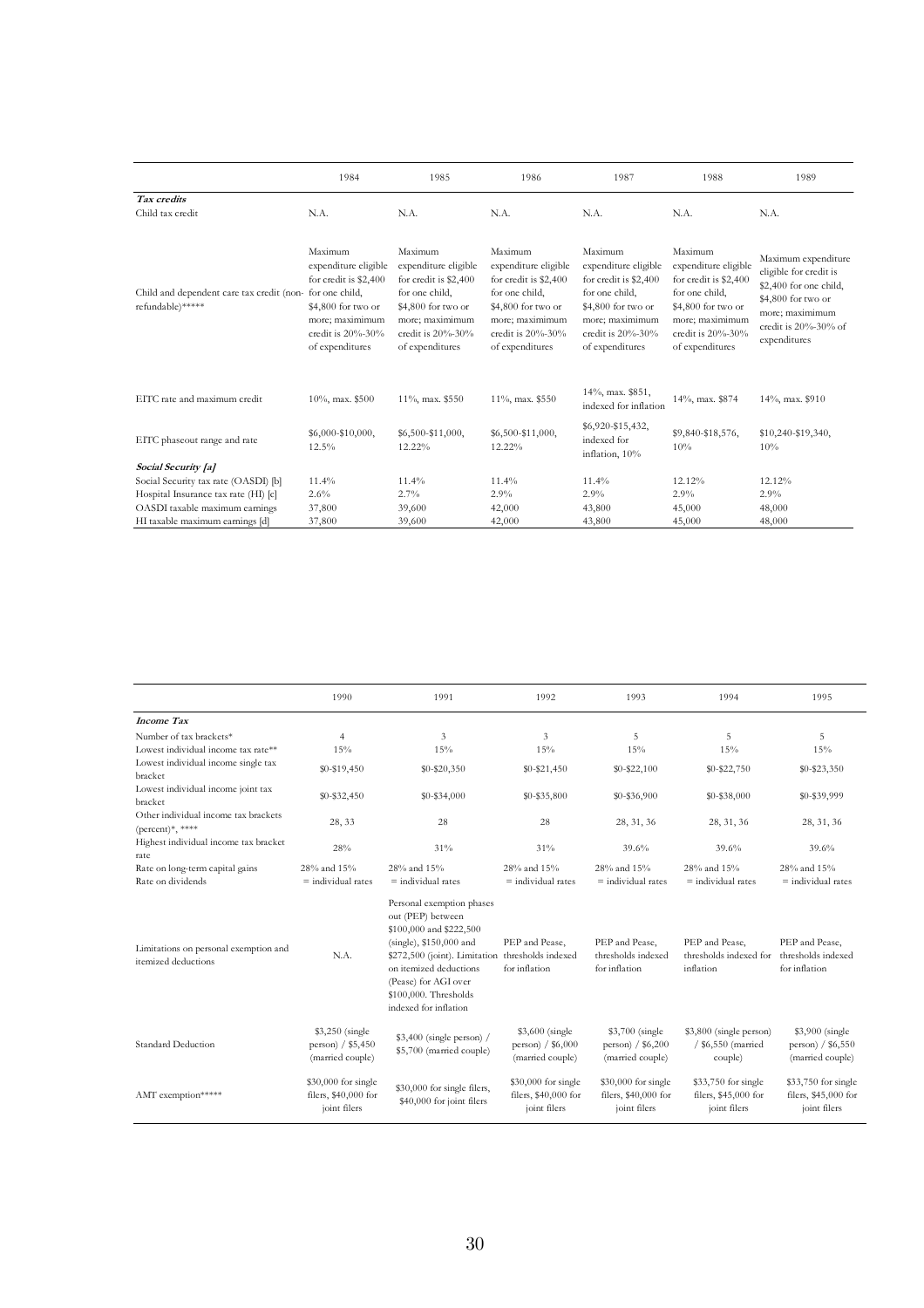| | 1984 | 1985 | 1986 | 1987 | 1988 | 1989 |
|---|---|---|---|---|---|---|
| ***Tax credits*** | | | | | | |
| Child tax credit | N.A. | N.A. | N.A. | N.A. | N.A. | N.A. |
| Child and dependent care tax credit (non-refundable)***** | Maximum expenditure eligible for credit is $2,400 for one child, $4,800 for two or more; maximum credit is 20%-30% of expenditures | Maximum expenditure eligible for credit is $2,400 for one child, $4,800 for two or more; maximum credit is 20%-30% of expenditures | Maximum expenditure eligible for credit is $2,400 for one child, $4,800 for two or more; maximum credit is 20%-30% of expenditures | Maximum expenditure eligible for credit is $2,400 for one child, $4,800 for two or more; maximum credit is 20%-30% of expenditures | Maximum expenditure eligible for credit is $2,400 for one child, $4,800 for two or more; maximum credit is 20%-30% of expenditures | Maximum expenditure eligible for credit is $2,400 for one child, $4,800 for two or more; maximum credit is 20%-30% of expenditures |
| EITC rate and maximum credit | 10%, max. $500 | 11%, max. $550 | 11%, max. $550 | 14%, max. $851, indexed for inflation | 14%, max. $874 | 14%, max. $910 |
| EITC phaseout range and rate | $6,000-$10,000, 12.5% | $6,500-$11,000, 12.22% | $6,500-$11,000, 12.22% | $6,920-$15,432, indexed for inflation, 10% | $9,840-$18,576, 10% | $10,240-$19,340, 10% |
| ***Social Security [a]*** | | | | | | |
| Social Security tax rate (OASDI) [b] | 11.4% | 11.4% | 11.4% | 11.4% | 12.12% | 12.12% |
| Hospital Insurance tax rate (HI) [c] | 2.6% | 2.7% | 2.9% | 2.9% | 2.9% | 2.9% |
| OASDI taxable maximum earnings | 37,800 | 39,600 | 42,000 | 43,800 | 45,000 | 48,000 |
| HI taxable maximum earnings [d] | 37,800 | 39,600 | 42,000 | 43,800 | 45,000 | 48,000 |

| | 1990 | 1991 | 1992 | 1993 | 1994 | 1995 |
|---|---|---|---|---|---|---|
| ***Income Tax*** | | | | | | |
| Number of tax brackets* | 4 | 3 | 3 | 5 | 5 | 5 |
| Lowest individual income tax rate** | 15% | 15% | 15% | 15% | 15% | 15% |
| Lowest individual income single tax bracket | $0-$19,450 | $0-$20,350 | $0-$21,450 | $0-$22,100 | $0-$22,750 | $0-$23,350 |
| Lowest individual income joint tax bracket | $0-$32,450 | $0-$34,000 | $0-$35,800 | $0-$36,900 | $0-$38,000 | $0-$39,999 |
| Other individual income tax brackets (percent)*, **** | 28, 33 | 28 | 28 | 28, 31, 36 | 28, 31, 36 | 28, 31, 36 |
| Highest individual income tax bracket rate | 28% | 31% | 31% | 39.6% | 39.6% | 39.6% |
| Rate on long-term capital gains | 28% and 15% | 28% and 15% | 28% and 15% | 28% and 15% | 28% and 15% | 28% and 15% |
| Rate on dividends | = individual rates | = individual rates | = individual rates | = individual rates | = individual rates | = individual rates |
| Limitations on personal exemption and itemized deductions | N.A. | Personal exemption phases out (PEP) between $100,000 and $222,500 (single), $150,000 and $272,500 (joint). Limitation on itemized deductions (Pease) for AGI over $100,000. Thresholds indexed for inflation | PEP and Pease, thresholds indexed for inflation | PEP and Pease, thresholds indexed for inflation | PEP and Pease, thresholds indexed for inflation | PEP and Pease, thresholds indexed for inflation |
| Standard Deduction | $3,250 (single person) / $5,450 (married couple) | $3,400 (single person) / $5,700 (married couple) | $3,600 (single person) / $6,000 (married couple) | $3,700 (single person) / $6,200 (married couple) | $3,800 (single person) / $6,550 (married couple) | $3,900 (single person) / $6,550 (married couple) |
| AMT exemption***** | $30,000 for single filers, $40,000 for joint filers | $30,000 for single filers, $40,000 for joint filers | $30,000 for single filers, $40,000 for joint filers | $30,000 for single filers, $40,000 for joint filers | $33,750 for single filers, $45,000 for joint filers | $33,750 for single filers, $45,000 for joint filers |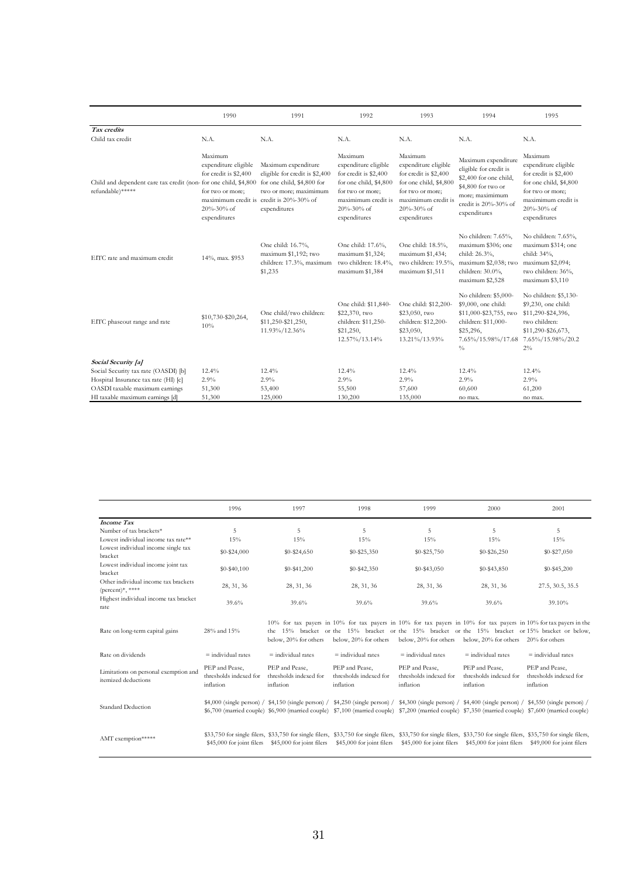| | 1990 | 1991 | 1992 | 1993 | 1994 | 1995 |
|---|---|---|---|---|---|---|
| ***Tax credits*** | | | | | | |
| Child tax credit | N.A. | N.A. | N.A. | N.A. | N.A. | N.A. |
| Child and dependent care tax credit (non-refundable)***** | Maximum expenditure eligible for credit is $2,400 for one child, $4,800 for two or more; maximimum credit is 20%-30% of expenditures | Maximum expenditure eligible for credit is $2,400 for one child, $4,800 for two or more; maximimum credit is 20%-30% of expenditures | Maximum expenditure eligible for credit is $2,400 for one child, $4,800 for two or more; maximimum credit is 20%-30% of expenditures | Maximum expenditure eligible for credit is $2,400 for one child, $4,800 for two or more; maximimum credit is 20%-30% of expenditures | Maximum expenditure eligible for credit is $2,400 for one child, $4,800 for two or more; maximimum credit is 20%-30% of expenditures | Maximum expenditure eligible for credit is $2,400 for one child, $4,800 for two or more; maximimum credit is 20%-30% of expenditures |
| EITC rate and maximum credit | 14%, max. $953 | One child: 16.7%, maximum $1,192; two children: 17.3%, maximum $1,235 | One child: 17.6%, maximum $1,324; two children: 18.4%, maximum $1,384 | One child: 18.5%, maximum $1,434; two children: 19.5%, maximum $1,511 | No children: 7.65%, maximum $306; one child: 26.3%, maximum $2,038; two children: 30.0%, maximum $2,528 | No children: 7.65%, maximum $314; one child: 34%, maximum $2,094; two children: 36%, maximum $3,110 |
| EITC phaseout range and rate | $10,730-$20,264, 10% | One child/two children: $11,250-$21,250, 11.93%/12.36% | One child: $11,840-$22,370, two children: $11,250-$21,250, 12.57%/13.14% | One child: $12,200-$23,050, two children: $12,200-$23,050, 13.21%/13.93% | No children: $5,000-$9,000, one child: $11,000-$23,755, two children: $11,000-$25,296, 7.65%/15.98%/17.68% | No children: $5,130-$9,230, one child: $11,290-$24,396, two children: $11,290-$26,673, 7.65%/15.98%/20.22% |
| ***Social Security [a]*** | | | | | | |
| Social Security tax rate (OASDI) [b] | 12.4% | 12.4% | 12.4% | 12.4% | 12.4% | 12.4% |
| Hospital Insurance tax rate (HI) [c] | 2.9% | 2.9% | 2.9% | 2.9% | 2.9% | 2.9% |
| OASDI taxable maximum earnings | 51,300 | 53,400 | 55,500 | 57,600 | 60,600 | 61,200 |
| HI taxable maximum earnings [d] | 51,300 | 125,000 | 130,200 | 135,000 | no max. | no max. |

| | 1996 | 1997 | 1998 | 1999 | 2000 | 2001 |
|---|---|---|---|---|---|---|
| ***Income Tax*** | | | | | | |
| Number of tax brackets* | 5 | 5 | 5 | 5 | 5 | 5 |
| Lowest individual income tax rate** | 15% | 15% | 15% | 15% | 15% | 15% |
| Lowest individual income single tax bracket | $0-$24,000 | $0-$24,650 | $0-$25,350 | $0-$25,750 | $0-$26,250 | $0-$27,050 |
| Lowest individual income joint tax bracket | $0-$40,100 | $0-$41,200 | $0-$42,350 | $0-$43,050 | $0-$43,850 | $0-$45,200 |
| Other individual income tax brackets (percent)*, **** | 28, 31, 36 | 28, 31, 36 | 28, 31, 36 | 28, 31, 36 | 28, 31, 36 | 27.5, 30.5, 35.5 |
| Highest individual income tax bracket rate | 39.6% | 39.6% | 39.6% | 39.6% | 39.6% | 39.10% |
| Rate on long-term capital gains | 28% and 15% | 10% for tax payers in the 15% bracket or below, 20% for others | 10% for tax payers in the 15% bracket or below, 20% for others | 10% for tax payers in the 15% bracket or below, 20% for others | 10% for tax payers in the 15% bracket or below, 20% for others | 10% for tax payers in the 15% bracket or below, 20% for others |
| Rate on dividends | = individual rates | = individual rates | = individual rates | = individual rates | = individual rates | = individual rates |
| Limitations on personal exemption and itemized deductions | PEP and Pease, thresholds indexed for inflation | PEP and Pease, thresholds indexed for inflation | PEP and Pease, thresholds indexed for inflation | PEP and Pease, thresholds indexed for inflation | PEP and Pease, thresholds indexed for inflation | PEP and Pease, thresholds indexed for inflation |
| Standard Deduction | $4,000 (single person) / $6,700 (married couple) | $4,150 (single person) / $6,900 (married couple) | $4,250 (single person) / $7,100 (married couple) | $4,300 (single person) / $7,200 (married couple) | $4,400 (single person) / $7,350 (married couple) | $4,550 (single person) / $7,600 (married couple) |
| AMT exemption***** | $33,750 for single filers, $45,000 for joint filers | $33,750 for single filers, $45,000 for joint filers | $33,750 for single filers, $45,000 for joint filers | $33,750 for single filers, $45,000 for joint filers | $33,750 for single filers, $45,000 for joint filers | $35,750 for single filers, $49,000 for joint filers |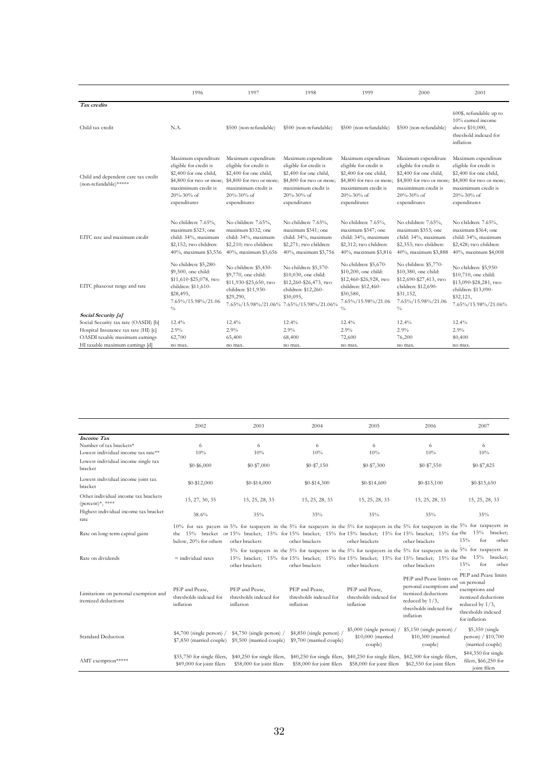| | 1996 | 1997 | 1998 | 1999 | 2000 | 2001 |
|---|---|---|---|---|---|---|
| ***Tax credits*** | | | | | | |
| Child tax credit | N.A. | $500 (non-refundable) | $500 (non-refundable) | $500 (non-refundable) | $500 (non-refundable) | 600$, refundable up to 10% earned income above $10,000, threshold indexed for inflation |
| Child and dependent care tax credit (non-refundable)***** | Maximum expenditure eligible for credit is $2,400 for one child, $4,800 for two or more; maximimum credit is 20%-30% of expenditures | Maximum expenditure eligible for credit is $2,400 for one child, $4,800 for two or more; maximimum credit is 20%-30% of expenditures | Maximum expenditure eligible for credit is $2,400 for one child, $4,800 for two or more; maximimum credit is 20%-30% of expenditures | Maximum expenditure eligible for credit is $2,400 for one child, $4,800 for two or more; maximimum credit is 20%-30% of expenditures | Maximum expenditure eligible for credit is $2,400 for one child, $4,800 for two or more; maximimum credit is 20%-30% of expenditures | Maximum expenditure eligible for credit is $2,400 for one child, $4,800 for two or more; maximimum credit is 20%-30% of expenditures |
| EITC rate and maximum credit | No children: 7.65%, maximum $323; one child: 34%, maximum $2,152; two children: 40%, maximum $3,556 | No children: 7.65%, maximum $332; one child: 34%, maximum $2,210; two children: 40%, maximum $3,656 | No children: 7.65%, maximum $341; one child: 34%, maximum $2,271; two children: 40%, maximum $3,756 | No children: 7.65%, maximum $347; one child: 34%, maximum $2,312; two children: 40%, maximum $3,816 | No children: 7.65%, maximum $353; one child: 34%, maximum $2,353; two children: 40%, maximum $3,888 | No children: 7.65%, maximum $364; one child: 34%, maximum $2,428; two children: 40%, maximum $4,008 |
| EITC phaseout range and rate | No children: $5,280-$9,500, one child: $11,610-$25,078, two children: $11,610-$28,495, 7.65%/15.98%/21.06 % | No children: $5,430-$9,770, one child: $11,930-$25,650, two children: $11,930-$29,290, 7.65%/15.98%/21.06% | No children: $5,570-$10,030, one child: $12,260-$26,473, two children: $12,260-$30,095, 7.65%/15.98%/21.06% | No children: $5,670-$10,200, one child: $12,460-$26,928, two children: $12,460-$30,580, 7.65%/15.98%/21.06 % | No children: $5,770-$10,380, one child: $12,690-$27,413, two children: $12,690-$31,152, 7.65%/15.98%/21.06 % | No children: $5,950-$10,710, one child: $13,090-$28,281, two children: $13,090-$32,121, 7.65%/15.98%/21.06% |
| ***Social Security [a]*** | | | | | | |
| Social Security tax rate (OASDI) [b] | 12.4% | 12.4% | 12.4% | 12.4% | 12.4% | 12.4% |
| Hospital Insurance tax rate (HI) [c] | 2.9% | 2.9% | 2.9% | 2.9% | 2.9% | 2.9% |
| OASDI taxable maximum earnings | 62,700 | 65,400 | 68,400 | 72,600 | 76,200 | 80,400 |
| HI taxable maximum earnings [d] | no max. | no max. | no max. | no max. | no max. | no max. |

| | 2002 | 2003 | 2004 | 2005 | 2006 | 2007 |
|---|---|---|---|---|---|---|
| ***Income Tax*** | | | | | | |
| Number of tax brackets* | 6 | 6 | 6 | 6 | 6 | 6 |
| Lowest individual income tax rate** | 10% | 10% | 10% | 10% | 10% | 10% |
| Lowest individual income single tax bracket | $0-$6,000 | $0-$7,000 | $0-$7,150 | $0-$7,300 | $0-$7,550 | $0-$7,825 |
| Lowest individual income joint tax bracket | $0-$12,000 | $0-$14,000 | $0-$14,300 | $0-$14,600 | $0-$15,100 | $0-$15,650 |
| Other individual income tax brackets (percent)*, **** | 15, 27, 30, 35 | 15, 25, 28, 33 | 15, 25, 28, 33 | 15, 25, 28, 33 | 15, 25, 28, 33 | 15, 25, 28, 33 |
| Highest individual income tax bracket rate | 38.6% | 35% | 35% | 35% | 35% | 35% |
| Rate on long-term capital gains | 10% for tax payers in the 15% bracket or below, 20% for others | 5% for taxpayers in the 15% bracket; 15% for other brackets | 5% for taxpayers in the 15% bracket; 15% for other brackets | 5% for taxpayers in the 15% bracket; 15% for other brackets | 5% for taxpayers in the 15% bracket; 15% for other brackets | 5% for taxpayers in the 15% bracket; 15% for other |
| Rate on dividends | = individual rates | 5% for taxpayers in the 15% bracket; 15% for other brackets | 5% for taxpayers in the 15% bracket; 15% for other brackets | 5% for taxpayers in the 15% bracket; 15% for other brackets | 5% for taxpayers in the 15% bracket; 15% for other brackets | 5% for taxpayers in the 15% bracket; 15% for other |
| Limitations on personal exemption and itemized deductions | PEP and Pease, thresholds indexed for inflation | PEP and Pease, thresholds indexed for inflation | PEP and Pease, thresholds indexed for inflation | PEP and Pease, thresholds indexed for inflation | PEP and Pease limits on personal exemptions and itemized deductions reduced by 1/3, thresholds indexed for inflation | PEP and Pease limits on personal exemptions and itemized deductions reduced by 1/3, thresholds indexed for inflation |
| Standard Deduction | $4,700 (single person) / $7,850 (married couple) | $4,750 (single person) / $9,500 (married couple) | $4,850 (single person) / $9,700 (married couple) | $5,000 (single person) / $10,000 (married couple) | $5,150 (single person) / $10,300 (married couple) | $5,350 (single person) / $10,700 (married couple) |
| AMT exemption***** | $35,750 for single filers, $49,000 for joint filers | $40,250 for single filers, $58,000 for joint filers | $40,250 for single filers, $58,000 for joint filers | $40,250 for single filers, $58,000 for joint filers | $42,500 for single filers, $62,550 for joint filers | $44,350 for single filers, $66,250 for joint filers |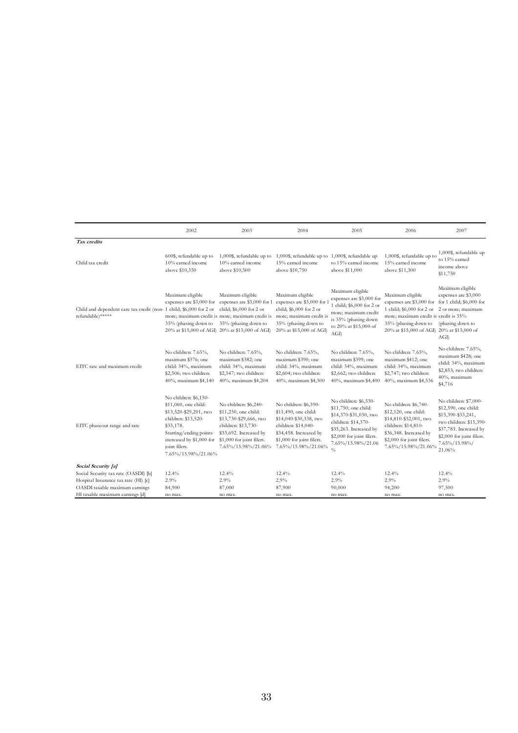| | 2002 | 2003 | 2004 | 2005 | 2006 | 2007 |
|---|---|---|---|---|---|---|
| ***Tax credits*** | | | | | | |
| Child tax credit | 600$, refundable up to 10% earned income above $10,350 | 1,000$, refundable up to 10% earned income above $10,500 | 1,000$, refundable up to 15% earned income above $10,750 | 1,000$, refundable up to 15% earned income above $11,000 | 1,000$, refundable up to 15% earned income above $11,300 | 1,000$, refundable up to 15% earned income above $11,750 |
| Child and dependent care tax credit (non-refundable)***** | Maximum eligible expenses are $3,000 for 1 child; $6,000 for 2 or more; maximum credit is 35% (phasing down to 20% at $15,000 of AGI) | Maximum eligible expenses are $3,000 for 1 child; $6,000 for 2 or more; maximum credit is 35% (phasing down to 20% at $15,000 of AGI) | Maximum eligible expenses are $3,000 for 1 child; $6,000 for 2 or more; maximum credit is 35% (phasing down to 20% at $15,000 of AGI) | Maximum eligible expenses are $3,000 for 1 child; $6,000 for 2 or more; maximum credit is 35% (phasing down to 20% at $15,000 of AGI) | Maximum eligible expenses are $3,000 for 1 child; $6,000 for 2 or more; maximum credit is 35% (phasing down to 20% at $15,000 of AGI) | Maximum eligible expenses are $3,000 for 1 child; $6,000 for 2 or more; maximum credit is 35% (phasing down to 20% at $15,000 of AGI) |
| EITC rate and maximum credit | No children: 7.65%, maximum $376; one child: 34%, maximum $2,506; two children: 40%, maximum $4,140 | No children: 7.65%, maximum $382; one child: 34%, maximum $2,547; two children: 40%, maximum $4,204 | No children: 7.65%, maximum $390; one child: 34%, maximum $2,604; two children: 40%, maximum $4,300 | No children: 7.65%, maximum $399; one child: 34%, maximum $2,662; two children: 40%, maximum $4,400 | No children: 7.65%, maximum $412; one child: 34%, maximum $2,747; two children: 40%, maximum $4,536 | No children: 7.65%, maximum $428; one child: 34%, maximum $2,853; two children: 40%, maximum $4,716 |
| EITC phaseout range and rate | No children: $6,150-$11,060, one child: $13,520-$29,201, two children: $13,520-$33,178. Starting/ending points increased by $1,000 for joint filers. 7.65%/15.98%/21.06% | No children: $6,240-$11,230, one child: $13,730-$29,666, two children: $13,730-$33,692. Increased by $1,000 for joint filers. 7.65%/15.98%/21.06% | No children: $6,390-$11,490, one child: $14,040-$30,338, two children: $14,040-$34,458. Increased by $1,000 for joint filers. 7.65%/15.98%/21.06% | No children: $6,530-$11,750, one child: $14,370-$31,030, two children: $14,370-$35,263. Increased by $2,000 for joint filers. 7.65%/15.98%/21.06% | No children: $6,740-$12,120, one child: $14,810-$32,001, two children: $14,810-$36,348. Increased by $2,000 for joint filers. 7.65%/15.98%/21.06% | No children: $7,000-$12,590, one child: $15,390-$33,241, two children: $15,390-$37,783. Increased by $2,000 for joint filers. 7.65%/15.98%/ 21.06% |
| ***Social Security [a]*** | | | | | | |
| Social Security tax rate (OASDI) [b] | 12.4% | 12.4% | 12.4% | 12.4% | 12.4% | 12.4% |
| Hospital Insurance tax rate (HI) [c] | 2.9% | 2.9% | 2.9% | 2.9% | 2.9% | 2.9% |
| OASDI taxable maximum earnings | 84,900 | 87,000 | 87,900 | 90,000 | 94,200 | 97,500 |
| HI taxable maximum earnings [d] | no max. | no max. | no max. | no max. | no max. | no max. |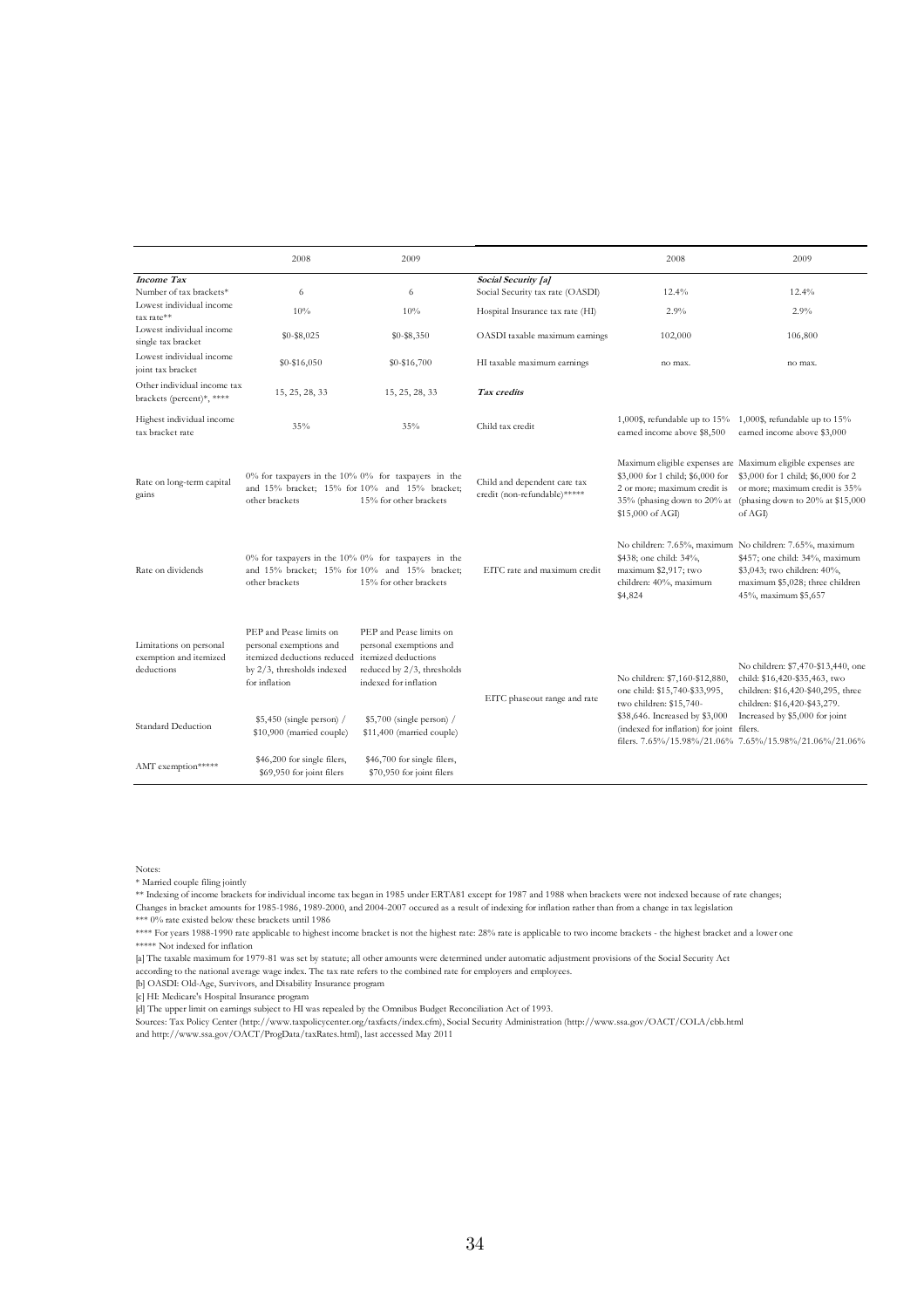| | 2008 | 2009 | | 2008 | 2009 |
|---|---|---|---|---|---|
| ***Income Tax*** | | | ***Social Security [a]*** | | |
| Number of tax brackets* | 6 | 6 | Social Security tax rate (OASDI) | 12.4% | 12.4% |
| Lowest individual income tax rate** | 10% | 10% | Hospital Insurance tax rate (HI) | 2.9% | 2.9% |
| Lowest individual income single tax bracket | $0-$8,025 | $0-$8,350 | OASDI taxable maximum earnings | 102,000 | 106,800 |
| Lowest individual income joint tax bracket | $0-$16,050 | $0-$16,700 | HI taxable maximum earnings | no max. | no max. |
| Other individual income tax brackets (percent)*, **** | 15, 25, 28, 33 | 15, 25, 28, 33 | ***Tax credits*** | | |
| Highest individual income tax bracket rate | 35% | 35% | Child tax credit | 1,000$, refundable up to 15% earned income above $8,500 | 1,000$, refundable up to 15% earned income above $3,000 |
| Rate on long-term capital gains | 0% for taxpayers in the 10% and 15% bracket; 15% for other brackets | 0% for taxpayers in the 10% and 15% bracket; 15% for other brackets | Child and dependent care tax credit (non-refundable)***** | Maximum eligible expenses are $3,000 for 1 child; $6,000 for 2 or more; maximum credit is 35% (phasing down to 20% at $15,000 of AGI) | Maximum eligible expenses are $3,000 for 1 child; $6,000 for 2 or more; maximum credit is 35% (phasing down to 20% at $15,000 of AGI) |
| Rate on dividends | 0% for taxpayers in the 10% and 15% bracket; 15% for other brackets | 0% for taxpayers in the 10% and 15% bracket; 15% for other brackets | EITC rate and maximum credit | No children: 7.65%, maximum $438; one child: 34%, maximum $2,917; two children: 40%, maximum $4,824 | No children: 7.65%, maximum $457; one child: 34%, maximum $3,043; two children: 40%, maximum $5,028; three children 45%, maximum $5,657 |
| Limitations on personal exemption and itemized deductions | PEP and Pease limits on personal exemptions and itemized deductions reduced by 2/3, thresholds indexed for inflation | PEP and Pease limits on personal exemptions and itemized deductions reduced by 2/3, thresholds indexed for inflation | EITC phaseout range and rate | No children: $7,160-$12,880, one child: $15,740-$33,995, two children: $15,740-$38,646. Increased by $3,000 (indexed for inflation) for joint filers. 7.65%/15.98%/21.06% | No children: $7,470-$13,440, one child: $16,420-$35,463, two children: $16,420-$40,295, three children: $16,420-$43,279. Increased by $5,000 for joint filers. 7.65%/15.98%/21.06% |
| Standard Deduction | $5,450 (single person) / $10,900 (married couple) | $5,700 (single person) / $11,400 (married couple) | | | |
| AMT exemption***** | $46,200 for single filers, $69,950 for joint filers | $46,700 for single filers, $70,950 for joint filers | | | |

Notes:
* Married couple filing jointly
** Indexing of income brackets for individual income tax began in 1985 under ERTA81 except for 1987 and 1988 when brackets were not indexed because of rate changes;
Changes in bracket amounts for 1985-1986, 1989-2000, and 2004-2007 occured as a result of indexing for inflation rather than from a change in tax legislation
*** 0% rate existed below these brackets until 1986
**** For years 1988-1990 rate applicable to highest income bracket is not the highest rate: 28% rate is applicable to two income brackets - the highest bracket and a lower one
***** Not indexed for inflation
[a] The taxable maximum for 1979-81 was set by statute; all other amounts were determined under automatic adjustment provisions of the Social Security Act
according to the national average wage index. The tax rate refers to the combined rate for employers and employees.
[b] OASDI: Old-Age, Survivors, and Disability Insurance program
[c] HI: Medicare's Hospital Insurance program
[d] The upper limit on earnings subject to HI was repealed by the Omnibus Budget Reconciliation Act of 1993.
Sources: Tax Policy Center (http://www.taxpolicycenter.org/taxfacts/index.cfm), Social Security Administration (http://www.ssa.gov/OACT/COLA/cbb.html
and http://www.ssa.gov/OACT/ProgData/taxRates.html), last accessed May 2011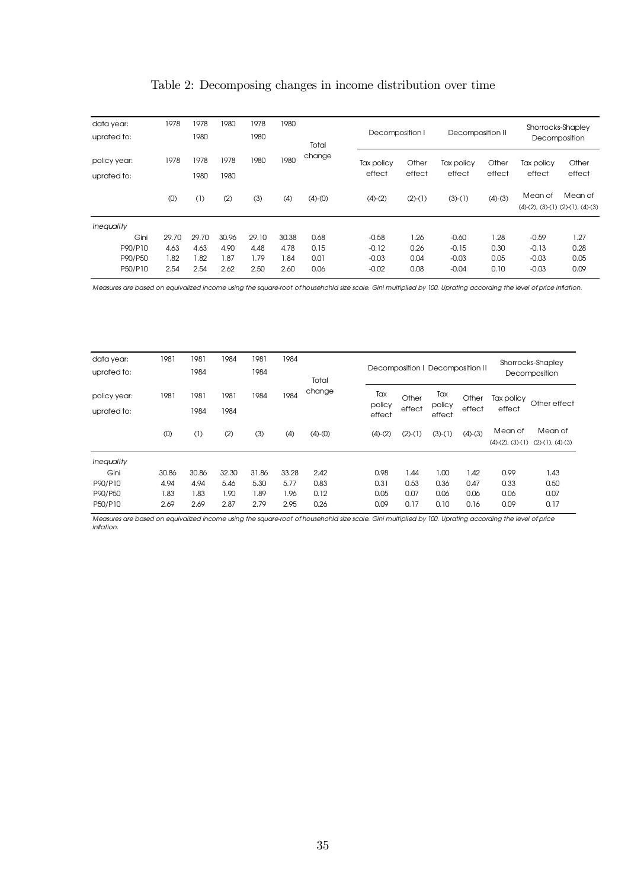Table 2: Decomposing changes in income distribution over time

| data year: | 1978 | 1978 | 1980 | 1978 | 1980 | Total change | Decomposition I | | Decomposition II | | Shorrocks-Shapley Decomposition | |
|---|---|---|---|---|---|---|---|---|---|---|---|---|
| uprated to: | | 1980 | | 1980 | | | | | | | | |
| policy year: | 1978 | 1978 | 1978 | 1980 | 1980 | | Tax policy effect | Other effect | Tax policy effect | Other effect | Tax policy effect | Other effect |
| uprated to: | | 1980 | 1980 | | | | | | | | | |
| | (0) | (1) | (2) | (3) | (4) | (4)-(0) | (4)-(2) | (2)-(1) | (3)-(1) | (4)-(3) | Mean of (4)-(2), (3)-(1) | Mean of (2)-(1), (4)-(3) |
| *Inequality* | | | | | | | | | | | | |
| Gini | 29.70 | 29.70 | 30.96 | 29.10 | 30.38 | 0.68 | -0.58 | 1.26 | -0.60 | 1.28 | -0.59 | 1.27 |
| P90/P10 | 4.63 | 4.63 | 4.90 | 4.48 | 4.78 | 0.15 | -0.12 | 0.26 | -0.15 | 0.30 | -0.13 | 0.28 |
| P90/P50 | 1.82 | 1.82 | 1.87 | 1.79 | 1.84 | 0.01 | -0.03 | 0.04 | -0.03 | 0.05 | -0.03 | 0.05 |
| P50/P10 | 2.54 | 2.54 | 2.62 | 2.50 | 2.60 | 0.06 | -0.02 | 0.08 | -0.04 | 0.10 | -0.03 | 0.09 |

*Measures are based on equivalized income using the square-root of househohld size scale. Gini multiplied by 100. Uprating according the level of price inflation.*

| data year: | 1981 | 1981 | 1984 | 1981 | 1984 | Total change | Decomposition I | | Decomposition II | | Shorrocks-Shapley Decomposition | |
|---|---|---|---|---|---|---|---|---|---|---|---|---|
| uprated to: | | 1984 | | 1984 | | | | | | | | |
| policy year: | 1981 | 1981 | 1981 | 1984 | 1984 | | Tax policy effect | Other effect | Tax policy effect | Other effect | Tax policy effect | Other effect |
| uprated to: | | 1984 | 1984 | | | | | | | | | |
| | (0) | (1) | (2) | (3) | (4) | (4)-(0) | (4)-(2) | (2)-(1) | (3)-(1) | (4)-(3) | Mean of (4)-(2), (3)-(1) | Mean of (2)-(1), (4)-(3) |
| *Inequality* | | | | | | | | | | | | |
| Gini | 30.86 | 30.86 | 32.30 | 31.86 | 33.28 | 2.42 | 0.98 | 1.44 | 1.00 | 1.42 | 0.99 | 1.43 |
| P90/P10 | 4.94 | 4.94 | 5.46 | 5.30 | 5.77 | 0.83 | 0.31 | 0.53 | 0.36 | 0.47 | 0.33 | 0.50 |
| P90/P50 | 1.83 | 1.83 | 1.90 | 1.89 | 1.96 | 0.12 | 0.05 | 0.07 | 0.06 | 0.06 | 0.06 | 0.07 |
| P50/P10 | 2.69 | 2.69 | 2.87 | 2.79 | 2.95 | 0.26 | 0.09 | 0.17 | 0.10 | 0.16 | 0.09 | 0.17 |

*Measures are based on equivalized income using the square-root of househohld size scale. Gini multiplied by 100. Uprating according the level of price inflation.*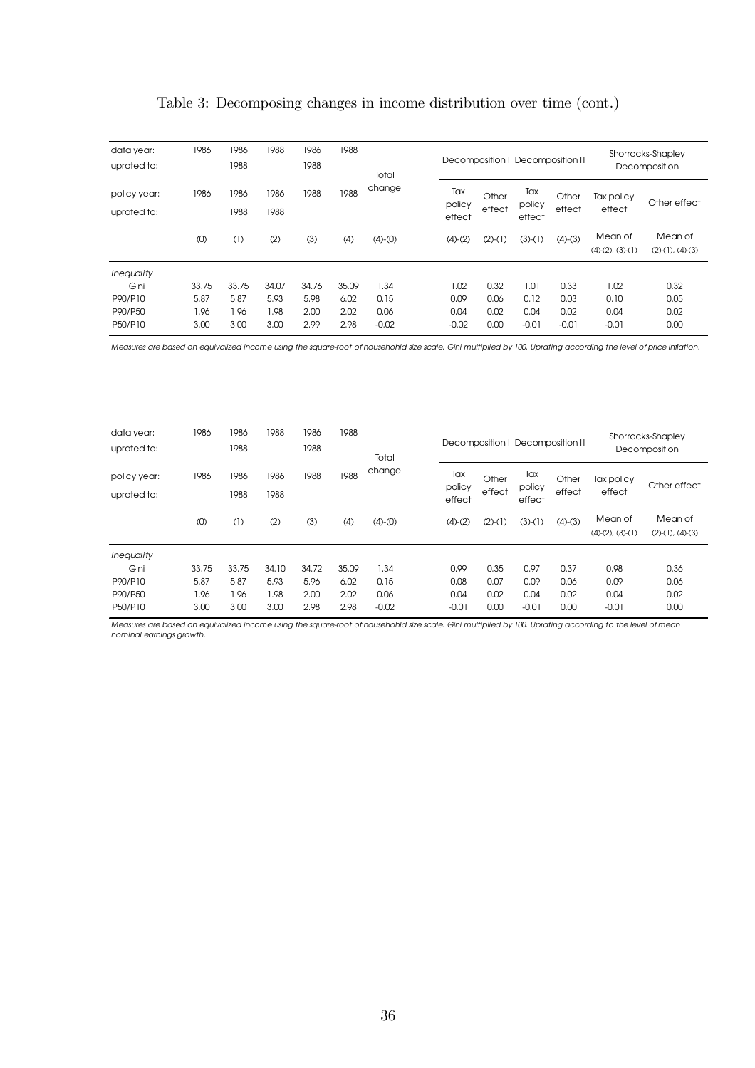Table 3: Decomposing changes in income distribution over time (cont.)

| data year: | 1986 | 1986 | 1988 | 1986 | 1988 | Total change | Decomposition I | | Decomposition II | | Shorrocks-Shapley Decomposition | |
|---|---|---|---|---|---|---|---|---|---|---|---|---|
| uprated to: | | 1988 | | 1988 | | | | | | | | |
| policy year: | 1986 | 1986 | 1986 | 1988 | 1988 | | Tax policy effect | Other effect | Tax policy effect | Other effect | Tax policy effect | Other effect |
| uprated to: | | 1988 | 1988 | | | | | | | | | |
| | (0) | (1) | (2) | (3) | (4) | (4)-(0) | (4)-(2) | (2)-(1) | (3)-(1) | (4)-(3) | Mean of (4)-(2), (3)-(1) | Mean of (2)-(1), (4)-(3) |
| *Inequality* | | | | | | | | | | | | |
| Gini | 33.75 | 33.75 | 34.07 | 34.76 | 35.09 | 1.34 | 1.02 | 0.32 | 1.01 | 0.33 | 1.02 | 0.32 |
| P90/P10 | 5.87 | 5.87 | 5.93 | 5.98 | 6.02 | 0.15 | 0.09 | 0.06 | 0.12 | 0.03 | 0.10 | 0.05 |
| P90/P50 | 1.96 | 1.96 | 1.98 | 2.00 | 2.02 | 0.06 | 0.04 | 0.02 | 0.04 | 0.02 | 0.04 | 0.02 |
| P50/P10 | 3.00 | 3.00 | 3.00 | 2.99 | 2.98 | -0.02 | -0.02 | 0.00 | -0.01 | -0.01 | -0.01 | 0.00 |

*Measures are based on equivalized income using the square-root of househohld size scale. Gini multiplied by 100. Uprating according the level of price inflation.*

| data year: | 1986 | 1986 | 1988 | 1986 | 1988 | Total change | Decomposition I | | Decomposition II | | Shorrocks-Shapley Decomposition | |
|---|---|---|---|---|---|---|---|---|---|---|---|---|
| uprated to: | | 1988 | | 1988 | | | | | | | | |
| policy year: | 1986 | 1986 | 1986 | 1988 | 1988 | | Tax policy effect | Other effect | Tax policy effect | Other effect | Tax policy effect | Other effect |
| uprated to: | | 1988 | 1988 | | | | | | | | | |
| | (0) | (1) | (2) | (3) | (4) | (4)-(0) | (4)-(2) | (2)-(1) | (3)-(1) | (4)-(3) | Mean of (4)-(2), (3)-(1) | Mean of (2)-(1), (4)-(3) |
| *Inequality* | | | | | | | | | | | | |
| Gini | 33.75 | 33.75 | 34.10 | 34.72 | 35.09 | 1.34 | 0.99 | 0.35 | 0.97 | 0.37 | 0.98 | 0.36 |
| P90/P10 | 5.87 | 5.87 | 5.93 | 5.96 | 6.02 | 0.15 | 0.08 | 0.07 | 0.09 | 0.06 | 0.09 | 0.06 |
| P90/P50 | 1.96 | 1.96 | 1.98 | 2.00 | 2.02 | 0.06 | 0.04 | 0.02 | 0.04 | 0.02 | 0.04 | 0.02 |
| P50/P10 | 3.00 | 3.00 | 3.00 | 2.98 | 2.98 | -0.02 | -0.01 | 0.00 | -0.01 | 0.00 | -0.01 | 0.00 |

*Measures are based on equivalized income using the square-root of househohld size scale. Gini multiplied by 100. Uprating according to the level of mean nominal earnings growth.*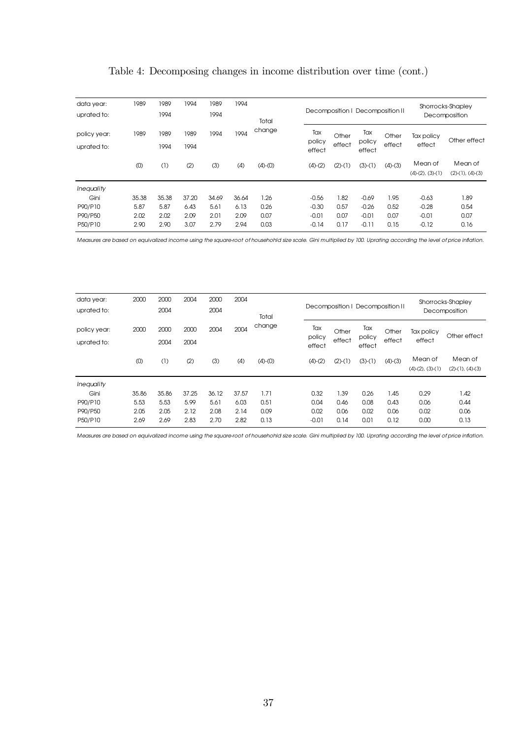Table 4: Decomposing changes in income distribution over time (cont.)

| data year: | 1989 | 1989 | 1994 | 1989 | 1994 | Total change | Decomposition I | | Decomposition II | | Shorrocks-Shapley Decomposition | |
|---|---|---|---|---|---|---|---|---|---|---|---|---|
| uprated to: | | 1994 | | 1994 | | | | | | | | |
| policy year: | 1989 | 1989 | 1989 | 1994 | 1994 | | Tax policy effect | Other effect | Tax policy effect | Other effect | Tax policy effect | Other effect |
| uprated to: | | 1994 | 1994 | | | | | | | | | |
| | (0) | (1) | (2) | (3) | (4) | (4)-(0) | (4)-(2) | (2)-(1) | (3)-(1) | (4)-(3) | Mean of (4)-(2), (3)-(1) | Mean of (2)-(1), (4)-(3) |
| *Inequality* | | | | | | | | | | | | |
| Gini | 35.38 | 35.38 | 37.20 | 34.69 | 36.64 | 1.26 | -0.56 | 1.82 | -0.69 | 1.95 | -0.63 | 1.89 |
| P90/P10 | 5.87 | 5.87 | 6.43 | 5.61 | 6.13 | 0.26 | -0.30 | 0.57 | -0.26 | 0.52 | -0.28 | 0.54 |
| P90/P50 | 2.02 | 2.02 | 2.09 | 2.01 | 2.09 | 0.07 | -0.01 | 0.07 | -0.01 | 0.07 | -0.01 | 0.07 |
| P50/P10 | 2.90 | 2.90 | 3.07 | 2.79 | 2.94 | 0.03 | -0.14 | 0.17 | -0.11 | 0.15 | -0.12 | 0.16 |

*Measures are based on equivalized income using the square-root of househohld size scale. Gini multiplied by 100. Uprating according the level of price inflation.*

| data year: | 2000 | 2000 | 2004 | 2000 | 2004 | Total change | Decomposition I | | Decomposition II | | Shorrocks-Shapley Decomposition | |
|---|---|---|---|---|---|---|---|---|---|---|---|---|
| uprated to: | | 2004 | | 2004 | | | | | | | | |
| policy year: | 2000 | 2000 | 2000 | 2004 | 2004 | | Tax policy effect | Other effect | Tax policy effect | Other effect | Tax policy effect | Other effect |
| uprated to: | | 2004 | 2004 | | | | | | | | | |
| | (0) | (1) | (2) | (3) | (4) | (4)-(0) | (4)-(2) | (2)-(1) | (3)-(1) | (4)-(3) | Mean of (4)-(2), (3)-(1) | Mean of (2)-(1), (4)-(3) |
| *Inequality* | | | | | | | | | | | | |
| Gini | 35.86 | 35.86 | 37.25 | 36.12 | 37.57 | 1.71 | 0.32 | 1.39 | 0.26 | 1.45 | 0.29 | 1.42 |
| P90/P10 | 5.53 | 5.53 | 5.99 | 5.61 | 6.03 | 0.51 | 0.04 | 0.46 | 0.08 | 0.43 | 0.06 | 0.44 |
| P90/P50 | 2.05 | 2.05 | 2.12 | 2.08 | 2.14 | 0.09 | 0.02 | 0.06 | 0.02 | 0.06 | 0.02 | 0.06 |
| P50/P10 | 2.69 | 2.69 | 2.83 | 2.70 | 2.82 | 0.13 | -0.01 | 0.14 | 0.01 | 0.12 | 0.00 | 0.13 |

*Measures are based on equivalized income using the square-root of househohld size scale. Gini multiplied by 100. Uprating according the level of price inflation.*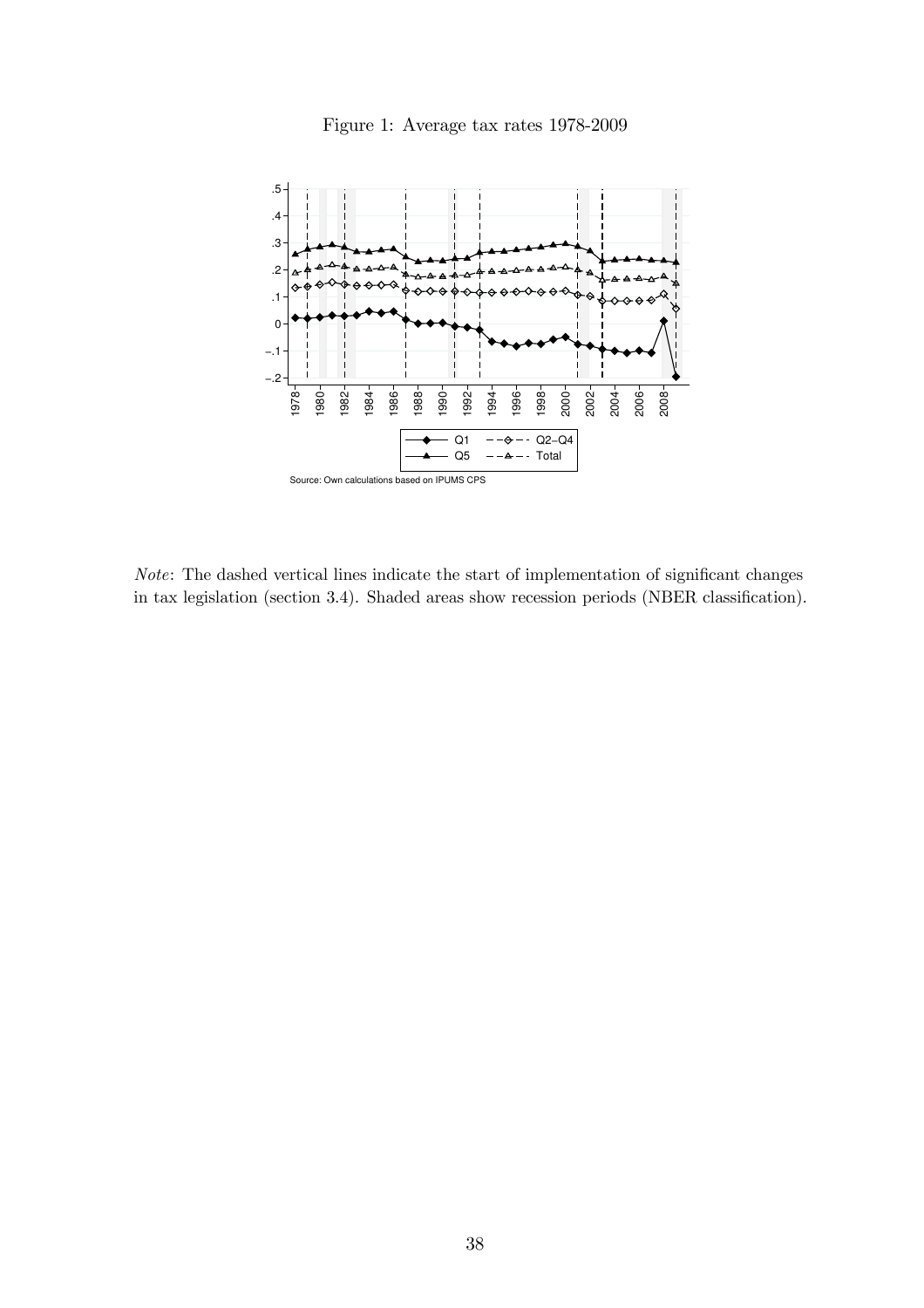Figure 1: Average tax rates 1978-2009

Source: Own calculations based on IPUMS CPS

*Note*: The dashed vertical lines indicate the start of implementation of significant changes in tax legislation (section 3.4). Shaded areas show recession periods (NBER classification).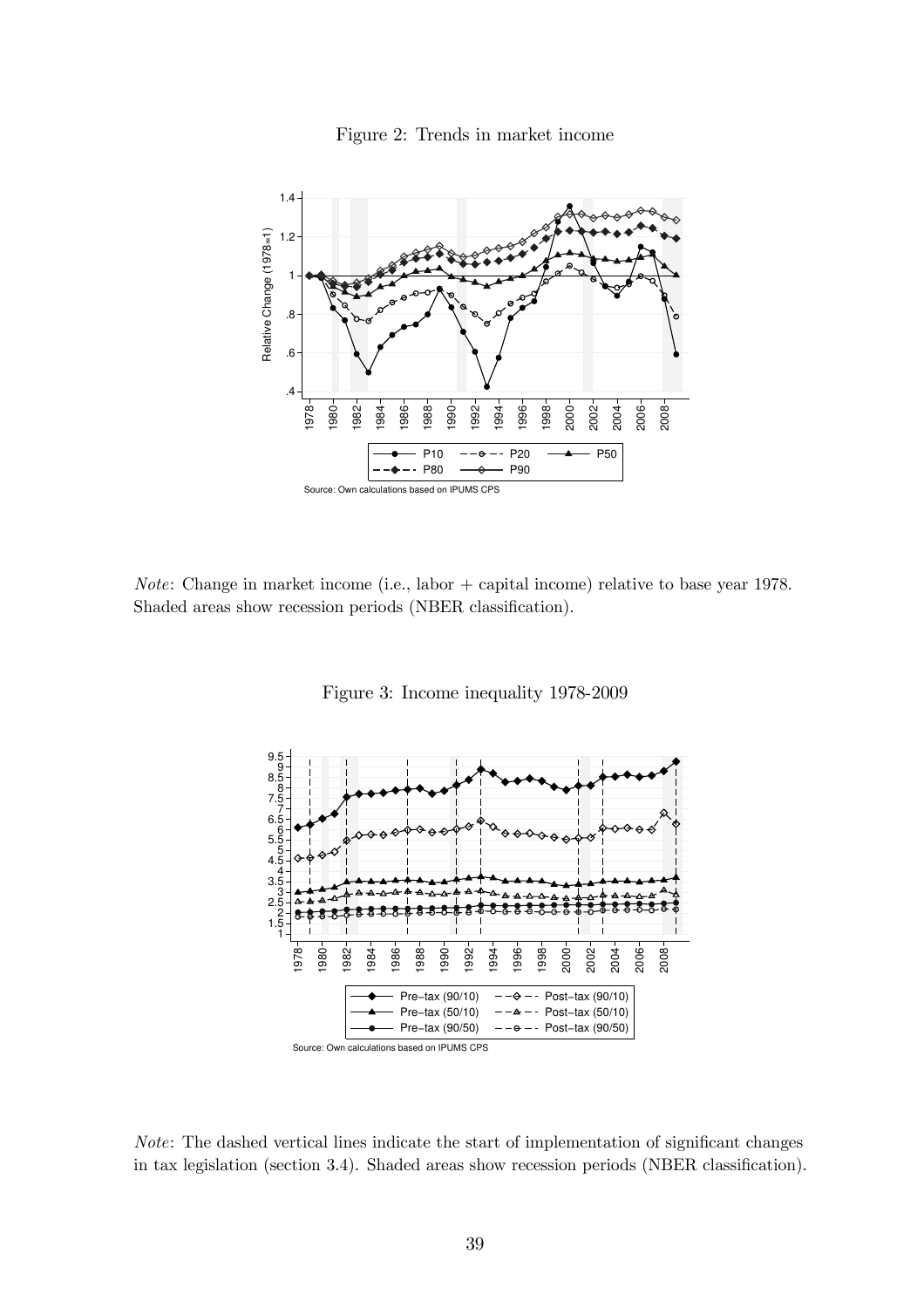Figure 2: Trends in market income

*Note*: Change in market income (i.e., labor + capital income) relative to base year 1978. Shaded areas show recession periods (NBER classification).

Figure 3: Income inequality 1978-2009

*Note*: The dashed vertical lines indicate the start of implementation of significant changes in tax legislation (section 3.4). Shaded areas show recession periods (NBER classification).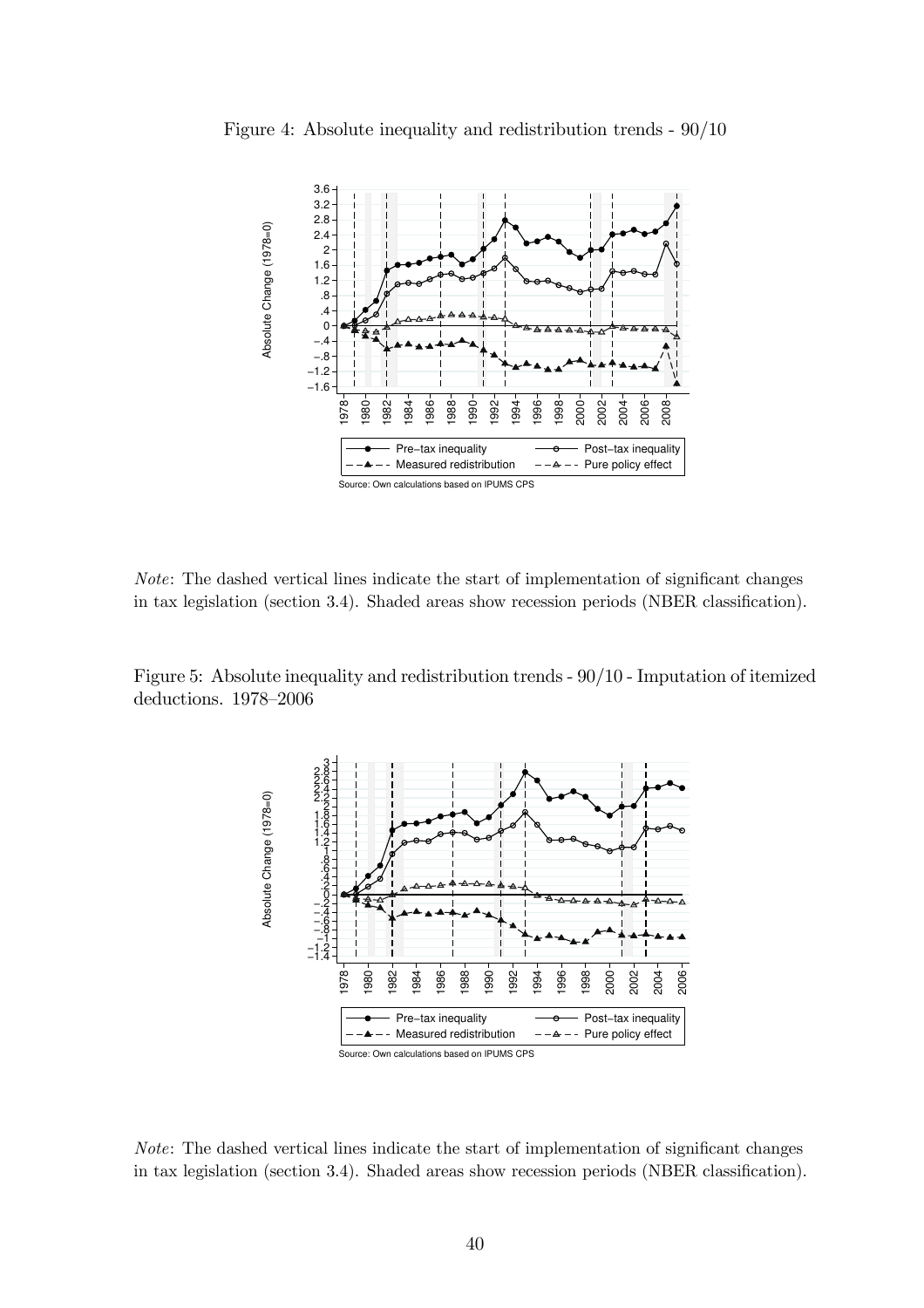Figure 4: Absolute inequality and redistribution trends - 90/10

*Note*: The dashed vertical lines indicate the start of implementation of significant changes in tax legislation (section 3.4). Shaded areas show recession periods (NBER classification).

Figure 5: Absolute inequality and redistribution trends - 90/10 - Imputation of itemized deductions. 1978–2006

*Note*: The dashed vertical lines indicate the start of implementation of significant changes in tax legislation (section 3.4). Shaded areas show recession periods (NBER classification).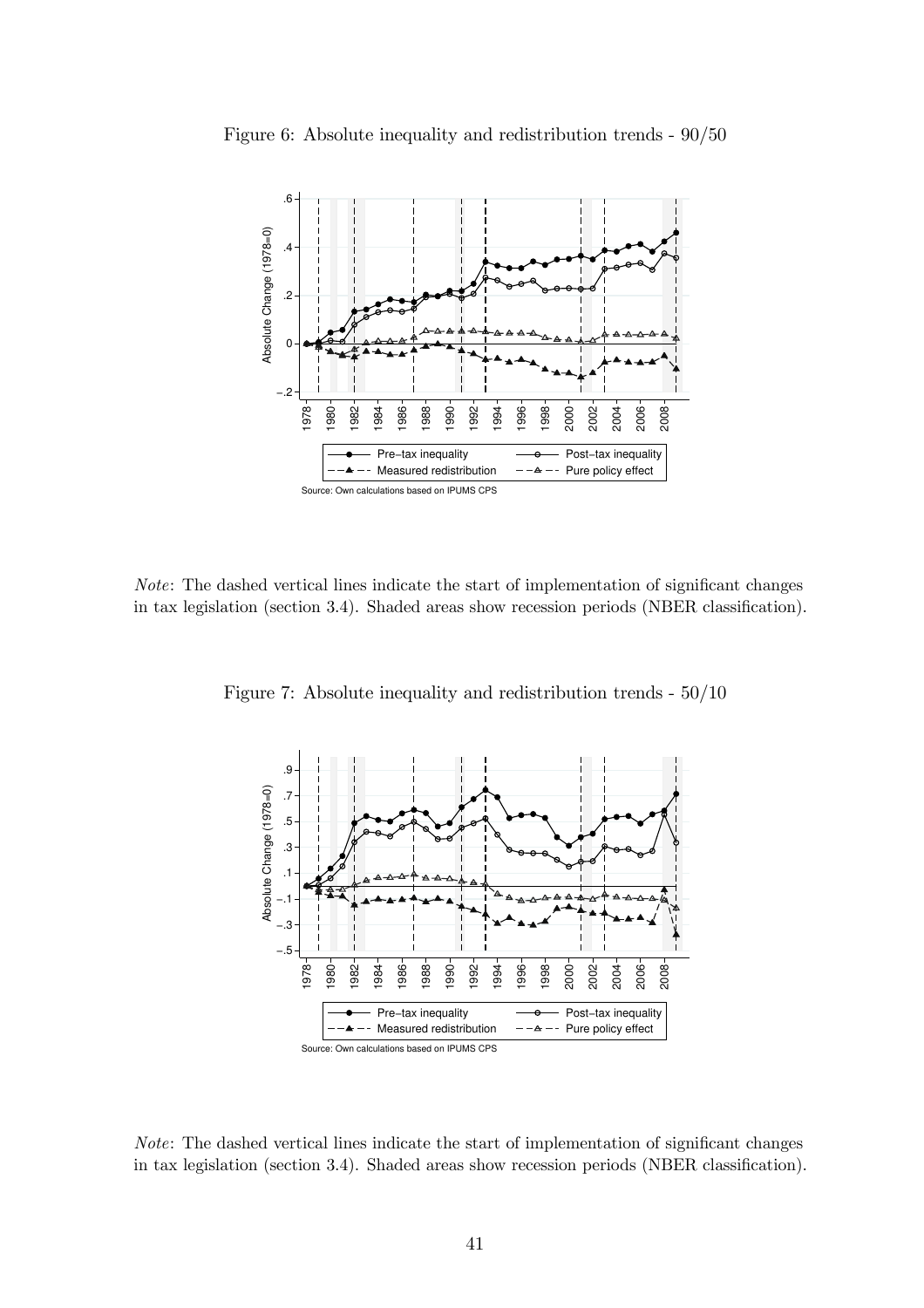Figure 6: Absolute inequality and redistribution trends - 90/50

*Note*: The dashed vertical lines indicate the start of implementation of significant changes in tax legislation (section 3.4). Shaded areas show recession periods (NBER classification).

Figure 7: Absolute inequality and redistribution trends - 50/10

*Note*: The dashed vertical lines indicate the start of implementation of significant changes in tax legislation (section 3.4). Shaded areas show recession periods (NBER classification).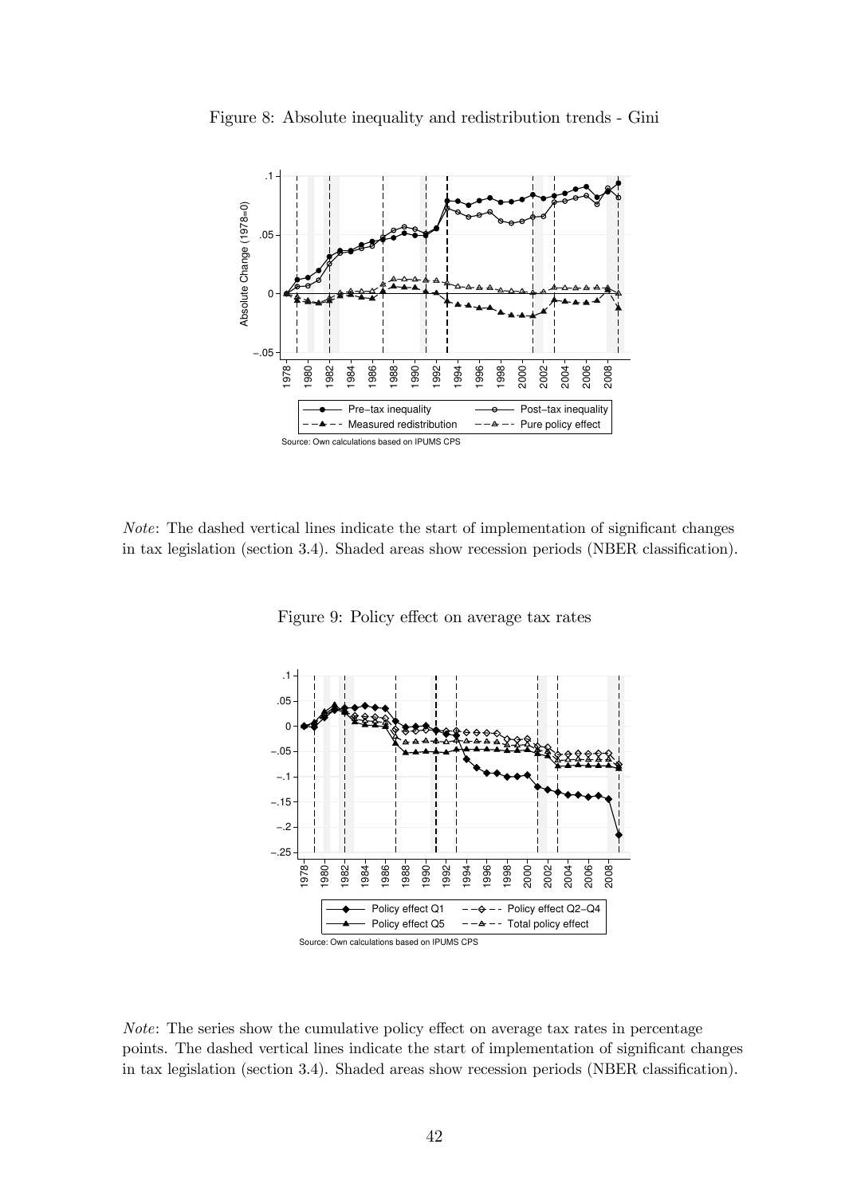Figure 8: Absolute inequality and redistribution trends - Gini

*Note*: The dashed vertical lines indicate the start of implementation of significant changes in tax legislation (section 3.4). Shaded areas show recession periods (NBER classification).

Figure 9: Policy effect on average tax rates

*Note*: The series show the cumulative policy effect on average tax rates in percentage points. The dashed vertical lines indicate the start of implementation of significant changes in tax legislation (section 3.4). Shaded areas show recession periods (NBER classification).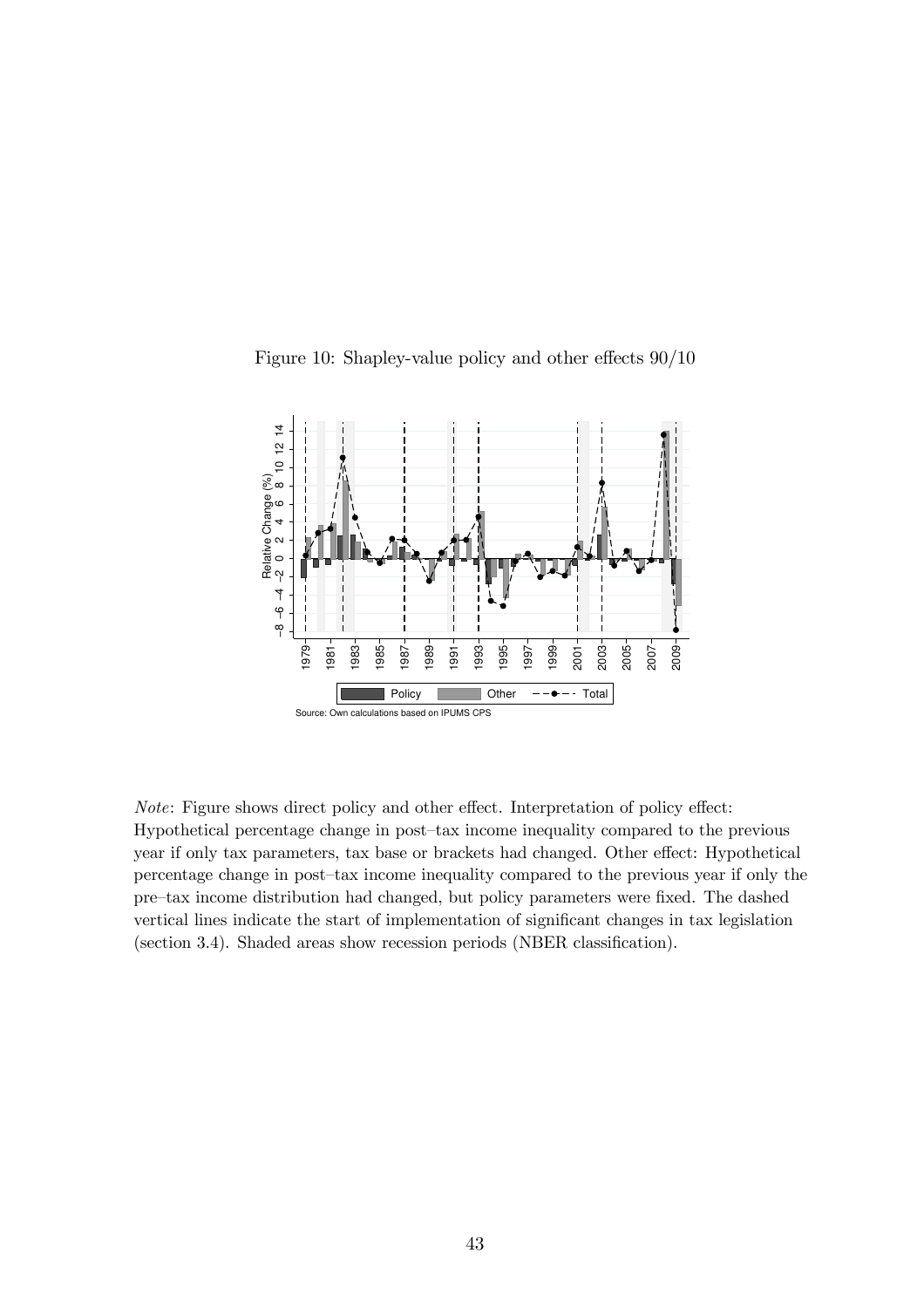Figure 10: Shapley-value policy and other effects 90/10

*Note*: Figure shows direct policy and other effect. Interpretation of policy effect: Hypothetical percentage change in post–tax income inequality compared to the previous year if only tax parameters, tax base or brackets had changed. Other effect: Hypothetical percentage change in post–tax income inequality compared to the previous year if only the pre–tax income distribution had changed, but policy parameters were fixed. The dashed vertical lines indicate the start of implementation of significant changes in tax legislation (section 3.4). Shaded areas show recession periods (NBER classification).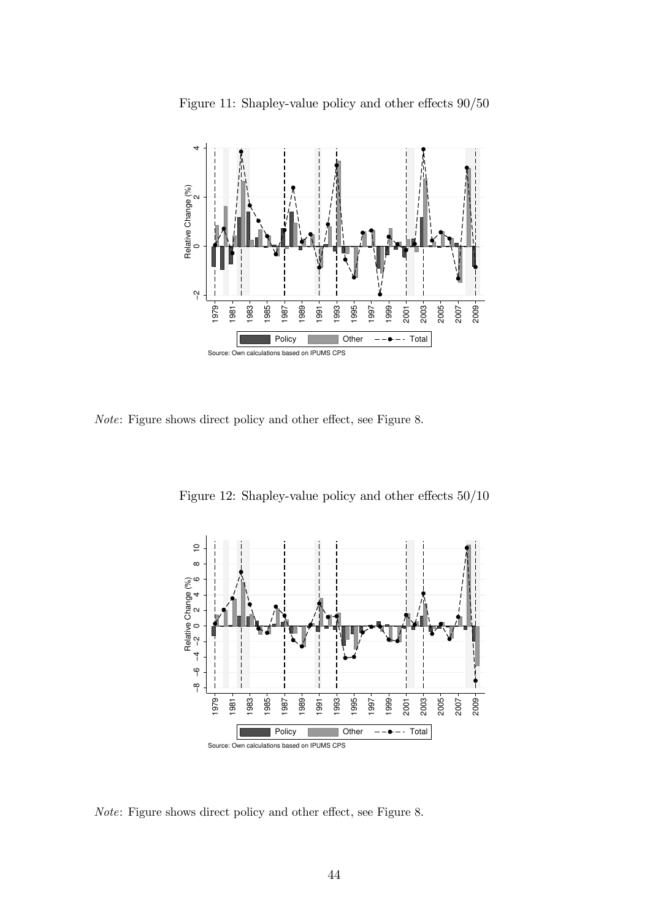Figure 11: Shapley-value policy and other effects 90/50

*Note*: Figure shows direct policy and other effect, see Figure 8.

Figure 12: Shapley-value policy and other effects 50/10

*Note*: Figure shows direct policy and other effect, see Figure 8.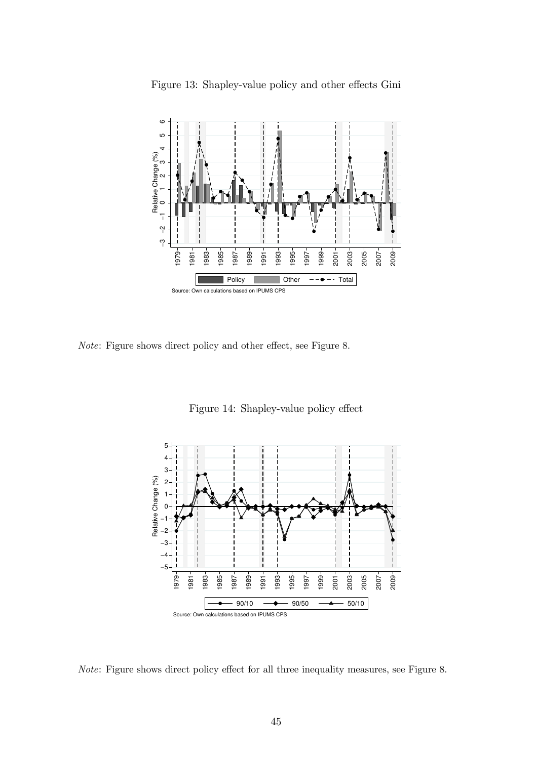Figure 13: Shapley-value policy and other effects Gini

Relative Change (%)

6
5
4
3
2
1
0
−1
−2
−3

1979
1981
1983
1985
1987
1989
1991
1993
1995
1997
1999
2001
2003
2005
2007
2009

Policy
Other
Total

Source: Own calculations based on IPUMS CPS

*Note*: Figure shows direct policy and other effect, see Figure 8.

Figure 14: Shapley-value policy effect

Relative Change (%)

5
4
3
2
1
0
−1
−2
−3
−4
−5

1979
1981
1983
1985
1987
1989
1991
1993
1995
1997
1999
2001
2003
2005
2007
2009

90/10
90/50
50/10

Source: Own calculations based on IPUMS CPS

*Note*: Figure shows direct policy effect for all three inequality measures, see Figure 8.